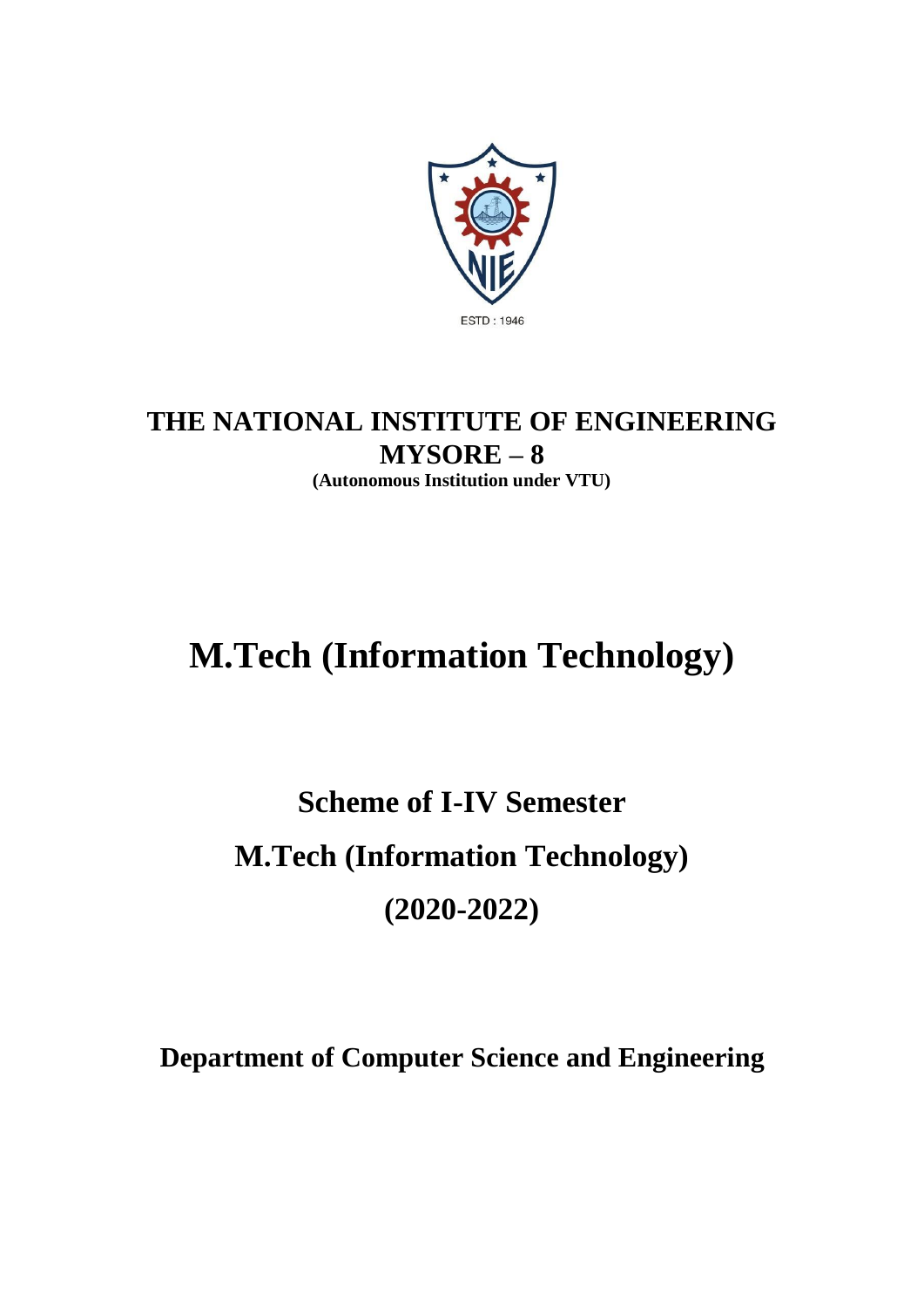ESTD : 1946

# THE NATIONAL INSTITUTE OF ENGINEERING

# MYSORE – 8

**(Autonomous Institution under VTU)**

# M.Tech (Information Technology)

## Scheme of I-IV Semester

## M.Tech (Information Technology)

## (2020-2022)

## Department of Computer Science and Engineering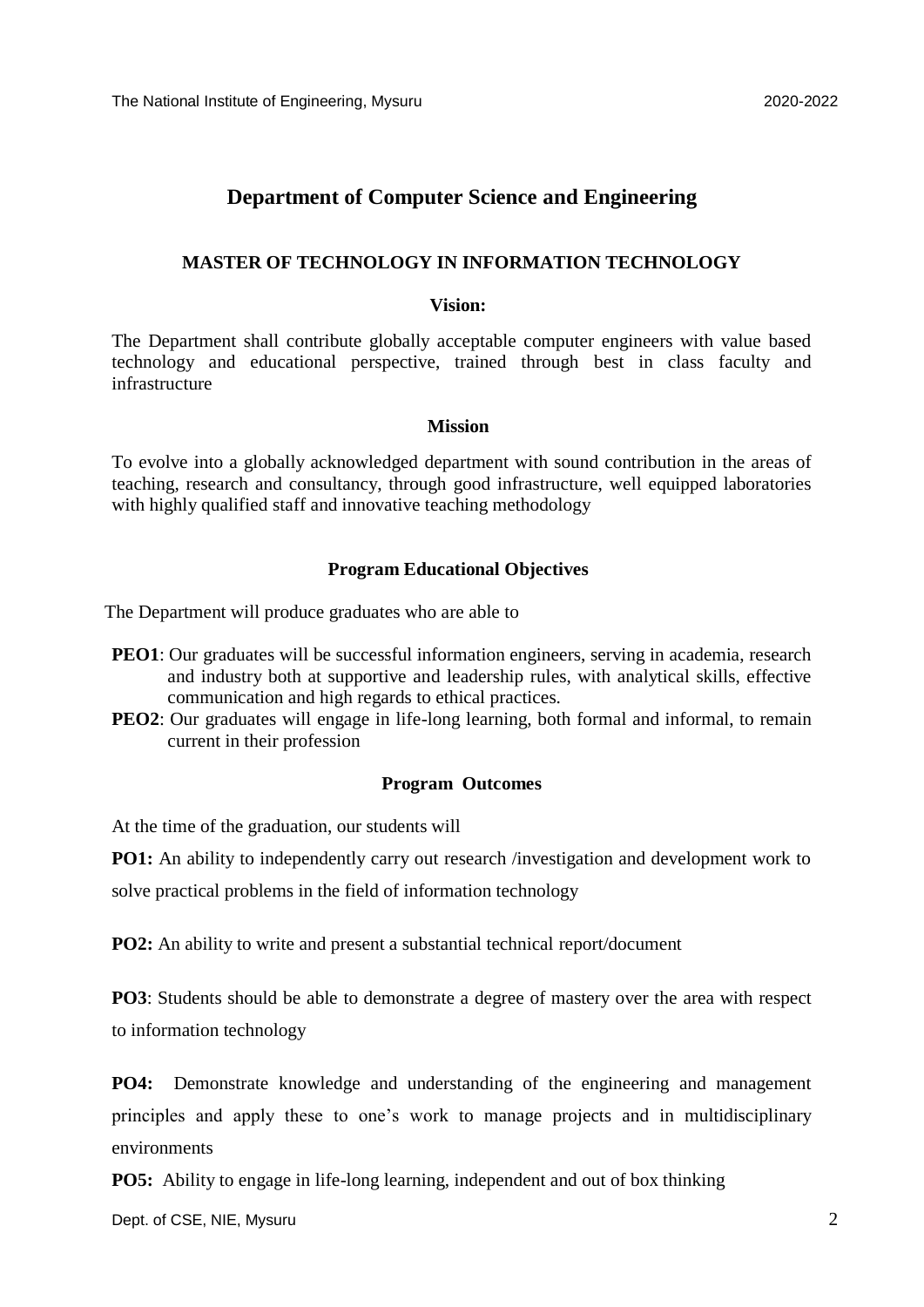# Department of Computer Science and Engineering

## MASTER OF TECHNOLOGY IN INFORMATION TECHNOLOGY

### Vision:

The Department shall contribute globally acceptable computer engineers with value based technology and educational perspective, trained through best in class faculty and infrastructure

### Mission

To evolve into a globally acknowledged department with sound contribution in the areas of teaching, research and consultancy, through good infrastructure, well equipped laboratories with highly qualified staff and innovative teaching methodology

### Program Educational Objectives

The Department will produce graduates who are able to

- **PEO1**: Our graduates will be successful information engineers, serving in academia, research and industry both at supportive and leadership rules, with analytical skills, effective communication and high regards to ethical practices.
- **PEO2**: Our graduates will engage in life-long learning, both formal and informal, to remain current in their profession

### Program Outcomes

At the time of the graduation, our students will

**PO1:** An ability to independently carry out research /investigation and development work to solve practical problems in the field of information technology

**PO2:** An ability to write and present a substantial technical report/document

**PO3**: Students should be able to demonstrate a degree of mastery over the area with respect to information technology

**PO4:** Demonstrate knowledge and understanding of the engineering and management principles and apply these to one's work to manage projects and in multidisciplinary environments

**PO5:** Ability to engage in life-long learning, independent and out of box thinking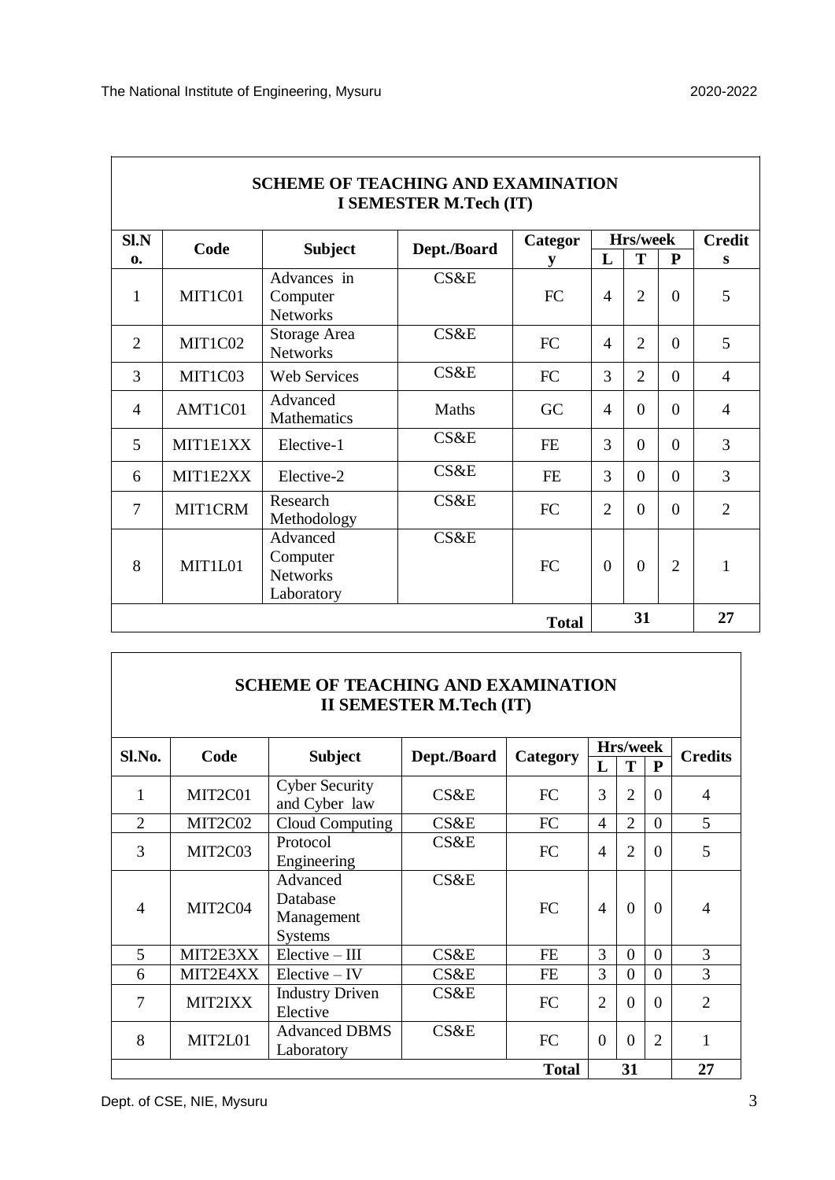## SCHEME OF TEACHING AND EXAMINATION
## I SEMESTER M.Tech (IT)

| Sl.No. | Code | Subject | Dept./Board | Category | Hrs/week | | | Credits |
|---|---|---|---|---|---|---|---|---|
| | | | | | L | T | P | |
| 1 | MIT1C01 | Advances in Computer Networks | CS&E | FC | 4 | 2 | 0 | 5 |
| 2 | MIT1C02 | Storage Area Networks | CS&E | FC | 4 | 2 | 0 | 5 |
| 3 | MIT1C03 | Web Services | CS&E | FC | 3 | 2 | 0 | 4 |
| 4 | AMT1C01 | Advanced Mathematics | Maths | GC | 4 | 0 | 0 | 4 |
| 5 | MIT1E1XX | Elective-1 | CS&E | FE | 3 | 0 | 0 | 3 |
| 6 | MIT1E2XX | Elective-2 | CS&E | FE | 3 | 0 | 0 | 3 |
| 7 | MIT1CRM | Research Methodology | CS&E | FC | 2 | 0 | 0 | 2 |
| 8 | MIT1L01 | Advanced Computer Networks Laboratory | CS&E | FC | 0 | 0 | 2 | 1 |
| | | | | **Total** | **31** | | | **27** |

## SCHEME OF TEACHING AND EXAMINATION
## II SEMESTER M.Tech (IT)

| Sl.No. | Code | Subject | Dept./Board | Category | Hrs/week | | | Credits |
|---|---|---|---|---|---|---|---|---|
| | | | | | L | T | P | |
| 1 | MIT2C01 | Cyber Security and Cyber law | CS&E | FC | 3 | 2 | 0 | 4 |
| 2 | MIT2C02 | Cloud Computing | CS&E | FC | 4 | 2 | 0 | 5 |
| 3 | MIT2C03 | Protocol Engineering | CS&E | FC | 4 | 2 | 0 | 5 |
| 4 | MIT2C04 | Advanced Database Management Systems | CS&E | FC | 4 | 0 | 0 | 4 |
| 5 | MIT2E3XX | Elective – III | CS&E | FE | 3 | 0 | 0 | 3 |
| 6 | MIT2E4XX | Elective – IV | CS&E | FE | 3 | 0 | 0 | 3 |
| 7 | MIT2IXX | Industry Driven Elective | CS&E | FC | 2 | 0 | 0 | 2 |
| 8 | MIT2L01 | Advanced DBMS Laboratory | CS&E | FC | 0 | 0 | 2 | 1 |
| | | | | **Total** | **31** | | | **27** |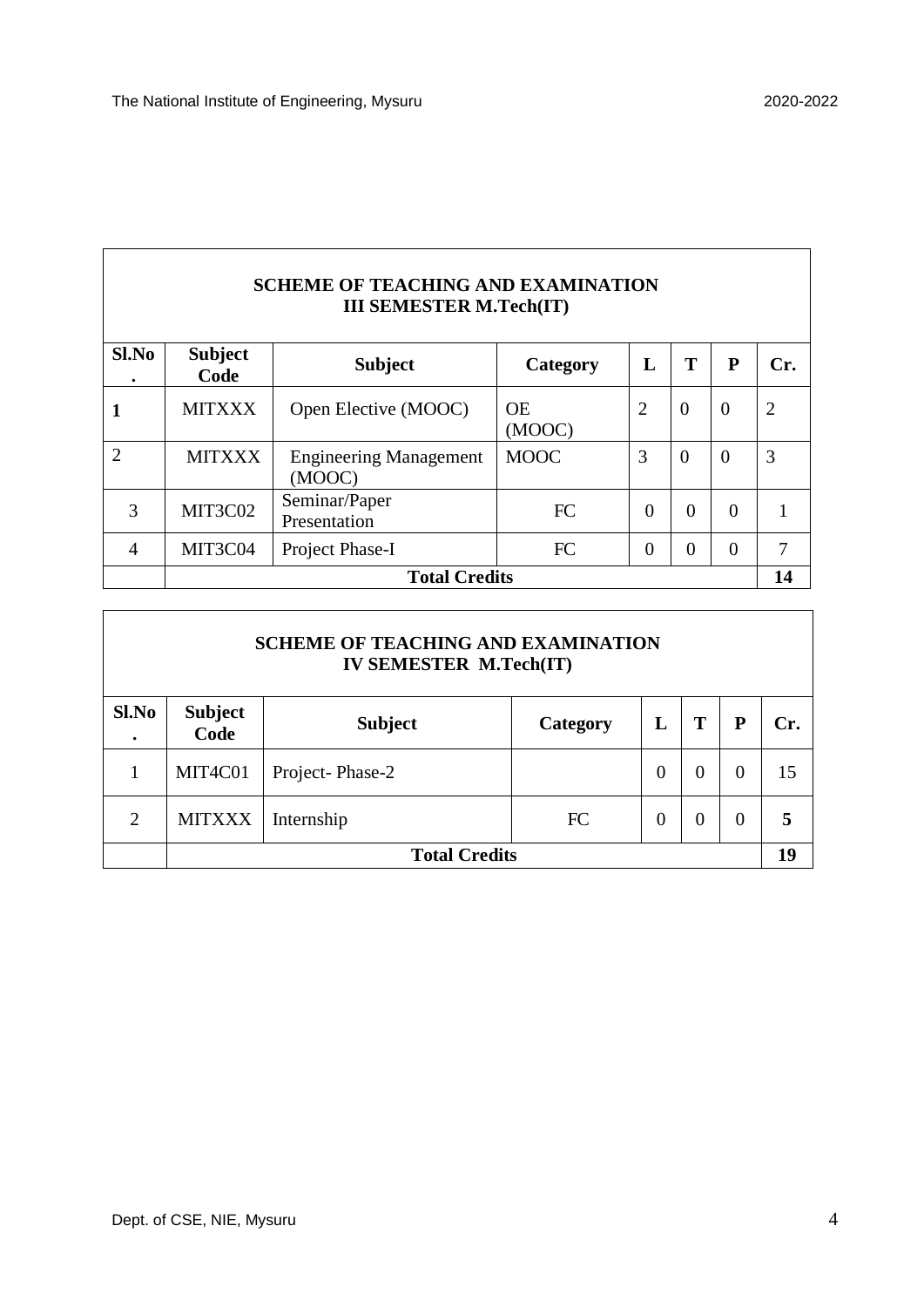| SCHEME OF TEACHING AND EXAMINATION III SEMESTER M.Tech(IT) | | | | | | | |
|---|---|---|---|---|---|---|---|
| **Sl.No.** | **Subject Code** | **Subject** | **Category** | **L** | **T** | **P** | **Cr.** |
| **1** | MITXXX | Open Elective (MOOC) | OE (MOOC) | 2 | 0 | 0 | 2 |
| 2 | MITXXX | Engineering Management (MOOC) | MOOC | 3 | 0 | 0 | 3 |
| 3 | MIT3C02 | Seminar/Paper Presentation | FC | 0 | 0 | 0 | 1 |
| 4 | MIT3C04 | Project Phase-I | FC | 0 | 0 | 0 | 7 |
| | **Total Credits** | | | | | | **14** |

| SCHEME OF TEACHING AND EXAMINATION IV SEMESTER M.Tech(IT) | | | | | | | |
|---|---|---|---|---|---|---|---|
| **Sl.No.** | **Subject Code** | **Subject** | **Category** | **L** | **T** | **P** | **Cr.** |
| 1 | MIT4C01 | Project- Phase-2 | | 0 | 0 | 0 | 15 |
| 2 | MITXXX | Internship | FC | 0 | 0 | 0 | **5** |
| | **Total Credits** | | | | | | **19** |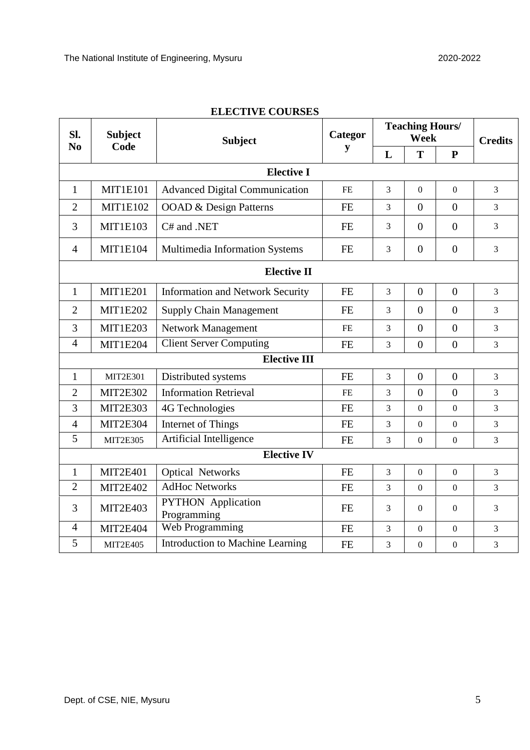## ELECTIVE COURSES

| Sl. No | Subject Code | Subject | Category | Teaching Hours/ Week | | | Credits |
|---|---|---|---|---|---|---|---|
| | | | | L | T | P | |
| **Elective I** | | | | | | | |
| 1 | MIT1E101 | Advanced Digital Communication | FE | 3 | 0 | 0 | 3 |
| 2 | MIT1E102 | OOAD & Design Patterns | FE | 3 | 0 | 0 | 3 |
| 3 | MIT1E103 | C# and .NET | FE | 3 | 0 | 0 | 3 |
| 4 | MIT1E104 | Multimedia Information Systems | FE | 3 | 0 | 0 | 3 |
| **Elective II** | | | | | | | |
| 1 | MIT1E201 | Information and Network Security | FE | 3 | 0 | 0 | 3 |
| 2 | MIT1E202 | Supply Chain Management | FE | 3 | 0 | 0 | 3 |
| 3 | MIT1E203 | Network Management | FE | 3 | 0 | 0 | 3 |
| 4 | MIT1E204 | Client Server Computing | FE | 3 | 0 | 0 | 3 |
| **Elective III** | | | | | | | |
| 1 | MIT2E301 | Distributed systems | FE | 3 | 0 | 0 | 3 |
| 2 | MIT2E302 | Information Retrieval | FE | 3 | 0 | 0 | 3 |
| 3 | MIT2E303 | 4G Technologies | FE | 3 | 0 | 0 | 3 |
| 4 | MIT2E304 | Internet of Things | FE | 3 | 0 | 0 | 3 |
| 5 | MIT2E305 | Artificial Intelligence | FE | 3 | 0 | 0 | 3 |
| **Elective IV** | | | | | | | |
| 1 | MIT2E401 | Optical Networks | FE | 3 | 0 | 0 | 3 |
| 2 | MIT2E402 | AdHoc Networks | FE | 3 | 0 | 0 | 3 |
| 3 | MIT2E403 | PYTHON Application Programming | FE | 3 | 0 | 0 | 3 |
| 4 | MIT2E404 | Web Programming | FE | 3 | 0 | 0 | 3 |
| 5 | MIT2E405 | Introduction to Machine Learning | FE | 3 | 0 | 0 | 3 |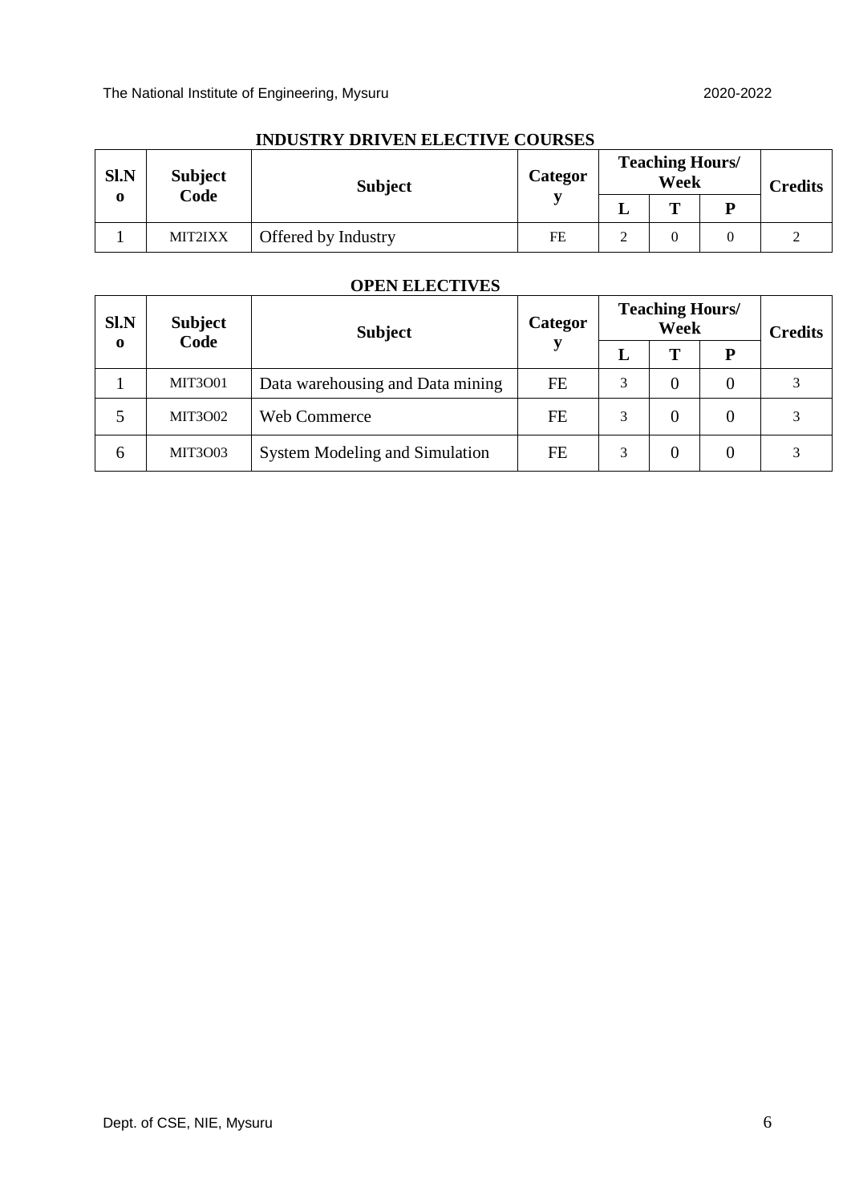## INDUSTRY DRIVEN ELECTIVE COURSES

| Sl.No | Subject Code | Subject | Category | Teaching Hours/ Week | | | Credits |
|---|---|---|---|---|---|---|---|
| | | | | L | T | P | |
| 1 | MIT2IXX | Offered by Industry | FE | 2 | 0 | 0 | 2 |

## OPEN ELECTIVES

| Sl.No | Subject Code | Subject | Category | Teaching Hours/ Week | | | Credits |
|---|---|---|---|---|---|---|---|
| | | | | L | T | P | |
| 1 | MIT3O01 | Data warehousing and Data mining | FE | 3 | 0 | 0 | 3 |
| 5 | MIT3O02 | Web Commerce | FE | 3 | 0 | 0 | 3 |
| 6 | MIT3O03 | System Modeling and Simulation | FE | 3 | 0 | 0 | 3 |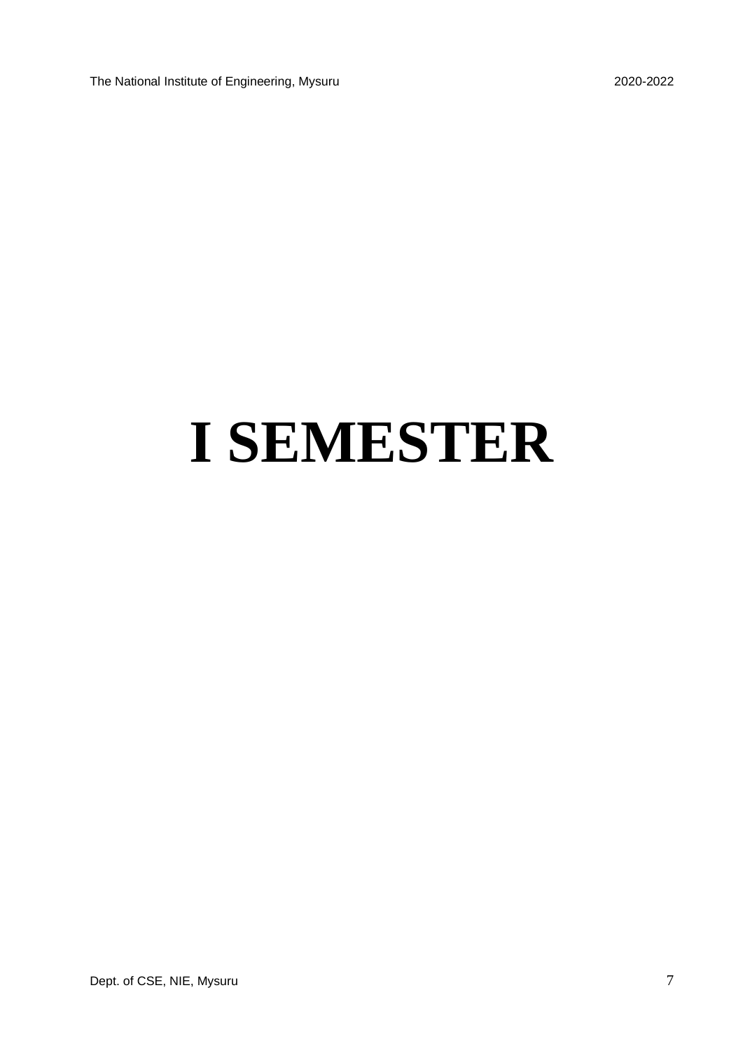# I SEMESTER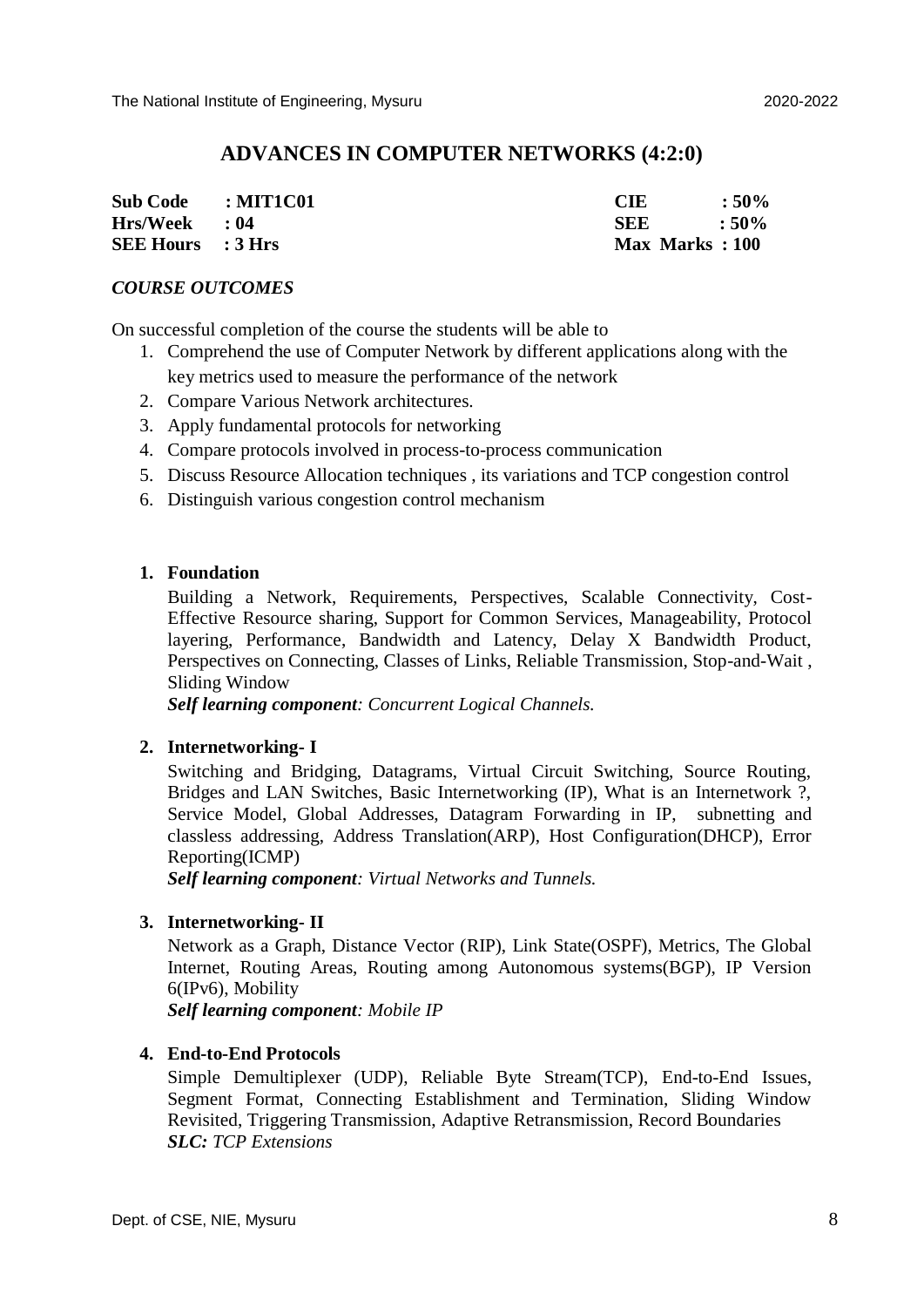## ADVANCES IN COMPUTER NETWORKS (4:2:0)

| | | | |
|---|---|---|---|
| **Sub Code** | **: MIT1C01** | **CIE** | **: 50%** |
| **Hrs/Week** | **: 04** | **SEE** | **: 50%** |
| **SEE Hours** | **: 3 Hrs** | **Max Marks** | **: 100** |

### *COURSE OUTCOMES*

On successful completion of the course the students will be able to

1. Comprehend the use of Computer Network by different applications along with the key metrics used to measure the performance of the network
2. Compare Various Network architectures.
3. Apply fundamental protocols for networking
4. Compare protocols involved in process-to-process communication
5. Discuss Resource Allocation techniques , its variations and TCP congestion control
6. Distinguish various congestion control mechanism

1. **Foundation**

   Building a Network, Requirements, Perspectives, Scalable Connectivity, Cost-Effective Resource sharing, Support for Common Services, Manageability, Protocol layering, Performance, Bandwidth and Latency, Delay X Bandwidth Product, Perspectives on Connecting, Classes of Links, Reliable Transmission, Stop-and-Wait , Sliding Window

   ***Self learning component**: Concurrent Logical Channels.*

2. **Internetworking- I**

   Switching and Bridging, Datagrams, Virtual Circuit Switching, Source Routing, Bridges and LAN Switches, Basic Internetworking (IP), What is an Internetwork ?, Service Model, Global Addresses, Datagram Forwarding in IP, subnetting and classless addressing, Address Translation(ARP), Host Configuration(DHCP), Error Reporting(ICMP)

   ***Self learning component**: Virtual Networks and Tunnels.*

3. **Internetworking- II**

   Network as a Graph, Distance Vector (RIP), Link State(OSPF), Metrics, The Global Internet, Routing Areas, Routing among Autonomous systems(BGP), IP Version 6(IPv6), Mobility

   ***Self learning component**: Mobile IP*

4. **End-to-End Protocols**

   Simple Demultiplexer (UDP), Reliable Byte Stream(TCP), End-to-End Issues, Segment Format, Connecting Establishment and Termination, Sliding Window Revisited, Triggering Transmission, Adaptive Retransmission, Record Boundaries

   ***SLC:** TCP Extensions*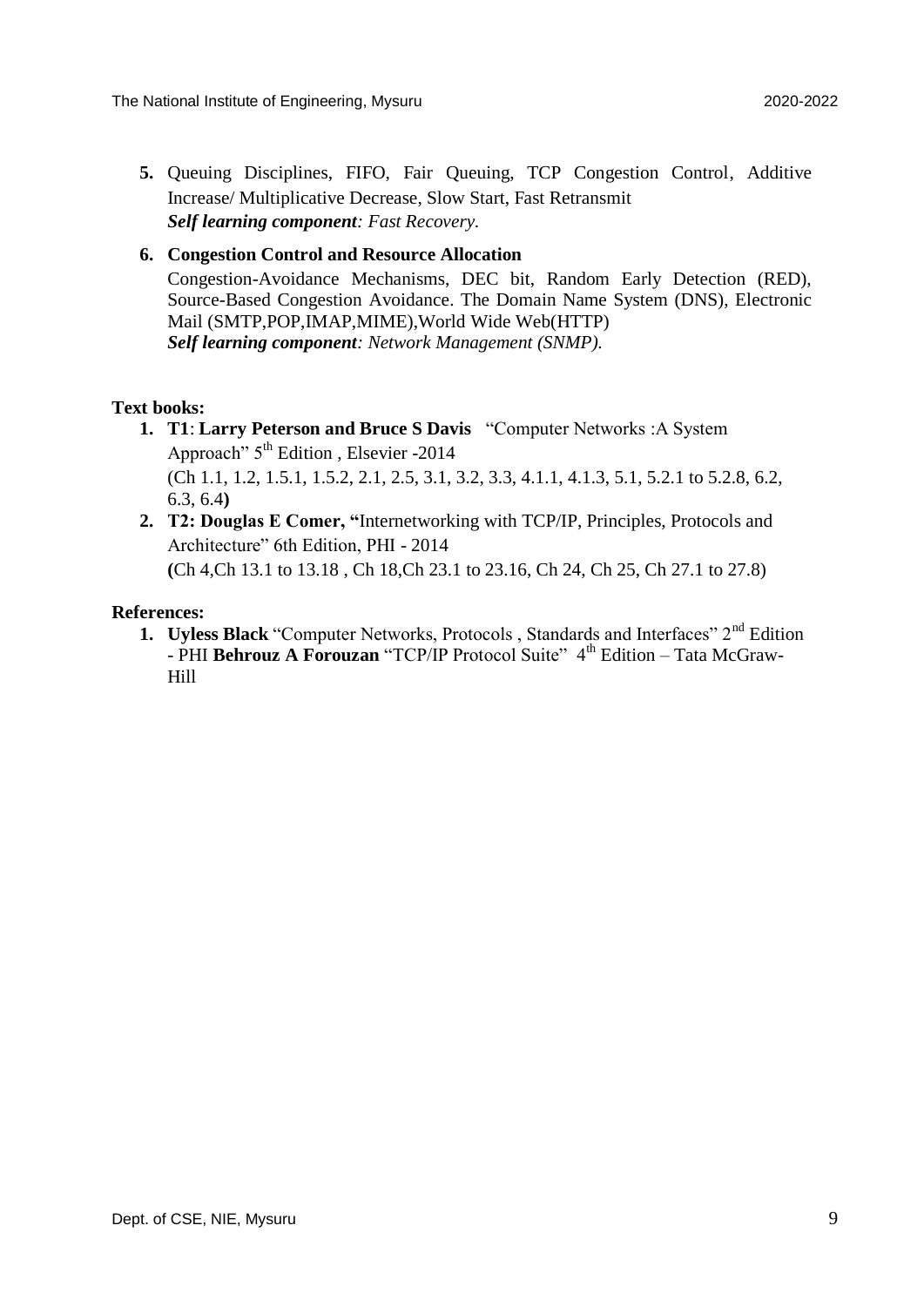5. Queuing Disciplines, FIFO, Fair Queuing, TCP Congestion Control, Additive Increase/ Multiplicative Decrease, Slow Start, Fast Retransmit
   ***Self learning component**: Fast Recovery.*

6. **Congestion Control and Resource Allocation**
   Congestion-Avoidance Mechanisms, DEC bit, Random Early Detection (RED), Source-Based Congestion Avoidance. The Domain Name System (DNS), Electronic Mail (SMTP,POP,IMAP,MIME),World Wide Web(HTTP)
   ***Self learning component**: Network Management (SNMP).*

**Text books:**

1. **T1**: **Larry Peterson and Bruce S Davis** "Computer Networks :A System Approach" 5th Edition , Elsevier -2014
   (Ch 1.1, 1.2, 1.5.1, 1.5.2, 2.1, 2.5, 3.1, 3.2, 3.3, 4.1.1, 4.1.3, 5.1, 5.2.1 to 5.2.8, 6.2, 6.3, 6.4**)**
2. **T2: Douglas E Comer, "**Internetworking with TCP/IP, Principles, Protocols and Architecture" 6th Edition, PHI - 2014
   **(**Ch 4,Ch 13.1 to 13.18 , Ch 18,Ch 23.1 to 23.16, Ch 24, Ch 25, Ch 27.1 to 27.8)

**References:**

1. **Uyless Black** "Computer Networks, Protocols , Standards and Interfaces" 2nd Edition - PHI **Behrouz A Forouzan** "TCP/IP Protocol Suite" 4th Edition – Tata McGraw-Hill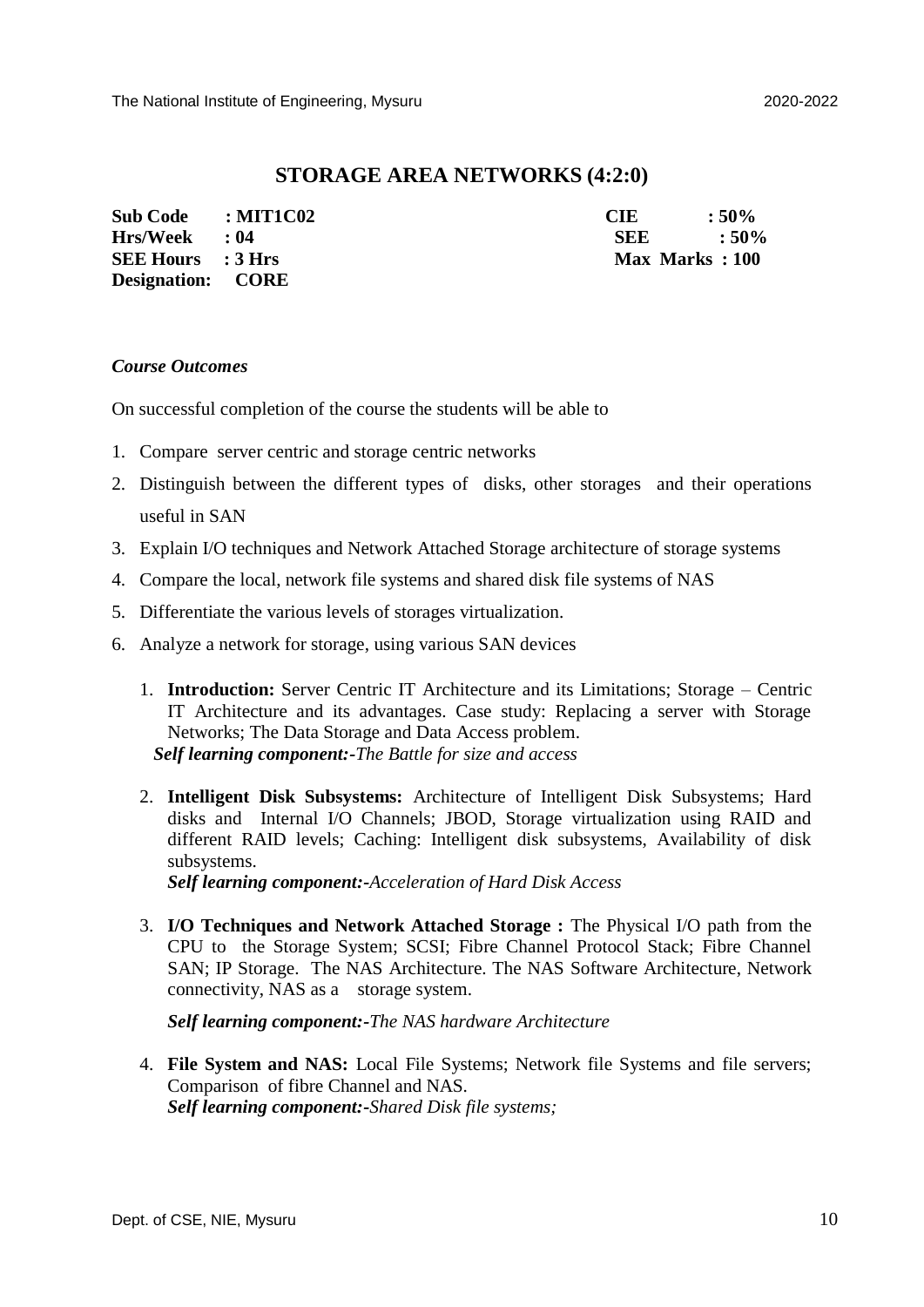## STORAGE AREA NETWORKS (4:2:0)

**Sub Code : MIT1C02**
**Hrs/Week : 04**
**SEE Hours : 3 Hrs**
**Designation: CORE**

**CIE : 50%**
**SEE : 50%**
**Max Marks : 100**

***Course Outcomes***

On successful completion of the course the students will be able to

1. Compare server centric and storage centric networks
2. Distinguish between the different types of disks, other storages and their operations useful in SAN
3. Explain I/O techniques and Network Attached Storage architecture of storage systems
4. Compare the local, network file systems and shared disk file systems of NAS
5. Differentiate the various levels of storages virtualization.
6. Analyze a network for storage, using various SAN devices

1. **Introduction:** Server Centric IT Architecture and its Limitations; Storage – Centric IT Architecture and its advantages. Case study: Replacing a server with Storage Networks; The Data Storage and Data Access problem.
   ***Self learning component:-****The Battle for size and access*

2. **Intelligent Disk Subsystems:** Architecture of Intelligent Disk Subsystems; Hard disks and Internal I/O Channels; JBOD, Storage virtualization using RAID and different RAID levels; Caching: Intelligent disk subsystems, Availability of disk subsystems.
   ***Self learning component:-****Acceleration of Hard Disk Access*

3. **I/O Techniques and Network Attached Storage :** The Physical I/O path from the CPU to the Storage System; SCSI; Fibre Channel Protocol Stack; Fibre Channel SAN; IP Storage. The NAS Architecture. The NAS Software Architecture, Network connectivity, NAS as a storage system.

   ***Self learning component:-****The NAS hardware Architecture*

4. **File System and NAS:** Local File Systems; Network file Systems and file servers; Comparison of fibre Channel and NAS.
   ***Self learning component:-****Shared Disk file systems;*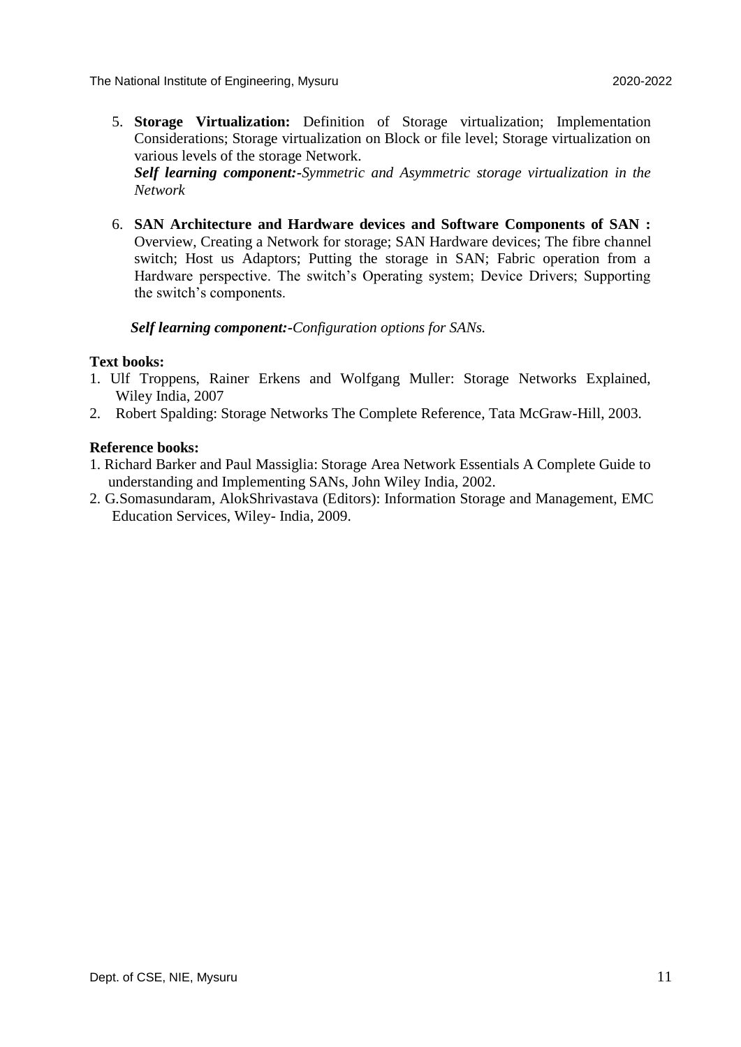5. **Storage Virtualization:** Definition of Storage virtualization; Implementation Considerations; Storage virtualization on Block or file level; Storage virtualization on various levels of the storage Network.
   ***Self learning component:-****Symmetric and Asymmetric storage virtualization in the Network*

6. **SAN Architecture and Hardware devices and Software Components of SAN :** Overview, Creating a Network for storage; SAN Hardware devices; The fibre channel switch; Host us Adaptors; Putting the storage in SAN; Fabric operation from a Hardware perspective. The switch's Operating system; Device Drivers; Supporting the switch's components.

   ***Self learning component:-****Configuration options for SANs.*

**Text books:**

1. Ulf Troppens, Rainer Erkens and Wolfgang Muller: Storage Networks Explained, Wiley India, 2007
2. Robert Spalding: Storage Networks The Complete Reference, Tata McGraw-Hill, 2003.

**Reference books:**

1. Richard Barker and Paul Massiglia: Storage Area Network Essentials A Complete Guide to understanding and Implementing SANs, John Wiley India, 2002.
2. G.Somasundaram, AlokShrivastava (Editors): Information Storage and Management, EMC Education Services, Wiley- India, 2009.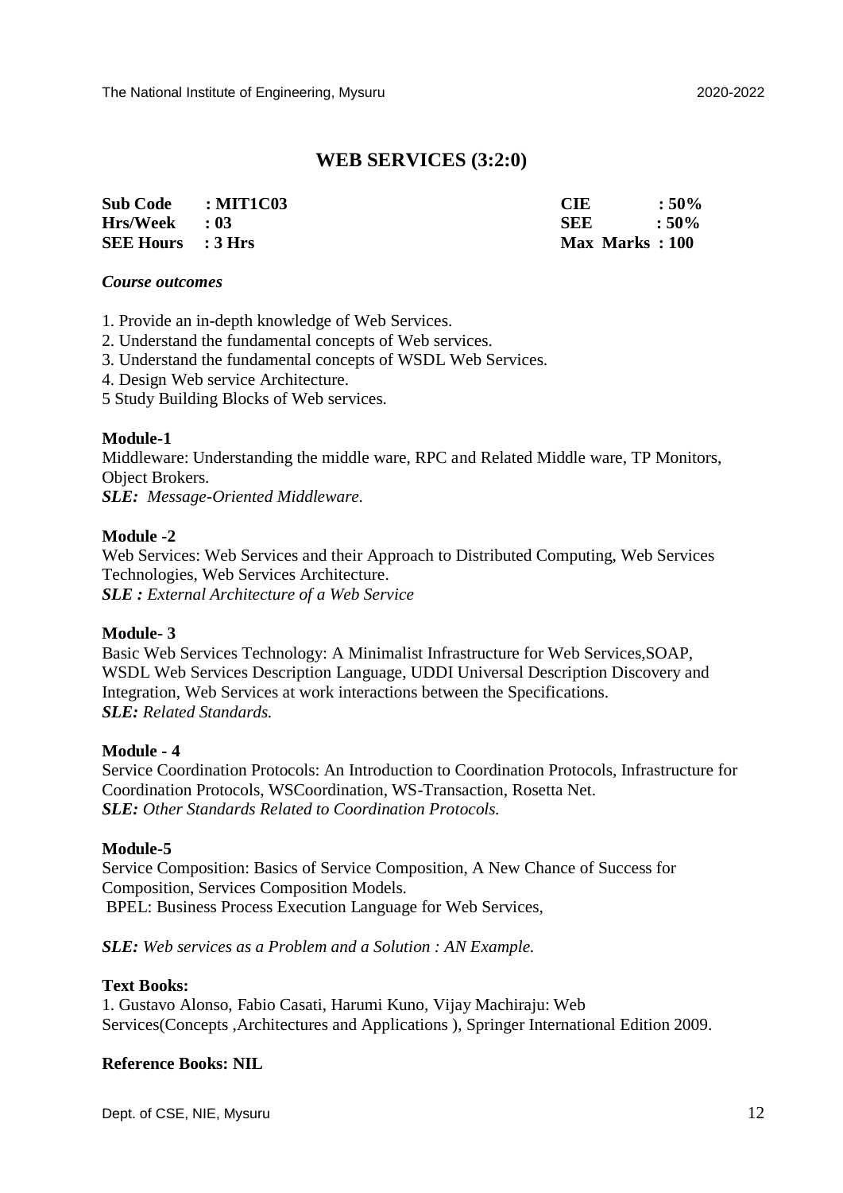# WEB SERVICES (3:2:0)

| | | | |
|---|---|---|---|
| **Sub Code** | **: MIT1C03** | **CIE** | **: 50%** |
| **Hrs/Week** | **: 03** | **SEE** | **: 50%** |
| **SEE Hours** | **: 3 Hrs** | **Max Marks** | **: 100** |

***Course outcomes***

1. Provide an in-depth knowledge of Web Services.
2. Understand the fundamental concepts of Web services.
3. Understand the fundamental concepts of WSDL Web Services.
4. Design Web service Architecture.
5 Study Building Blocks of Web services.

**Module-1**

Middleware: Understanding the middle ware, RPC and Related Middle ware, TP Monitors, Object Brokers.
***SLE:*** *Message-Oriented Middleware.*

**Module -2**

Web Services: Web Services and their Approach to Distributed Computing, Web Services Technologies, Web Services Architecture.
***SLE :*** *External Architecture of a Web Service*

**Module- 3**

Basic Web Services Technology: A Minimalist Infrastructure for Web Services,SOAP, WSDL Web Services Description Language, UDDI Universal Description Discovery and Integration, Web Services at work interactions between the Specifications.
***SLE:*** *Related Standards.*

**Module - 4**

Service Coordination Protocols: An Introduction to Coordination Protocols, Infrastructure for Coordination Protocols, WSCoordination, WS-Transaction, Rosetta Net.
***SLE:*** *Other Standards Related to Coordination Protocols.*

**Module-5**

Service Composition: Basics of Service Composition, A New Chance of Success for Composition, Services Composition Models.
BPEL: Business Process Execution Language for Web Services,

***SLE:*** *Web services as a Problem and a Solution : AN Example.*

**Text Books:**

1. Gustavo Alonso, Fabio Casati, Harumi Kuno, Vijay Machiraju: Web Services(Concepts ,Architectures and Applications ), Springer International Edition 2009.

**Reference Books: NIL**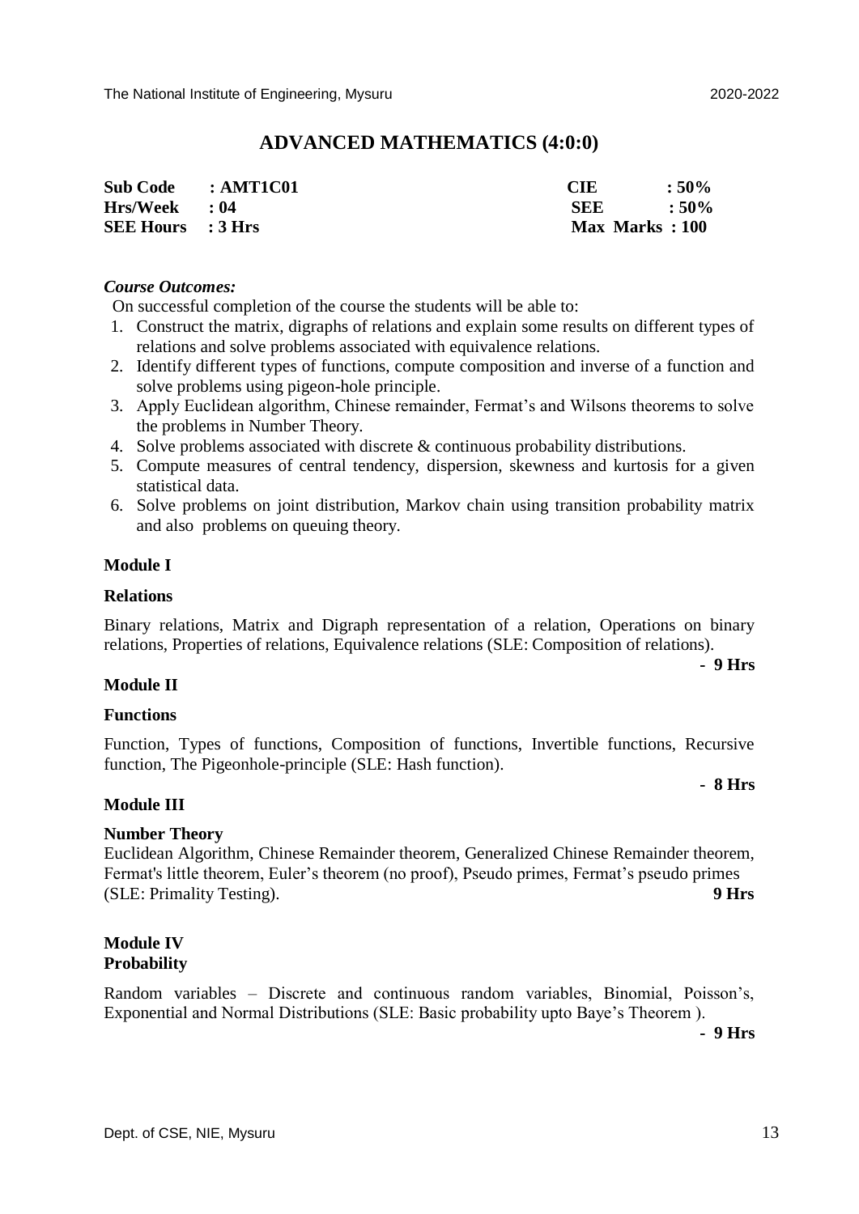# ADVANCED MATHEMATICS (4:0:0)

| | | | |
|---|---|---|---|
| **Sub Code** | **: AMT1C01** | **CIE** | **: 50%** |
| **Hrs/Week** | **: 04** | **SEE** | **: 50%** |
| **SEE Hours** | **: 3 Hrs** | **Max Marks** | **: 100** |

***Course Outcomes:***

On successful completion of the course the students will be able to:

1. Construct the matrix, digraphs of relations and explain some results on different types of relations and solve problems associated with equivalence relations.
2. Identify different types of functions, compute composition and inverse of a function and solve problems using pigeon-hole principle.
3. Apply Euclidean algorithm, Chinese remainder, Fermat's and Wilsons theorems to solve the problems in Number Theory.
4. Solve problems associated with discrete & continuous probability distributions.
5. Compute measures of central tendency, dispersion, skewness and kurtosis for a given statistical data.
6. Solve problems on joint distribution, Markov chain using transition probability matrix and also problems on queuing theory.

**Module I**

**Relations**

Binary relations, Matrix and Digraph representation of a relation, Operations on binary relations, Properties of relations, Equivalence relations (SLE: Composition of relations).

**- 9 Hrs**

**Module II**

**Functions**

Function, Types of functions, Composition of functions, Invertible functions, Recursive function, The Pigeonhole-principle (SLE: Hash function).

**- 8 Hrs**

**Module III**

**Number Theory**

Euclidean Algorithm, Chinese Remainder theorem, Generalized Chinese Remainder theorem, Fermat's little theorem, Euler's theorem (no proof), Pseudo primes, Fermat's pseudo primes (SLE: Primality Testing). **9 Hrs**

**Module IV**

**Probability**

Random variables – Discrete and continuous random variables, Binomial, Poisson's, Exponential and Normal Distributions (SLE: Basic probability upto Baye's Theorem ).

**- 9 Hrs**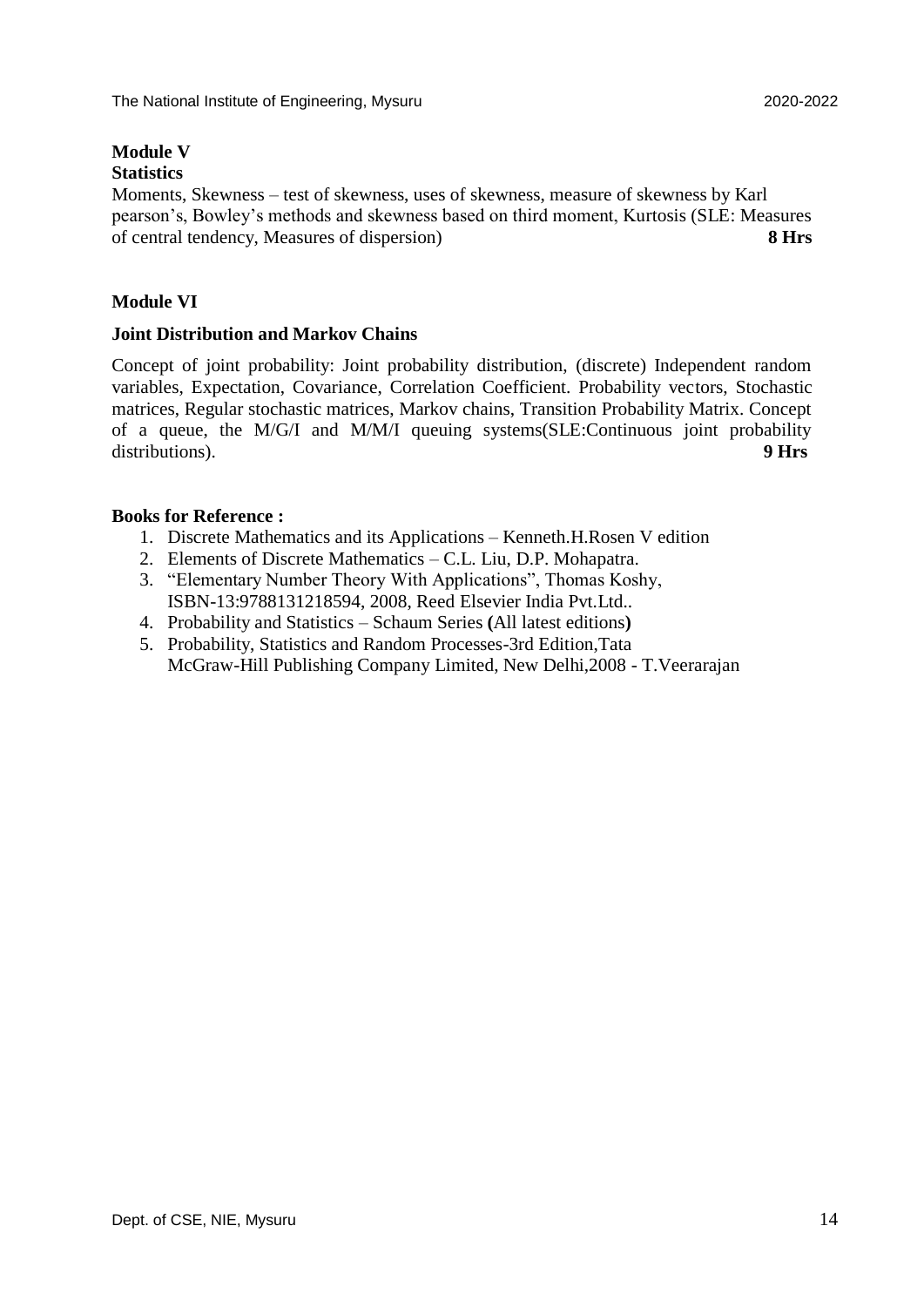**Module V**

**Statistics**

Moments, Skewness – test of skewness, uses of skewness, measure of skewness by Karl pearson's, Bowley's methods and skewness based on third moment, Kurtosis (SLE: Measures of central tendency, Measures of dispersion) **8 Hrs**

**Module VI**

**Joint Distribution and Markov Chains**

Concept of joint probability: Joint probability distribution, (discrete) Independent random variables, Expectation, Covariance, Correlation Coefficient. Probability vectors, Stochastic matrices, Regular stochastic matrices, Markov chains, Transition Probability Matrix. Concept of a queue, the M/G/I and M/M/I queuing systems(SLE:Continuous joint probability distributions). **9 Hrs**

**Books for Reference :**

1. Discrete Mathematics and its Applications – Kenneth.H.Rosen V edition
2. Elements of Discrete Mathematics – C.L. Liu, D.P. Mohapatra.
3. "Elementary Number Theory With Applications", Thomas Koshy, ISBN-13:9788131218594, 2008, Reed Elsevier India Pvt.Ltd..
4. Probability and Statistics – Schaum Series **(**All latest editions**)**
5. Probability, Statistics and Random Processes-3rd Edition,Tata McGraw-Hill Publishing Company Limited, New Delhi,2008 - T.Veerarajan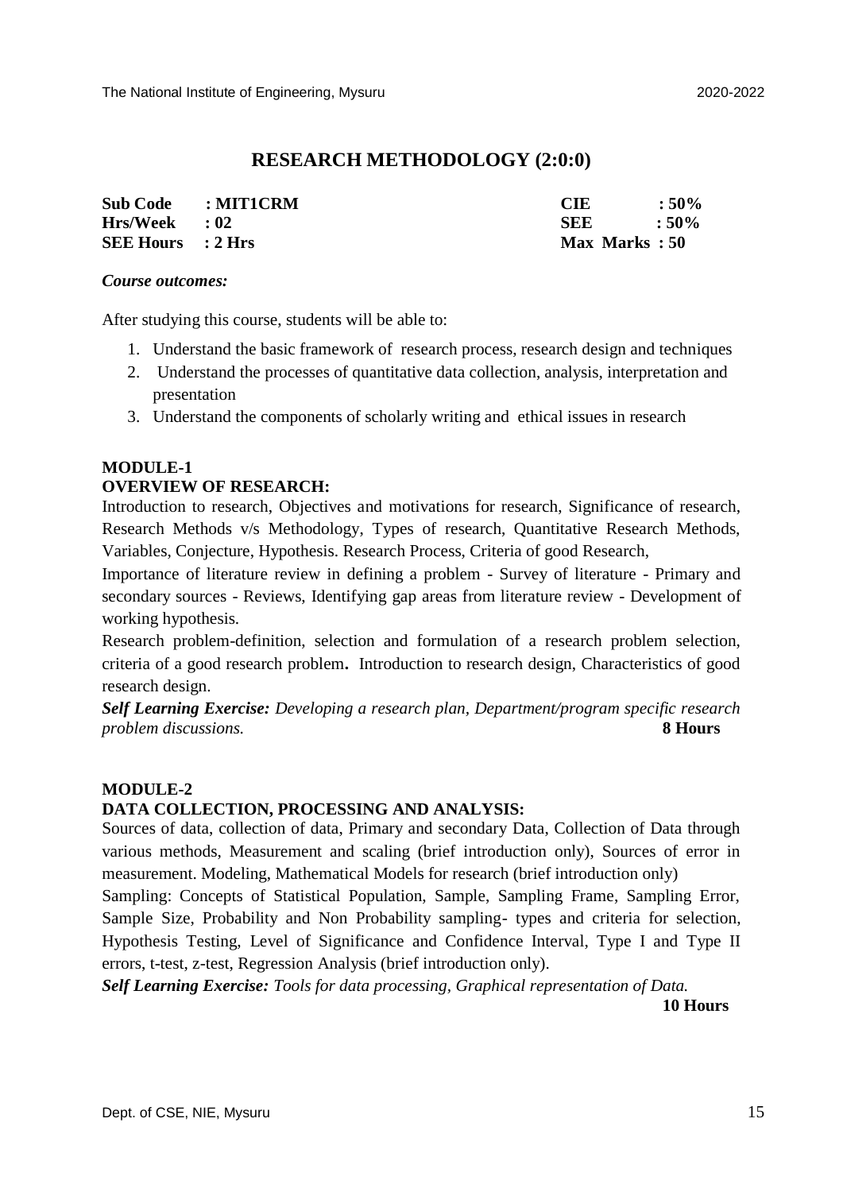# RESEARCH METHODOLOGY (2:0:0)

| | | | |
|---|---|---|---|
| **Sub Code** | **: MIT1CRM** | **CIE** | **: 50%** |
| **Hrs/Week** | **: 02** | **SEE** | **: 50%** |
| **SEE Hours** | **: 2 Hrs** | **Max Marks** | **: 50** |

***Course outcomes:***

After studying this course, students will be able to:

1. Understand the basic framework of research process, research design and techniques
2. Understand the processes of quantitative data collection, analysis, interpretation and presentation
3. Understand the components of scholarly writing and ethical issues in research

**MODULE-1**

**OVERVIEW OF RESEARCH:**

Introduction to research, Objectives and motivations for research, Significance of research, Research Methods v/s Methodology, Types of research, Quantitative Research Methods, Variables, Conjecture, Hypothesis. Research Process, Criteria of good Research,

Importance of literature review in defining a problem - Survey of literature - Primary and secondary sources - Reviews, Identifying gap areas from literature review - Development of working hypothesis.

Research problem-definition, selection and formulation of a research problem selection, criteria of a good research problem**.** Introduction to research design, Characteristics of good research design.

***Self Learning Exercise:*** *Developing a research plan, Department/program specific research problem discussions.* **8 Hours**

**MODULE-2**

**DATA COLLECTION, PROCESSING AND ANALYSIS:**

Sources of data, collection of data, Primary and secondary Data, Collection of Data through various methods, Measurement and scaling (brief introduction only), Sources of error in measurement. Modeling, Mathematical Models for research (brief introduction only)

Sampling: Concepts of Statistical Population, Sample, Sampling Frame, Sampling Error, Sample Size, Probability and Non Probability sampling- types and criteria for selection, Hypothesis Testing, Level of Significance and Confidence Interval, Type I and Type II errors, t-test, z-test, Regression Analysis (brief introduction only).

***Self Learning Exercise:*** *Tools for data processing, Graphical representation of Data.*

**10 Hours**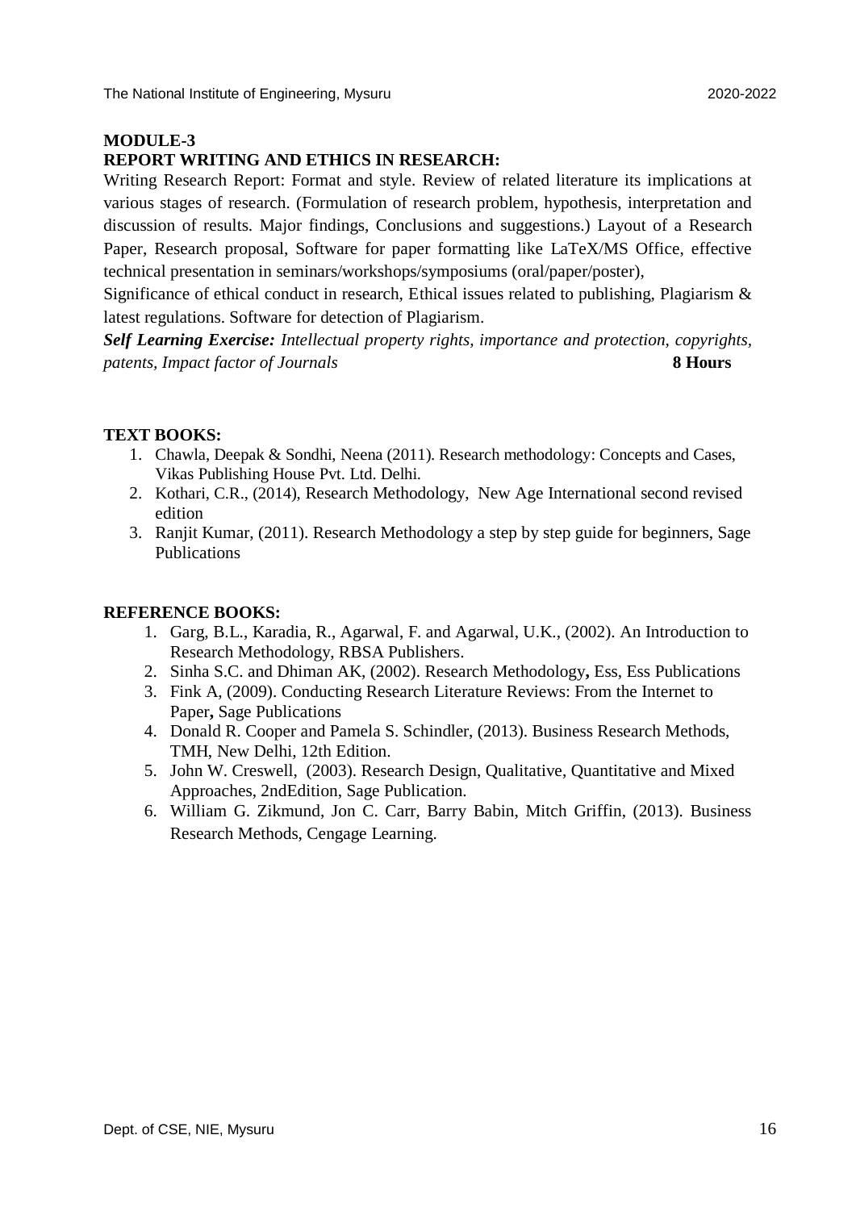**MODULE-3**

**REPORT WRITING AND ETHICS IN RESEARCH:**

Writing Research Report: Format and style. Review of related literature its implications at various stages of research. (Formulation of research problem, hypothesis, interpretation and discussion of results. Major findings, Conclusions and suggestions.) Layout of a Research Paper, Research proposal, Software for paper formatting like LaTeX/MS Office, effective technical presentation in seminars/workshops/symposiums (oral/paper/poster),

Significance of ethical conduct in research, Ethical issues related to publishing, Plagiarism & latest regulations. Software for detection of Plagiarism.

***Self Learning Exercise:*** *Intellectual property rights, importance and protection, copyrights, patents, Impact factor of Journals* **8 Hours**

**TEXT BOOKS:**

1. Chawla, Deepak & Sondhi, Neena (2011). Research methodology: Concepts and Cases, Vikas Publishing House Pvt. Ltd. Delhi.
2. Kothari, C.R., (2014), Research Methodology, New Age International second revised edition
3. Ranjit Kumar, (2011). Research Methodology a step by step guide for beginners, Sage Publications

**REFERENCE BOOKS:**

1. Garg, B.L., Karadia, R., Agarwal, F. and Agarwal, U.K., (2002). An Introduction to Research Methodology, RBSA Publishers.
2. Sinha S.C. and Dhiman AK, (2002). Research Methodology**,** Ess, Ess Publications
3. Fink A, (2009). Conducting Research Literature Reviews: From the Internet to Paper**,** Sage Publications
4. Donald R. Cooper and Pamela S. Schindler, (2013). Business Research Methods, TMH, New Delhi, 12th Edition.
5. John W. Creswell, (2003). Research Design, Qualitative, Quantitative and Mixed Approaches, 2ndEdition, Sage Publication.
6. William G. Zikmund, Jon C. Carr, Barry Babin, Mitch Griffin, (2013). Business Research Methods, Cengage Learning.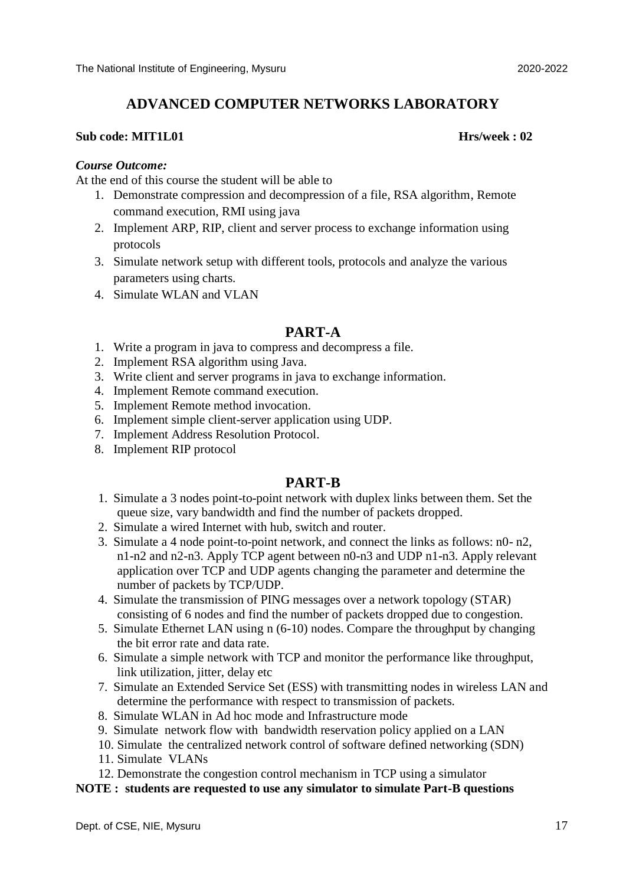# ADVANCED COMPUTER NETWORKS LABORATORY

**Sub code: MIT1L01** **Hrs/week : 02**

***Course Outcome:***

At the end of this course the student will be able to

1. Demonstrate compression and decompression of a file, RSA algorithm, Remote command execution, RMI using java
2. Implement ARP, RIP, client and server process to exchange information using protocols
3. Simulate network setup with different tools, protocols and analyze the various parameters using charts.
4. Simulate WLAN and VLAN

## PART-A

1. Write a program in java to compress and decompress a file.
2. Implement RSA algorithm using Java.
3. Write client and server programs in java to exchange information.
4. Implement Remote command execution.
5. Implement Remote method invocation.
6. Implement simple client-server application using UDP.
7. Implement Address Resolution Protocol.
8. Implement RIP protocol

## PART-B

1. Simulate a 3 nodes point-to-point network with duplex links between them. Set the queue size, vary bandwidth and find the number of packets dropped.
2. Simulate a wired Internet with hub, switch and router.
3. Simulate a 4 node point-to-point network, and connect the links as follows: n0- n2, n1-n2 and n2-n3. Apply TCP agent between n0-n3 and UDP n1-n3. Apply relevant application over TCP and UDP agents changing the parameter and determine the number of packets by TCP/UDP.
4. Simulate the transmission of PING messages over a network topology (STAR) consisting of 6 nodes and find the number of packets dropped due to congestion.
5. Simulate Ethernet LAN using n (6-10) nodes. Compare the throughput by changing the bit error rate and data rate.
6. Simulate a simple network with TCP and monitor the performance like throughput, link utilization, jitter, delay etc
7. Simulate an Extended Service Set (ESS) with transmitting nodes in wireless LAN and determine the performance with respect to transmission of packets.
8. Simulate WLAN in Ad hoc mode and Infrastructure mode
9. Simulate network flow with bandwidth reservation policy applied on a LAN
10. Simulate the centralized network control of software defined networking (SDN)
11. Simulate VLANs
12. Demonstrate the congestion control mechanism in TCP using a simulator

**NOTE : students are requested to use any simulator to simulate Part-B questions**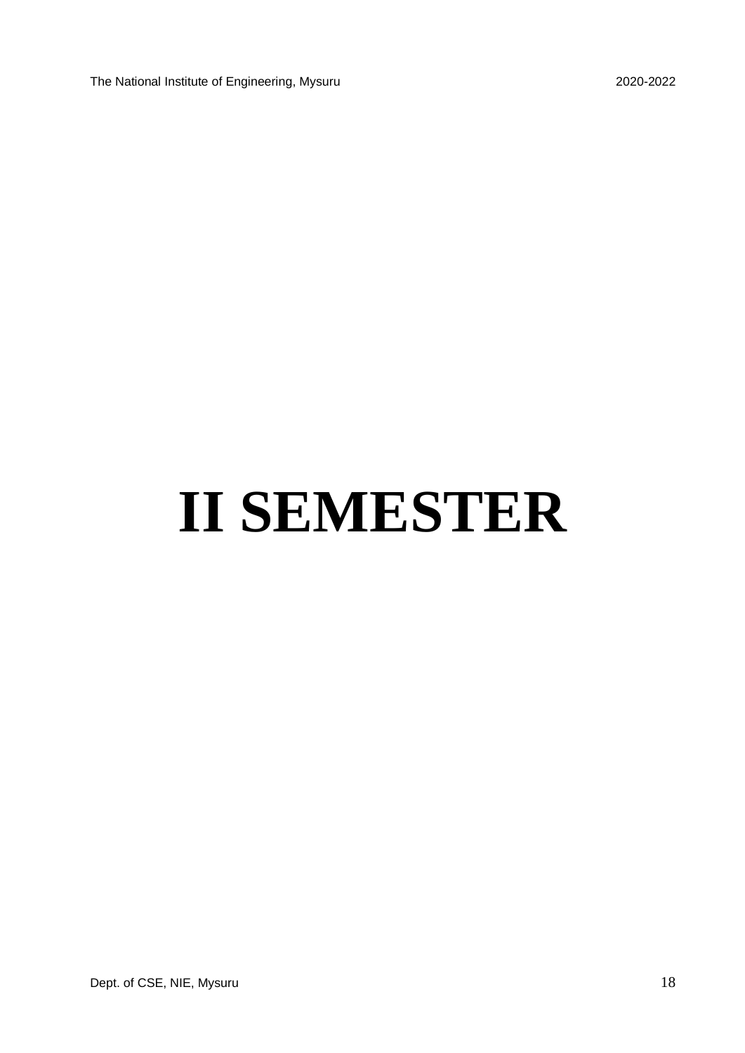# II SEMESTER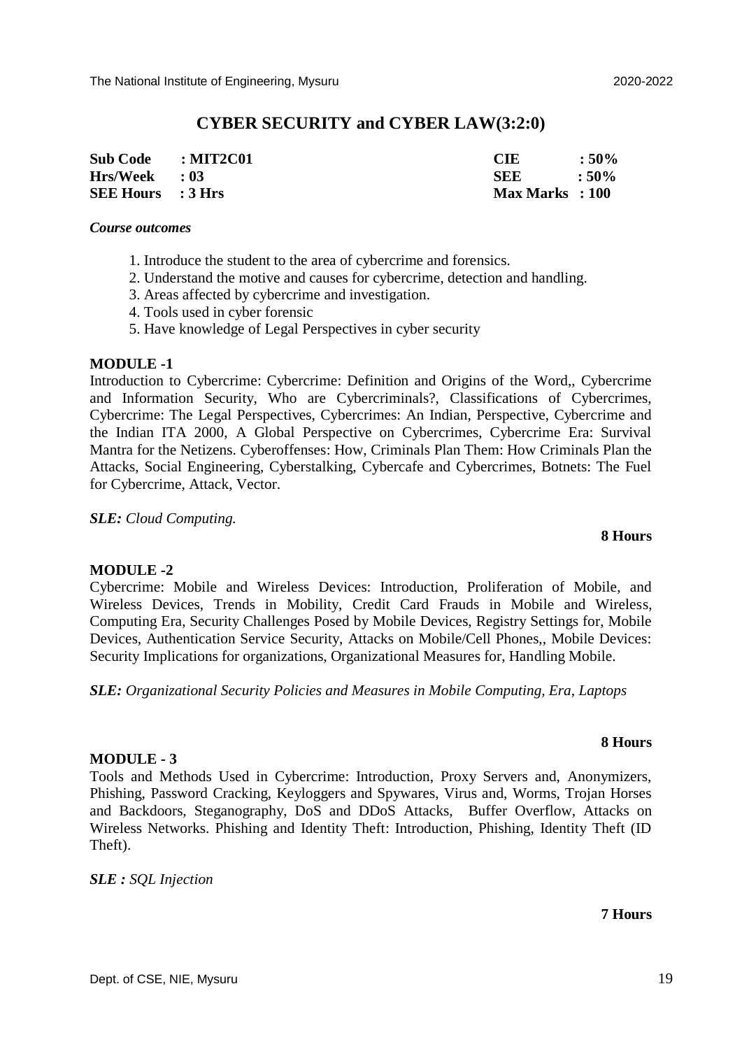# CYBER SECURITY and CYBER LAW(3:2:0)

| | | | |
|---|---|---|---|
| **Sub Code** | **: MIT2C01** | **CIE** | **: 50%** |
| **Hrs/Week** | **: 03** | **SEE** | **: 50%** |
| **SEE Hours** | **: 3 Hrs** | **Max Marks** | **: 100** |

***Course outcomes***

1. Introduce the student to the area of cybercrime and forensics.
2. Understand the motive and causes for cybercrime, detection and handling.
3. Areas affected by cybercrime and investigation.
4. Tools used in cyber forensic
5. Have knowledge of Legal Perspectives in cyber security

**MODULE -1**

Introduction to Cybercrime: Cybercrime: Definition and Origins of the Word,, Cybercrime and Information Security, Who are Cybercriminals?, Classifications of Cybercrimes, Cybercrime: The Legal Perspectives, Cybercrimes: An Indian, Perspective, Cybercrime and the Indian ITA 2000, A Global Perspective on Cybercrimes, Cybercrime Era: Survival Mantra for the Netizens. Cyberoffenses: How, Criminals Plan Them: How Criminals Plan the Attacks, Social Engineering, Cyberstalking, Cybercafe and Cybercrimes, Botnets: The Fuel for Cybercrime, Attack, Vector.

***SLE:*** *Cloud Computing.*

**8 Hours**

**MODULE -2**

Cybercrime: Mobile and Wireless Devices: Introduction, Proliferation of Mobile, and Wireless Devices, Trends in Mobility, Credit Card Frauds in Mobile and Wireless, Computing Era, Security Challenges Posed by Mobile Devices, Registry Settings for, Mobile Devices, Authentication Service Security, Attacks on Mobile/Cell Phones,, Mobile Devices: Security Implications for organizations, Organizational Measures for, Handling Mobile.

***SLE:*** *Organizational Security Policies and Measures in Mobile Computing, Era, Laptops*

**8 Hours**

**MODULE - 3**

Tools and Methods Used in Cybercrime: Introduction, Proxy Servers and, Anonymizers, Phishing, Password Cracking, Keyloggers and Spywares, Virus and, Worms, Trojan Horses and Backdoors, Steganography, DoS and DDoS Attacks, Buffer Overflow, Attacks on Wireless Networks. Phishing and Identity Theft: Introduction, Phishing, Identity Theft (ID Theft).

***SLE :*** *SQL Injection*

**7 Hours**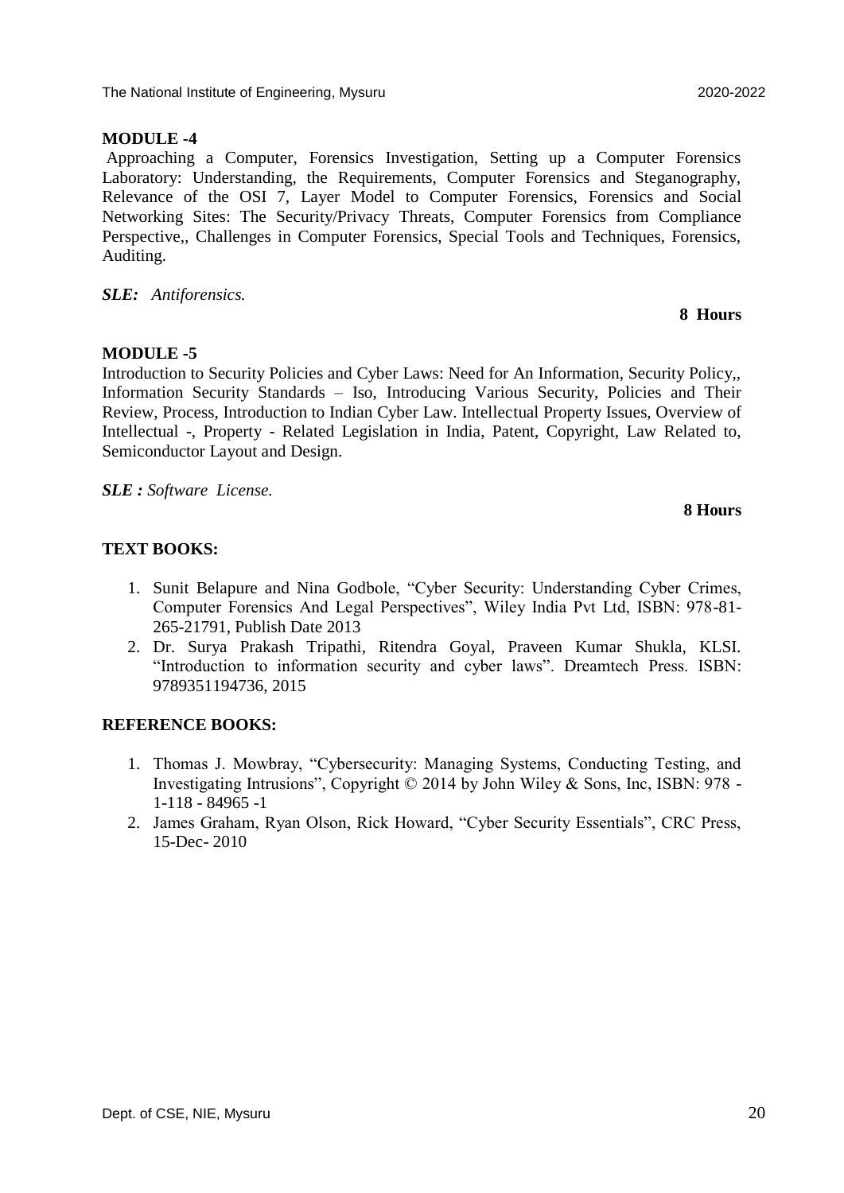**MODULE -4**

Approaching a Computer, Forensics Investigation, Setting up a Computer Forensics Laboratory: Understanding, the Requirements, Computer Forensics and Steganography, Relevance of the OSI 7, Layer Model to Computer Forensics, Forensics and Social Networking Sites: The Security/Privacy Threats, Computer Forensics from Compliance Perspective,, Challenges in Computer Forensics, Special Tools and Techniques, Forensics, Auditing.

***SLE:*** *Antiforensics.*

**8 Hours**

**MODULE -5**

Introduction to Security Policies and Cyber Laws: Need for An Information, Security Policy,, Information Security Standards – Iso, Introducing Various Security, Policies and Their Review, Process, Introduction to Indian Cyber Law. Intellectual Property Issues, Overview of Intellectual -, Property - Related Legislation in India, Patent, Copyright, Law Related to, Semiconductor Layout and Design.

***SLE :*** *Software License.*

**8 Hours**

**TEXT BOOKS:**

1. Sunit Belapure and Nina Godbole, "Cyber Security: Understanding Cyber Crimes, Computer Forensics And Legal Perspectives", Wiley India Pvt Ltd, ISBN: 978-81-265-21791, Publish Date 2013
2. Dr. Surya Prakash Tripathi, Ritendra Goyal, Praveen Kumar Shukla, KLSI. "Introduction to information security and cyber laws". Dreamtech Press. ISBN: 9789351194736, 2015

**REFERENCE BOOKS:**

1. Thomas J. Mowbray, "Cybersecurity: Managing Systems, Conducting Testing, and Investigating Intrusions", Copyright © 2014 by John Wiley & Sons, Inc, ISBN: 978 - 1-118 - 84965 -1
2. James Graham, Ryan Olson, Rick Howard, "Cyber Security Essentials", CRC Press, 15-Dec- 2010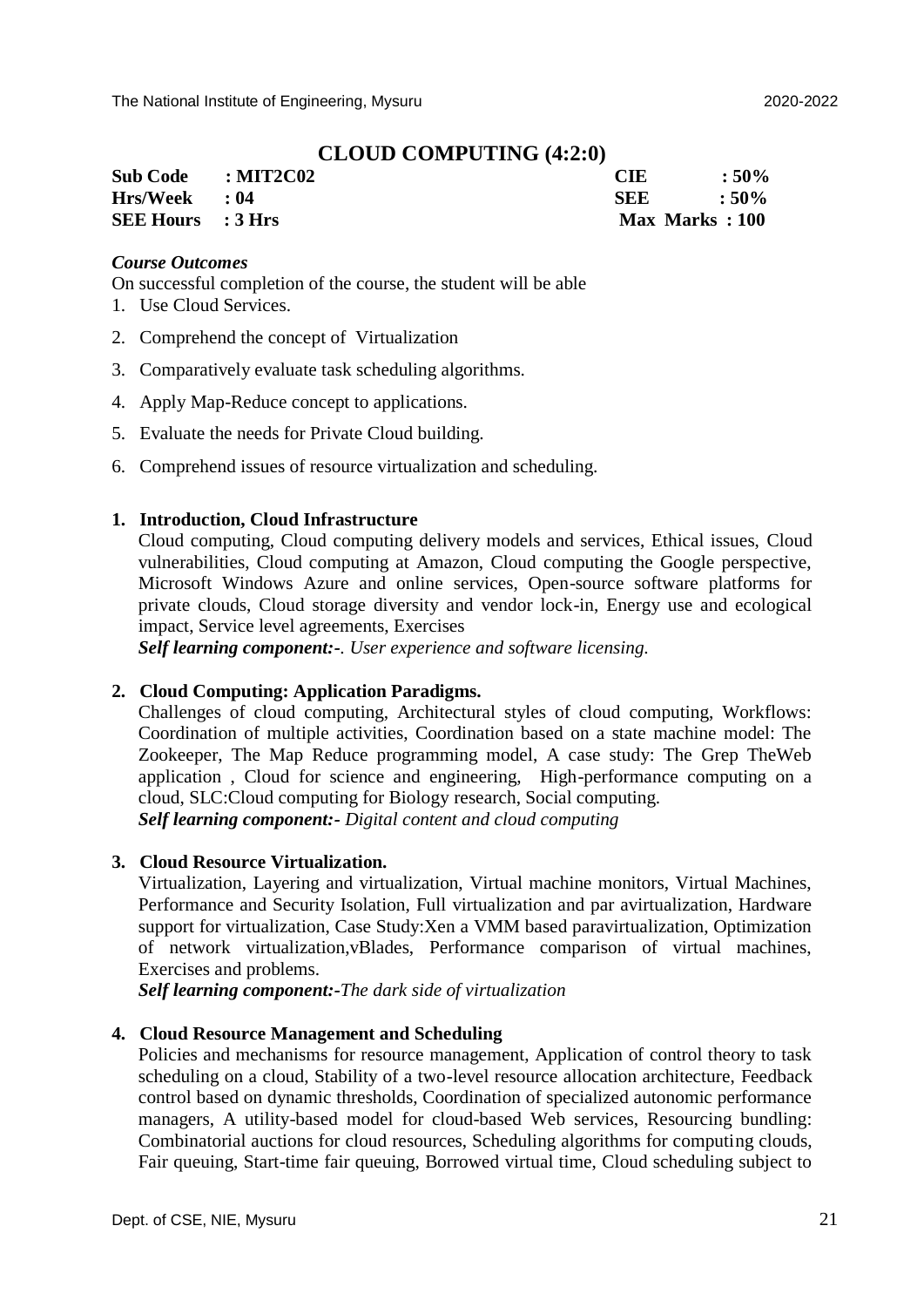# CLOUD COMPUTING (4:2:0)

| | | | |
|---|---|---|---|
| **Sub Code** | **: MIT2C02** | **CIE** | **: 50%** |
| **Hrs/Week** | **: 04** | **SEE** | **: 50%** |
| **SEE Hours** | **: 3 Hrs** | **Max Marks** | **: 100** |

***Course Outcomes***

On successful completion of the course, the student will be able

1. Use Cloud Services.
2. Comprehend the concept of Virtualization
3. Comparatively evaluate task scheduling algorithms.
4. Apply Map-Reduce concept to applications.
5. Evaluate the needs for Private Cloud building.
6. Comprehend issues of resource virtualization and scheduling.

**1. Introduction, Cloud Infrastructure**

Cloud computing, Cloud computing delivery models and services, Ethical issues, Cloud vulnerabilities, Cloud computing at Amazon, Cloud computing the Google perspective, Microsoft Windows Azure and online services, Open-source software platforms for private clouds, Cloud storage diversity and vendor lock-in, Energy use and ecological impact, Service level agreements, Exercises

***Self learning component:-****. User experience and software licensing.*

**2. Cloud Computing: Application Paradigms.**

Challenges of cloud computing, Architectural styles of cloud computing, Workflows: Coordination of multiple activities, Coordination based on a state machine model: The Zookeeper, The Map Reduce programming model, A case study: The Grep TheWeb application , Cloud for science and engineering, High-performance computing on a cloud, SLC:Cloud computing for Biology research, Social computing.

***Self learning component:-*** *Digital content and cloud computing*

**3. Cloud Resource Virtualization.**

Virtualization, Layering and virtualization, Virtual machine monitors, Virtual Machines, Performance and Security Isolation, Full virtualization and par avirtualization, Hardware support for virtualization, Case Study:Xen a VMM based paravirtualization, Optimization of network virtualization,vBlades, Performance comparison of virtual machines, Exercises and problems.

***Self learning component:-****The dark side of virtualization*

**4. Cloud Resource Management and Scheduling**

Policies and mechanisms for resource management, Application of control theory to task scheduling on a cloud, Stability of a two-level resource allocation architecture, Feedback control based on dynamic thresholds, Coordination of specialized autonomic performance managers, A utility-based model for cloud-based Web services, Resourcing bundling: Combinatorial auctions for cloud resources, Scheduling algorithms for computing clouds, Fair queuing, Start-time fair queuing, Borrowed virtual time, Cloud scheduling subject to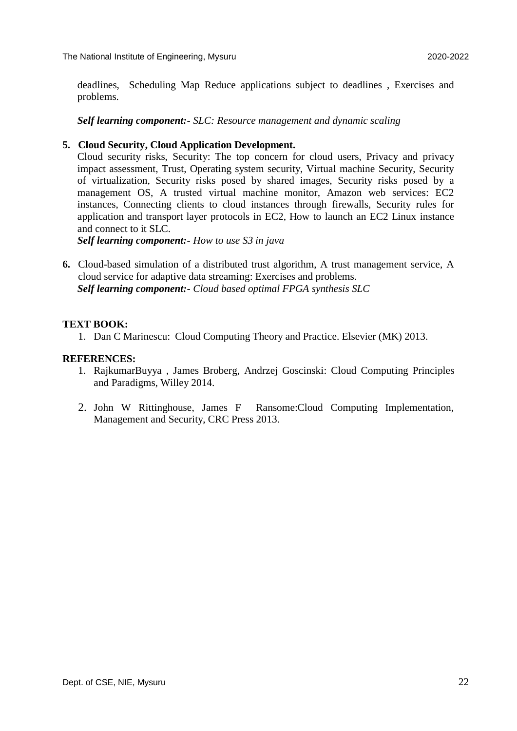deadlines, Scheduling Map Reduce applications subject to deadlines , Exercises and problems.

***Self learning component:-*** *SLC: Resource management and dynamic scaling*

**5. Cloud Security, Cloud Application Development.**

Cloud security risks, Security: The top concern for cloud users, Privacy and privacy impact assessment, Trust, Operating system security, Virtual machine Security, Security of virtualization, Security risks posed by shared images, Security risks posed by a management OS, A trusted virtual machine monitor, Amazon web services: EC2 instances, Connecting clients to cloud instances through firewalls, Security rules for application and transport layer protocols in EC2, How to launch an EC2 Linux instance and connect to it SLC.

***Self learning component:-*** *How to use S3 in java*

**6.** Cloud-based simulation of a distributed trust algorithm, A trust management service, A cloud service for adaptive data streaming: Exercises and problems.

***Self learning component:-*** *Cloud based optimal FPGA synthesis SLC*

**TEXT BOOK:**

1. Dan C Marinescu: Cloud Computing Theory and Practice. Elsevier (MK) 2013.

**REFERENCES:**

1. RajkumarBuyya , James Broberg, Andrzej Goscinski: Cloud Computing Principles and Paradigms, Willey 2014.
2. John W Rittinghouse, James F Ransome:Cloud Computing Implementation, Management and Security, CRC Press 2013.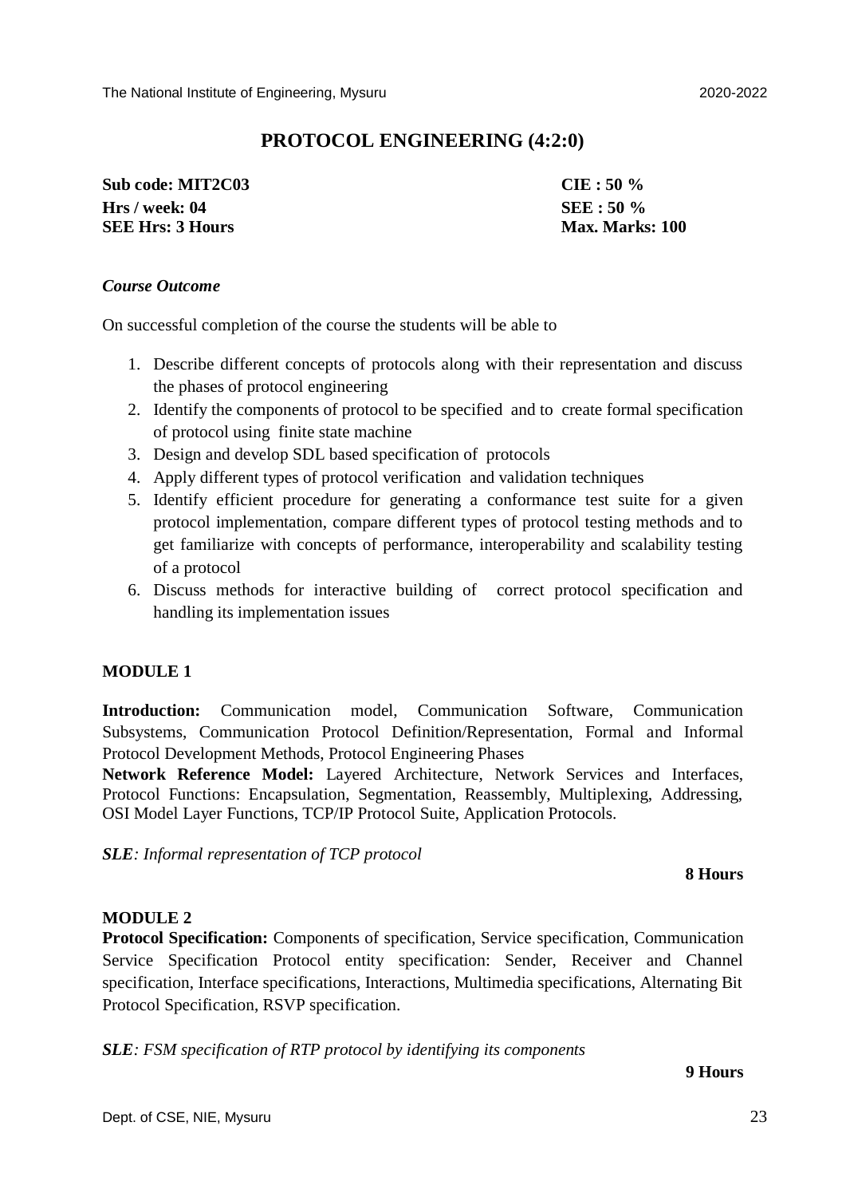# PROTOCOL ENGINEERING (4:2:0)

| | |
|---|---|
| **Sub code: MIT2C03** | **CIE : 50 %** |
| **Hrs / week: 04** | **SEE : 50 %** |
| **SEE Hrs: 3 Hours** | **Max. Marks: 100** |

***Course Outcome***

On successful completion of the course the students will be able to

1. Describe different concepts of protocols along with their representation and discuss the phases of protocol engineering
2. Identify the components of protocol to be specified and to create formal specification of protocol using finite state machine
3. Design and develop SDL based specification of protocols
4. Apply different types of protocol verification and validation techniques
5. Identify efficient procedure for generating a conformance test suite for a given protocol implementation, compare different types of protocol testing methods and to get familiarize with concepts of performance, interoperability and scalability testing of a protocol
6. Discuss methods for interactive building of correct protocol specification and handling its implementation issues

**MODULE 1**

**Introduction:** Communication model, Communication Software, Communication Subsystems, Communication Protocol Definition/Representation, Formal and Informal Protocol Development Methods, Protocol Engineering Phases

**Network Reference Model:** Layered Architecture, Network Services and Interfaces, Protocol Functions: Encapsulation, Segmentation, Reassembly, Multiplexing, Addressing, OSI Model Layer Functions, TCP/IP Protocol Suite, Application Protocols.

***SLE**: Informal representation of TCP protocol*

**8 Hours**

**MODULE 2**

**Protocol Specification:** Components of specification, Service specification, Communication Service Specification Protocol entity specification: Sender, Receiver and Channel specification, Interface specifications, Interactions, Multimedia specifications, Alternating Bit Protocol Specification, RSVP specification.

***SLE**: FSM specification of RTP protocol by identifying its components*

**9 Hours**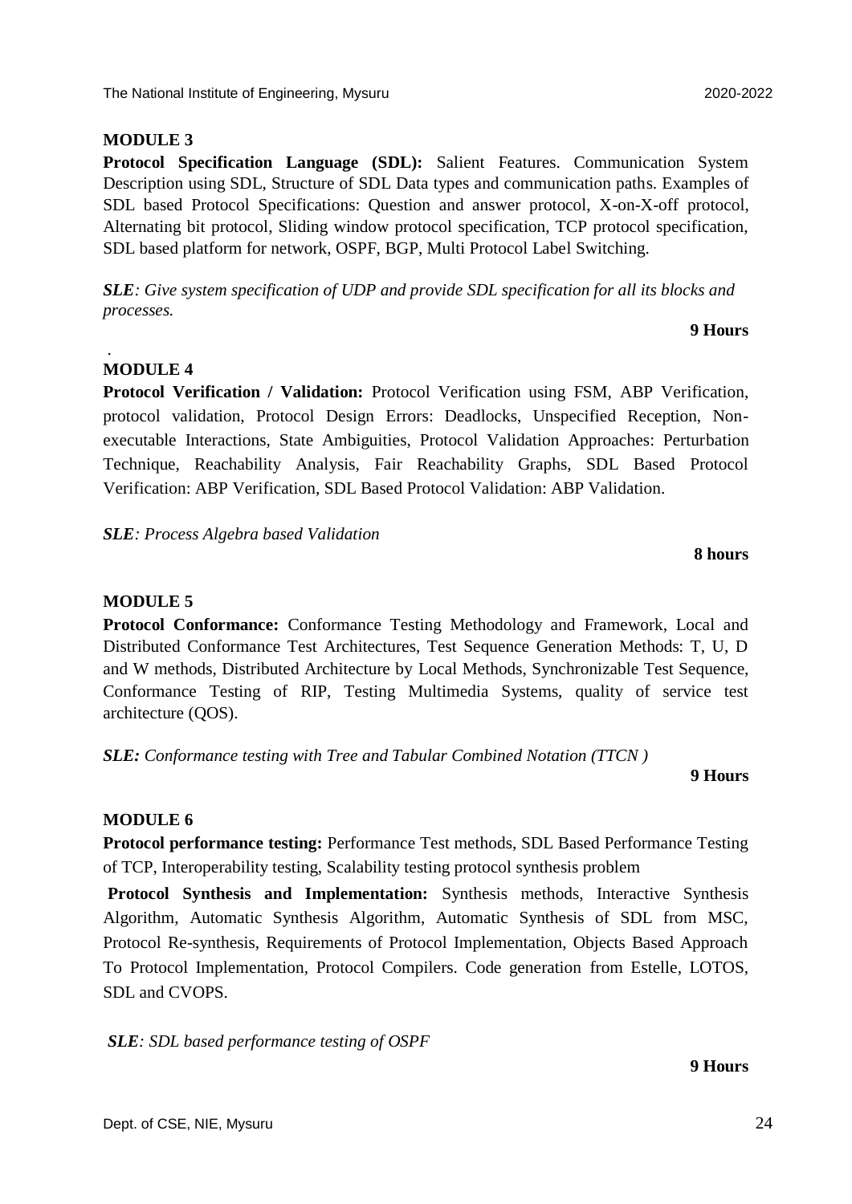**MODULE 3**

**Protocol Specification Language (SDL):** Salient Features. Communication System Description using SDL, Structure of SDL Data types and communication paths. Examples of SDL based Protocol Specifications: Question and answer protocol, X-on-X-off protocol, Alternating bit protocol, Sliding window protocol specification, TCP protocol specification, SDL based platform for network, OSPF, BGP, Multi Protocol Label Switching.

***SLE**: Give system specification of UDP and provide SDL specification for all its blocks and processes.*

**9 Hours**

.

**MODULE 4**

**Protocol Verification / Validation:** Protocol Verification using FSM, ABP Verification, protocol validation, Protocol Design Errors: Deadlocks, Unspecified Reception, Non-executable Interactions, State Ambiguities, Protocol Validation Approaches: Perturbation Technique, Reachability Analysis, Fair Reachability Graphs, SDL Based Protocol Verification: ABP Verification, SDL Based Protocol Validation: ABP Validation.

***SLE**: Process Algebra based Validation*

**8 hours**

**MODULE 5**

**Protocol Conformance:** Conformance Testing Methodology and Framework, Local and Distributed Conformance Test Architectures, Test Sequence Generation Methods: T, U, D and W methods, Distributed Architecture by Local Methods, Synchronizable Test Sequence, Conformance Testing of RIP, Testing Multimedia Systems, quality of service test architecture (QOS).

***SLE:** Conformance testing with Tree and Tabular Combined Notation (TTCN )*

**9 Hours**

**MODULE 6**

**Protocol performance testing:** Performance Test methods, SDL Based Performance Testing of TCP, Interoperability testing, Scalability testing protocol synthesis problem

**Protocol Synthesis and Implementation:** Synthesis methods, Interactive Synthesis Algorithm, Automatic Synthesis Algorithm, Automatic Synthesis of SDL from MSC, Protocol Re-synthesis, Requirements of Protocol Implementation, Objects Based Approach To Protocol Implementation, Protocol Compilers. Code generation from Estelle, LOTOS, SDL and CVOPS.

***SLE**: SDL based performance testing of OSPF*

**9 Hours**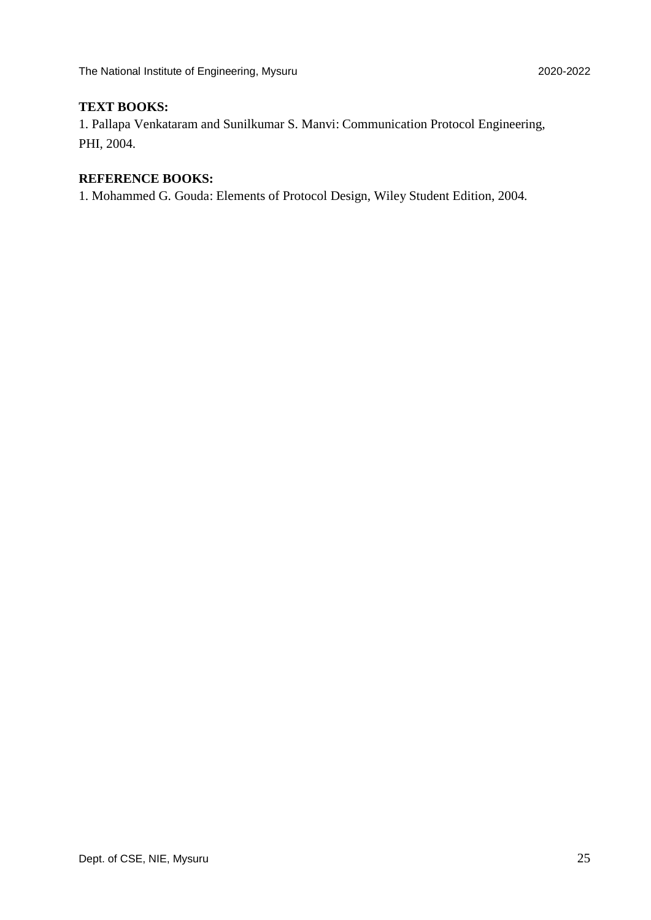**TEXT BOOKS:**

1. Pallapa Venkataram and Sunilkumar S. Manvi: Communication Protocol Engineering, PHI, 2004.

**REFERENCE BOOKS:**

1. Mohammed G. Gouda: Elements of Protocol Design, Wiley Student Edition, 2004.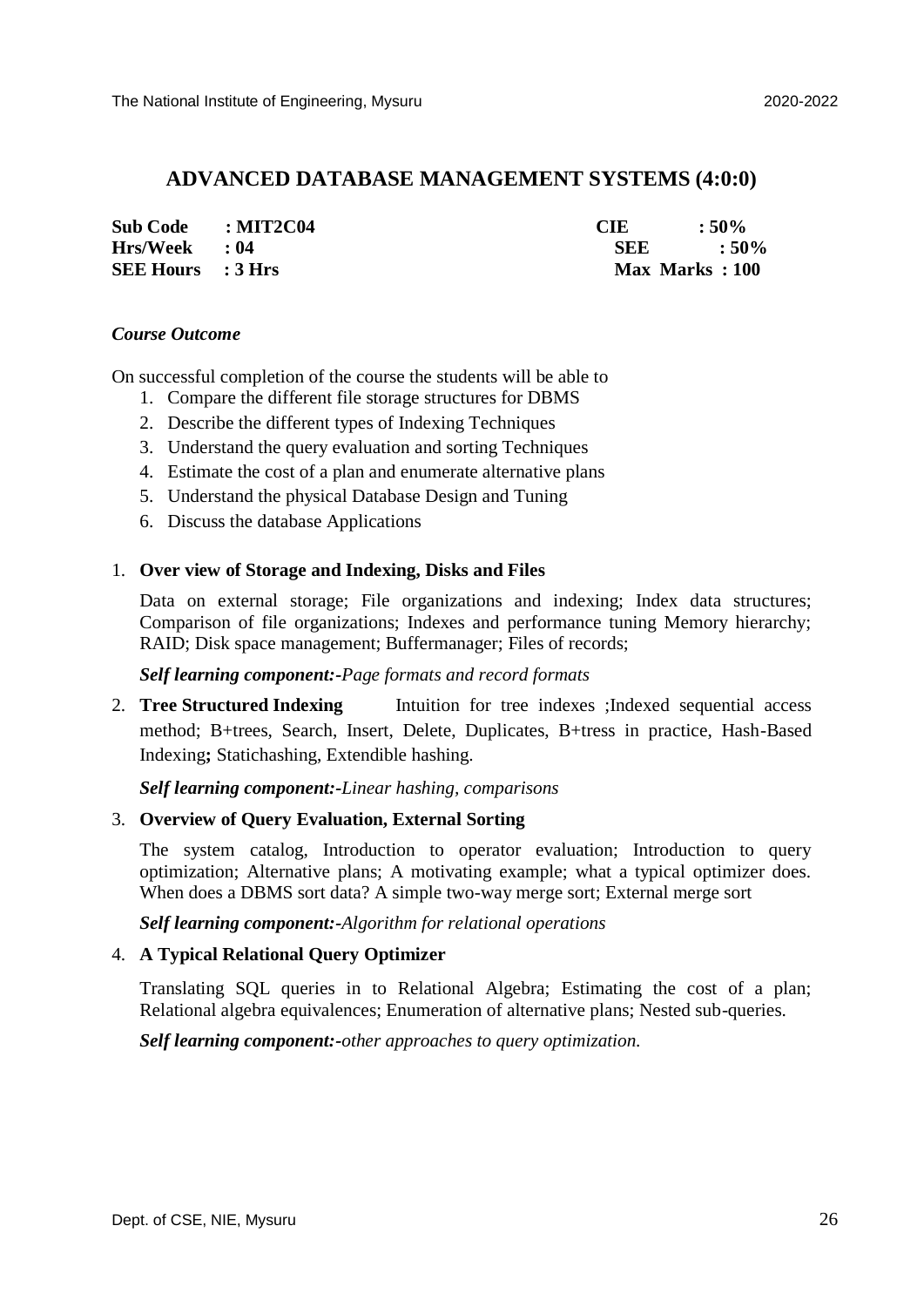# ADVANCED DATABASE MANAGEMENT SYSTEMS (4:0:0)

| | | | |
|---|---|---|---|
| **Sub Code** | **: MIT2C04** | **CIE** | **: 50%** |
| **Hrs/Week** | **: 04** | **SEE** | **: 50%** |
| **SEE Hours** | **: 3 Hrs** | **Max Marks** | **: 100** |

***Course Outcome***

On successful completion of the course the students will be able to

1. Compare the different file storage structures for DBMS
2. Describe the different types of Indexing Techniques
3. Understand the query evaluation and sorting Techniques
4. Estimate the cost of a plan and enumerate alternative plans
5. Understand the physical Database Design and Tuning
6. Discuss the database Applications

1. **Over view of Storage and Indexing, Disks and Files**

   Data on external storage; File organizations and indexing; Index data structures; Comparison of file organizations; Indexes and performance tuning Memory hierarchy; RAID; Disk space management; Buffermanager; Files of records;

   ***Self learning component:****-Page formats and record formats*

2. **Tree Structured Indexing** Intuition for tree indexes ;Indexed sequential access method; B+trees, Search, Insert, Delete, Duplicates, B+tress in practice, Hash-Based Indexing**;** Statichashing, Extendible hashing.

   ***Self learning component:****-Linear hashing, comparisons*

3. **Overview of Query Evaluation, External Sorting**

   The system catalog, Introduction to operator evaluation; Introduction to query optimization; Alternative plans; A motivating example; what a typical optimizer does. When does a DBMS sort data? A simple two-way merge sort; External merge sort

   ***Self learning component:****-Algorithm for relational operations*

4. **A Typical Relational Query Optimizer**

   Translating SQL queries in to Relational Algebra; Estimating the cost of a plan; Relational algebra equivalences; Enumeration of alternative plans; Nested sub-queries.

   ***Self learning component:****-other approaches to query optimization.*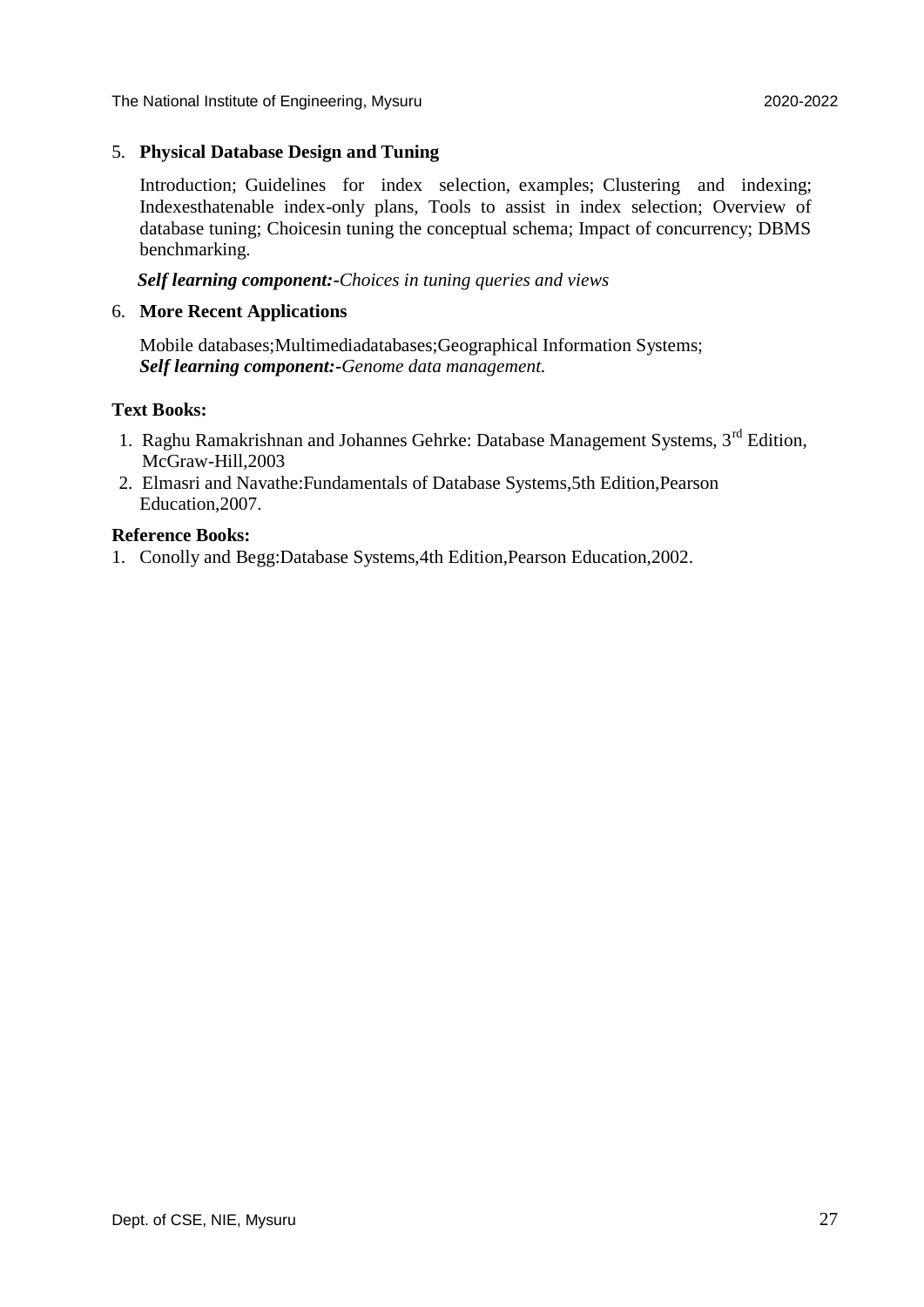5. **Physical Database Design and Tuning**

   Introduction; Guidelines for index selection, examples; Clustering and indexing; Indexesthatenable index-only plans, Tools to assist in index selection; Overview of database tuning; Choicesin tuning the conceptual schema; Impact of concurrency; DBMS benchmarking.

   ***Self learning component:-****Choices in tuning queries and views*

6. **More Recent Applications**

   Mobile databases;Multimediadatabases;Geographical Information Systems;
   ***Self learning component:-****Genome data management.*

**Text Books:**

1. Raghu Ramakrishnan and Johannes Gehrke: Database Management Systems, 3rd Edition, McGraw-Hill,2003
2. Elmasri and Navathe:Fundamentals of Database Systems,5th Edition,Pearson Education,2007.

**Reference Books:**

1. Conolly and Begg:Database Systems,4th Edition,Pearson Education,2002.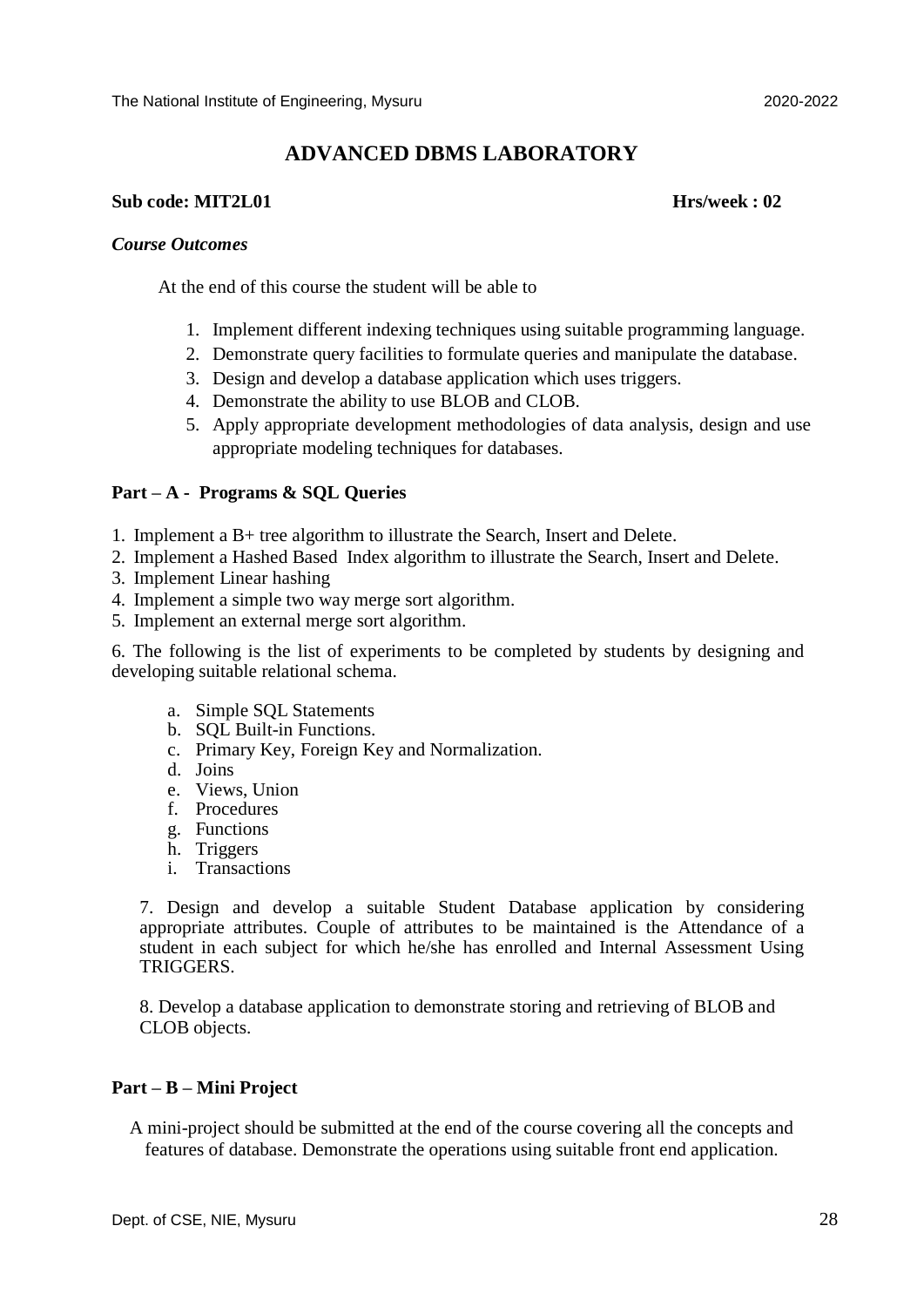# ADVANCED DBMS LABORATORY

**Sub code: MIT2L01** **Hrs/week : 02**

***Course Outcomes***

At the end of this course the student will be able to

1. Implement different indexing techniques using suitable programming language.
2. Demonstrate query facilities to formulate queries and manipulate the database.
3. Design and develop a database application which uses triggers.
4. Demonstrate the ability to use BLOB and CLOB.
5. Apply appropriate development methodologies of data analysis, design and use appropriate modeling techniques for databases.

**Part – A - Programs & SQL Queries**

1. Implement a B+ tree algorithm to illustrate the Search, Insert and Delete.
2. Implement a Hashed Based Index algorithm to illustrate the Search, Insert and Delete.
3. Implement Linear hashing
4. Implement a simple two way merge sort algorithm.
5. Implement an external merge sort algorithm.
6. The following is the list of experiments to be completed by students by designing and developing suitable relational schema.
    a. Simple SQL Statements
    b. SQL Built-in Functions.
    c. Primary Key, Foreign Key and Normalization.
    d. Joins
    e. Views, Union
    f. Procedures
    g. Functions
    h. Triggers
    i. Transactions
7. Design and develop a suitable Student Database application by considering appropriate attributes. Couple of attributes to be maintained is the Attendance of a student in each subject for which he/she has enrolled and Internal Assessment Using TRIGGERS.
8. Develop a database application to demonstrate storing and retrieving of BLOB and CLOB objects.

**Part – B – Mini Project**

A mini-project should be submitted at the end of the course covering all the concepts and features of database. Demonstrate the operations using suitable front end application.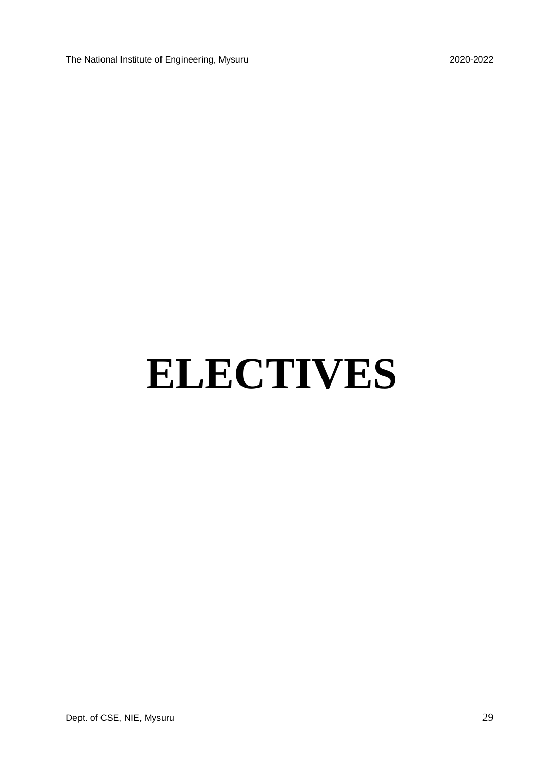# ELECTIVES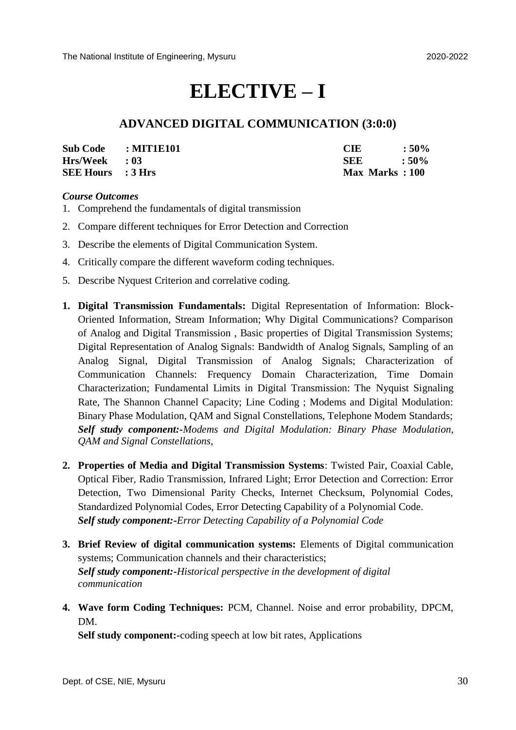# ELECTIVE – I

## ADVANCED DIGITAL COMMUNICATION (3:0:0)

| | | | |
|---|---|---|---|
| **Sub Code** | **: MIT1E101** | **CIE** | **: 50%** |
| **Hrs/Week** | **: 03** | **SEE** | **: 50%** |
| **SEE Hours** | **: 3 Hrs** | **Max Marks** | **: 100** |

***Course Outcomes***

1. Comprehend the fundamentals of digital transmission
2. Compare different techniques for Error Detection and Correction
3. Describe the elements of Digital Communication System.
4. Critically compare the different waveform coding techniques.
5. Describe Nyquest Criterion and correlative coding.

1. **Digital Transmission Fundamentals:** Digital Representation of Information: Block-Oriented Information, Stream Information; Why Digital Communications? Comparison of Analog and Digital Transmission , Basic properties of Digital Transmission Systems; Digital Representation of Analog Signals: Bandwidth of Analog Signals, Sampling of an Analog Signal, Digital Transmission of Analog Signals; Characterization of Communication Channels: Frequency Domain Characterization, Time Domain Characterization; Fundamental Limits in Digital Transmission: The Nyquist Signaling Rate, The Shannon Channel Capacity; Line Coding ; Modems and Digital Modulation: Binary Phase Modulation, QAM and Signal Constellations, Telephone Modem Standards;
   ***Self study component:-****Modems and Digital Modulation: Binary Phase Modulation, QAM and Signal Constellations,*

2. **Properties of Media and Digital Transmission Systems**: Twisted Pair, Coaxial Cable, Optical Fiber, Radio Transmission, Infrared Light; Error Detection and Correction: Error Detection, Two Dimensional Parity Checks, Internet Checksum, Polynomial Codes, Standardized Polynomial Codes, Error Detecting Capability of a Polynomial Code.
   ***Self study component:-****Error Detecting Capability of a Polynomial Code*

3. **Brief Review of digital communication systems:** Elements of Digital communication systems; Communication channels and their characteristics;
   ***Self study component:-****Historical perspective in the development of digital communication*

4. **Wave form Coding Techniques:** PCM, Channel. Noise and error probability, DPCM, DM.
   **Self study component:-**coding speech at low bit rates, Applications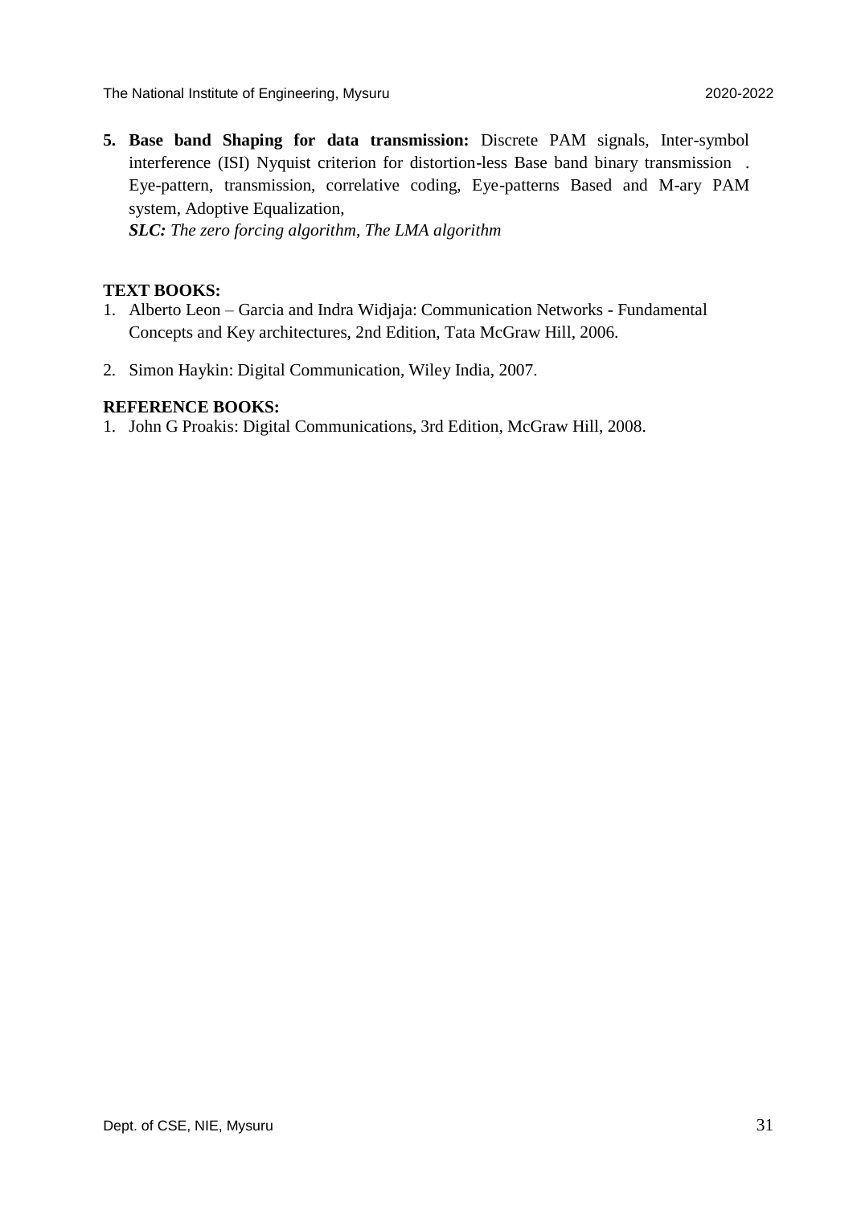5. **Base band Shaping for data transmission:** Discrete PAM signals, Inter-symbol interference (ISI) Nyquist criterion for distortion-less Base band binary transmission . Eye-pattern, transmission, correlative coding, Eye-patterns Based and M-ary PAM system, Adoptive Equalization,
   ***SLC:*** *The zero forcing algorithm, The LMA algorithm*

**TEXT BOOKS:**

1. Alberto Leon – Garcia and Indra Widjaja: Communication Networks - Fundamental Concepts and Key architectures, 2nd Edition, Tata McGraw Hill, 2006.
2. Simon Haykin: Digital Communication, Wiley India, 2007.

**REFERENCE BOOKS:**

1. John G Proakis: Digital Communications, 3rd Edition, McGraw Hill, 2008.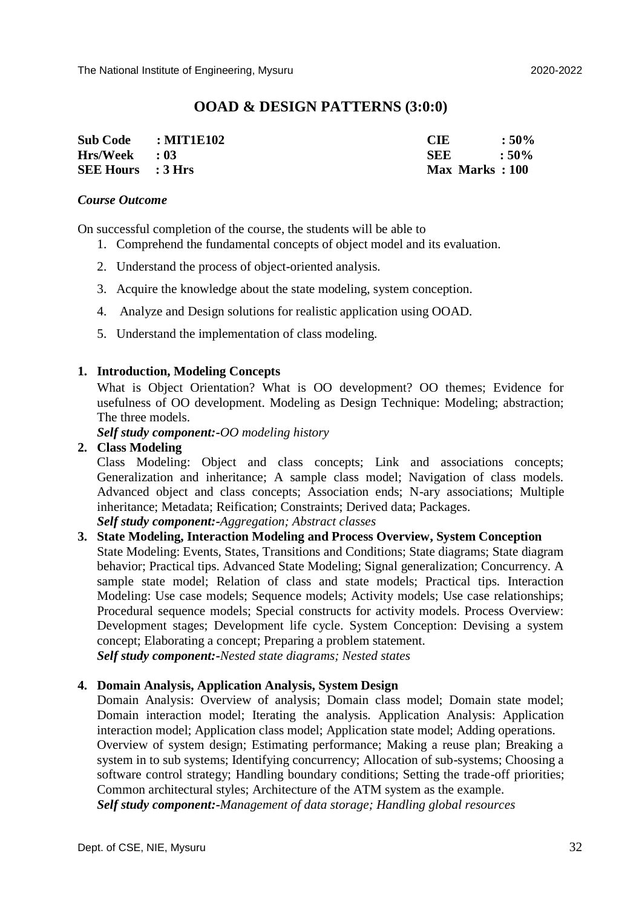## OOAD & DESIGN PATTERNS (3:0:0)

| | | | |
|---|---|---|---|
| **Sub Code** | **: MIT1E102** | **CIE** | **: 50%** |
| **Hrs/Week** | **: 03** | **SEE** | **: 50%** |
| **SEE Hours** | **: 3 Hrs** | **Max Marks** | **: 100** |

***Course Outcome***

On successful completion of the course, the students will be able to

1. Comprehend the fundamental concepts of object model and its evaluation.
2. Understand the process of object-oriented analysis.
3. Acquire the knowledge about the state modeling, system conception.
4. Analyze and Design solutions for realistic application using OOAD.
5. Understand the implementation of class modeling.

**1. Introduction, Modeling Concepts**

What is Object Orientation? What is OO development? OO themes; Evidence for usefulness of OO development. Modeling as Design Technique: Modeling; abstraction; The three models.

***Self study component:****-OO modeling history*

**2. Class Modeling**

Class Modeling: Object and class concepts; Link and associations concepts; Generalization and inheritance; A sample class model; Navigation of class models. Advanced object and class concepts; Association ends; N-ary associations; Multiple inheritance; Metadata; Reification; Constraints; Derived data; Packages.

***Self study component:****-Aggregation; Abstract classes*

**3. State Modeling, Interaction Modeling and Process Overview, System Conception**

State Modeling: Events, States, Transitions and Conditions; State diagrams; State diagram behavior; Practical tips. Advanced State Modeling; Signal generalization; Concurrency. A sample state model; Relation of class and state models; Practical tips. Interaction Modeling: Use case models; Sequence models; Activity models; Use case relationships; Procedural sequence models; Special constructs for activity models. Process Overview: Development stages; Development life cycle. System Conception: Devising a system concept; Elaborating a concept; Preparing a problem statement.

***Self study component:****-Nested state diagrams; Nested states*

**4. Domain Analysis, Application Analysis, System Design**

Domain Analysis: Overview of analysis; Domain class model; Domain state model; Domain interaction model; Iterating the analysis. Application Analysis: Application interaction model; Application class model; Application state model; Adding operations. Overview of system design; Estimating performance; Making a reuse plan; Breaking a system in to sub systems; Identifying concurrency; Allocation of sub-systems; Choosing a software control strategy; Handling boundary conditions; Setting the trade-off priorities; Common architectural styles; Architecture of the ATM system as the example.

***Self study component:****-Management of data storage; Handling global resources*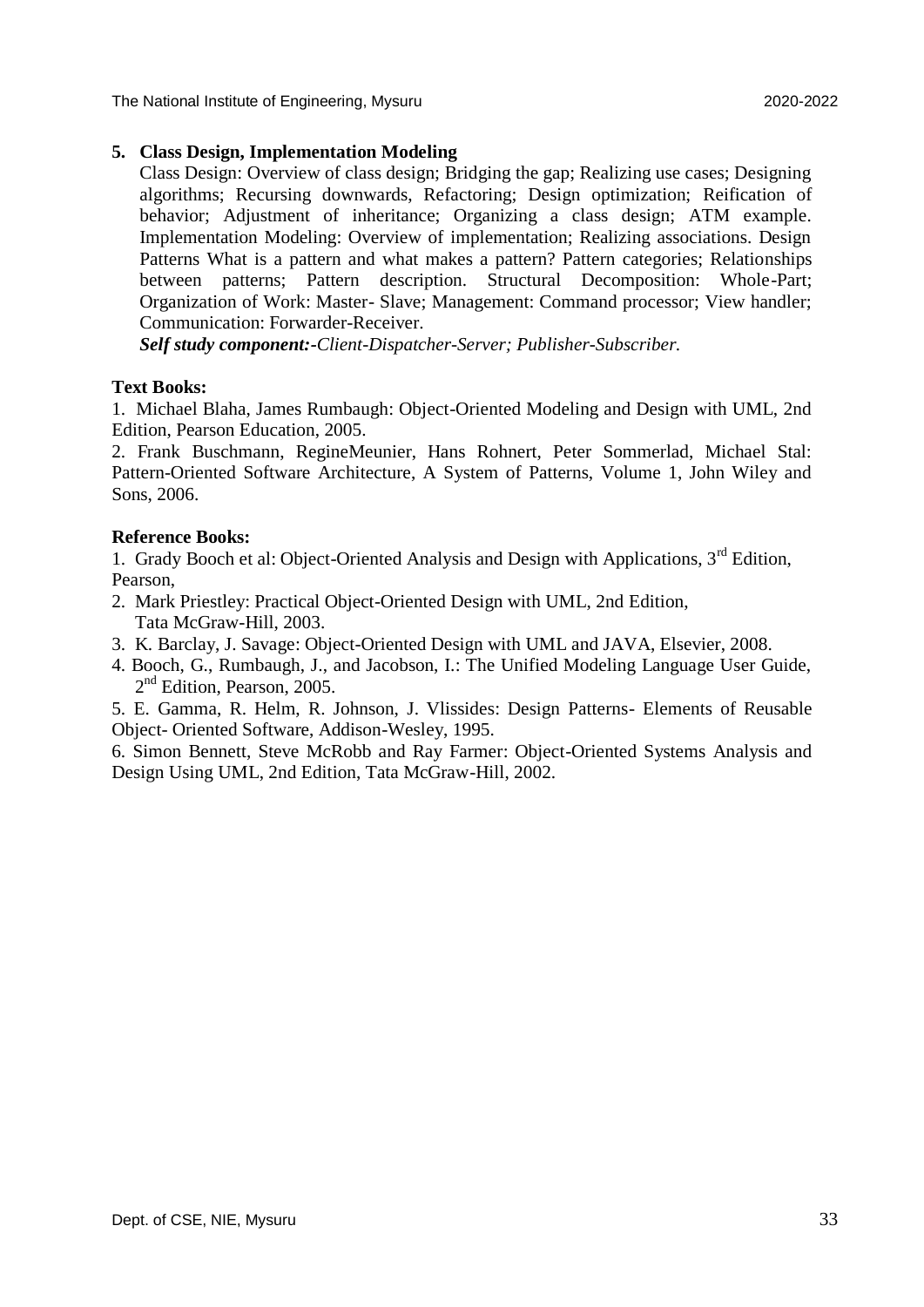**5. Class Design, Implementation Modeling**

Class Design: Overview of class design; Bridging the gap; Realizing use cases; Designing algorithms; Recursing downwards, Refactoring; Design optimization; Reification of behavior; Adjustment of inheritance; Organizing a class design; ATM example. Implementation Modeling: Overview of implementation; Realizing associations. Design Patterns What is a pattern and what makes a pattern? Pattern categories; Relationships between patterns; Pattern description. Structural Decomposition: Whole-Part; Organization of Work: Master- Slave; Management: Command processor; View handler; Communication: Forwarder-Receiver.

***Self study component:****-Client-Dispatcher-Server; Publisher-Subscriber.*

**Text Books:**

1. Michael Blaha, James Rumbaugh: Object-Oriented Modeling and Design with UML, 2nd Edition, Pearson Education, 2005.
2. Frank Buschmann, RegineMeunier, Hans Rohnert, Peter Sommerlad, Michael Stal: Pattern-Oriented Software Architecture, A System of Patterns, Volume 1, John Wiley and Sons, 2006.

**Reference Books:**

1. Grady Booch et al: Object-Oriented Analysis and Design with Applications, 3rd Edition, Pearson,
2. Mark Priestley: Practical Object-Oriented Design with UML, 2nd Edition, Tata McGraw-Hill, 2003.
3. K. Barclay, J. Savage: Object-Oriented Design with UML and JAVA, Elsevier, 2008.
4. Booch, G., Rumbaugh, J., and Jacobson, I.: The Unified Modeling Language User Guide, 2nd Edition, Pearson, 2005.
5. E. Gamma, R. Helm, R. Johnson, J. Vlissides: Design Patterns- Elements of Reusable Object- Oriented Software, Addison-Wesley, 1995.
6. Simon Bennett, Steve McRobb and Ray Farmer: Object-Oriented Systems Analysis and Design Using UML, 2nd Edition, Tata McGraw-Hill, 2002.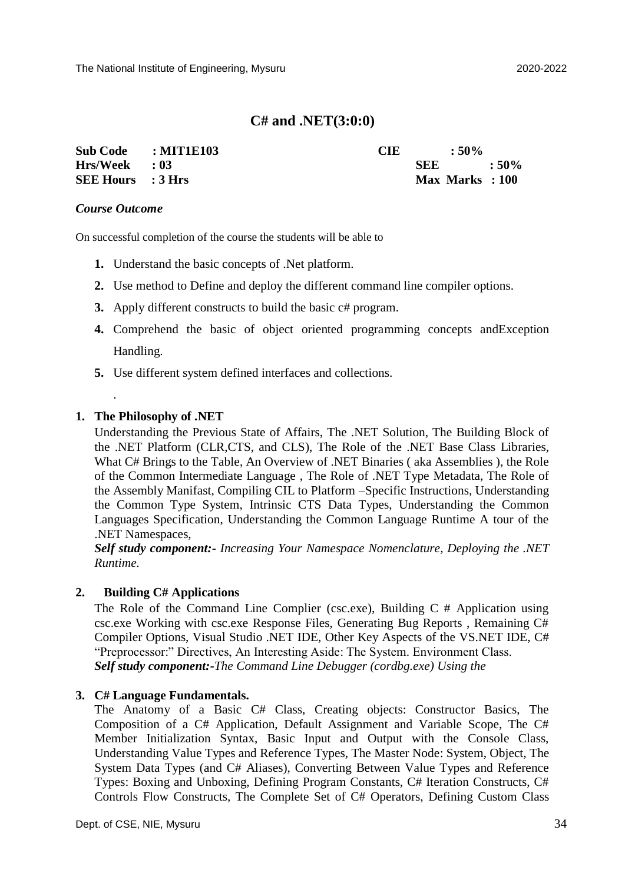## C# and .NET(3:0:0)

| | | | |
|---|---|---|---|
| **Sub Code** | **: MIT1E103** | **CIE** | **: 50%** |
| **Hrs/Week** | **: 03** | **SEE** | **: 50%** |
| **SEE Hours** | **: 3 Hrs** | **Max Marks** | **: 100** |

***Course Outcome***

On successful completion of the course the students will be able to

1. Understand the basic concepts of .Net platform.
2. Use method to Define and deploy the different command line compiler options.
3. Apply different constructs to build the basic c# program.
4. Comprehend the basic of object oriented programming concepts andException Handling.
5. Use different system defined interfaces and collections.

.

1. **The Philosophy of .NET**

   Understanding the Previous State of Affairs, The .NET Solution, The Building Block of the .NET Platform (CLR,CTS, and CLS), The Role of the .NET Base Class Libraries, What C# Brings to the Table, An Overview of .NET Binaries ( aka Assemblies ), the Role of the Common Intermediate Language , The Role of .NET Type Metadata, The Role of the Assembly Manifast, Compiling CIL to Platform –Specific Instructions, Understanding the Common Type System, Intrinsic CTS Data Types, Understanding the Common Languages Specification, Understanding the Common Language Runtime A tour of the .NET Namespaces,

   ***Self study component:-*** *Increasing Your Namespace Nomenclature, Deploying the .NET Runtime.*

2. **Building C# Applications**

   The Role of the Command Line Complier (csc.exe), Building C # Application using csc.exe Working with csc.exe Response Files, Generating Bug Reports , Remaining C# Compiler Options, Visual Studio .NET IDE, Other Key Aspects of the VS.NET IDE, C# "Preprocessor:" Directives, An Interesting Aside: The System. Environment Class.

   ***Self study component:-****The Command Line Debugger (cordbg.exe) Using the*

3. **C# Language Fundamentals.**

   The Anatomy of a Basic C# Class, Creating objects: Constructor Basics, The Composition of a C# Application, Default Assignment and Variable Scope, The C# Member Initialization Syntax, Basic Input and Output with the Console Class, Understanding Value Types and Reference Types, The Master Node: System, Object, The System Data Types (and C# Aliases), Converting Between Value Types and Reference Types: Boxing and Unboxing, Defining Program Constants, C# Iteration Constructs, C# Controls Flow Constructs, The Complete Set of C# Operators, Defining Custom Class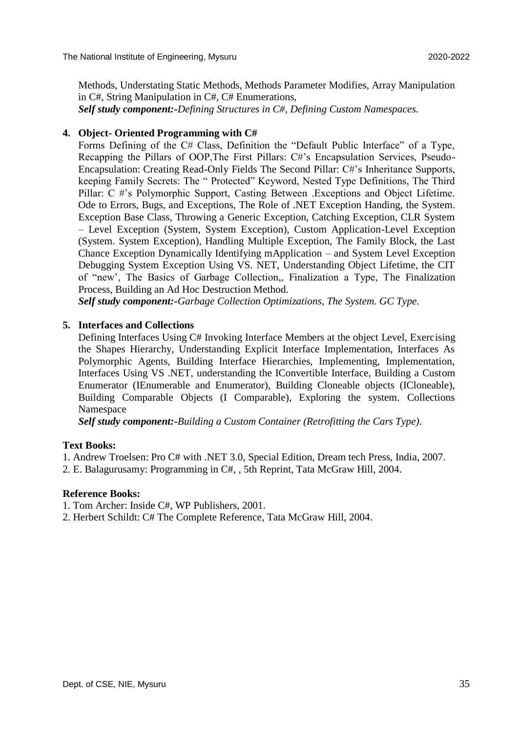Methods, Understating Static Methods, Methods Parameter Modifies, Array Manipulation in C#, String Manipulation in C#, C# Enumerations,
***Self study component:****-Defining Structures in C#, Defining Custom Namespaces.*

4. **Object- Oriented Programming with C#**

   Forms Defining of the C# Class, Definition the "Default Public Interface" of a Type, Recapping the Pillars of OOP,The First Pillars: C#'s Encapsulation Services, Pseudo-Encapsulation: Creating Read-Only Fields The Second Pillar: C#'s Inheritance Supports, keeping Family Secrets: The " Protected" Keyword, Nested Type Definitions, The Third Pillar: C #'s Polymorphic Support, Casting Between .Exceptions and Object Lifetime. Ode to Errors, Bugs, and Exceptions, The Role of .NET Exception Handing, the System. Exception Base Class, Throwing a Generic Exception, Catching Exception, CLR System – Level Exception (System, System Exception), Custom Application-Level Exception (System. System Exception), Handling Multiple Exception, The Family Block, the Last Chance Exception Dynamically Identifying mApplication – and System Level Exception Debugging System Exception Using VS. NET, Understanding Object Lifetime, the CIT of "new', The Basics of Garbage Collection,, Finalization a Type, The Finalization Process, Building an Ad Hoc Destruction Method.

   ***Self study component:****-Garbage Collection Optimizations, The System. GC Type.*

5. **Interfaces and Collections**

   Defining Interfaces Using C# Invoking Interface Members at the object Level, Exercising the Shapes Hierarchy, Understanding Explicit Interface Implementation, Interfaces As Polymorphic Agents, Building Interface Hierarchies, Implementing, Implementation, Interfaces Using VS .NET, understanding the IConvertible Interface, Building a Custom Enumerator (IEnumerable and Enumerator), Building Cloneable objects (ICloneable), Building Comparable Objects (I Comparable), Exploring the system. Collections Namespace

   ***Self study component:****-Building a Custom Container (Retrofitting the Cars Type).*

**Text Books:**

1. Andrew Troelsen: Pro C# with .NET 3.0, Special Edition, Dream tech Press, India, 2007.
2. E. Balagurusamy: Programming in C#, , 5th Reprint, Tata McGraw Hill, 2004.

**Reference Books:**

1. Tom Archer: Inside C#, WP Publishers, 2001.
2. Herbert Schildt: C# The Complete Reference, Tata McGraw Hill, 2004.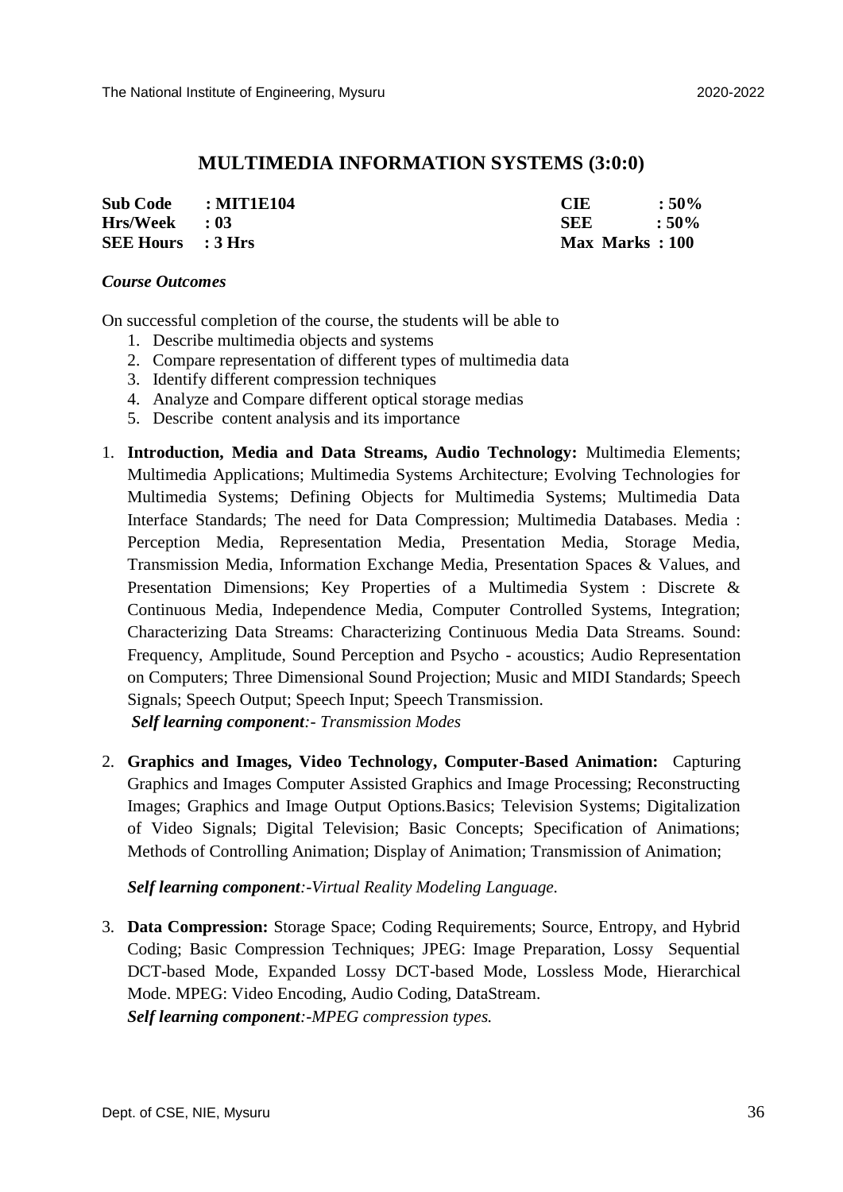## MULTIMEDIA INFORMATION SYSTEMS (3:0:0)

| | | | |
|---|---|---|---|
| **Sub Code** | **: MIT1E104** | **CIE** | **: 50%** |
| **Hrs/Week** | **: 03** | **SEE** | **: 50%** |
| **SEE Hours** | **: 3 Hrs** | **Max Marks** | **: 100** |

***Course Outcomes***

On successful completion of the course, the students will be able to

1. Describe multimedia objects and systems
2. Compare representation of different types of multimedia data
3. Identify different compression techniques
4. Analyze and Compare different optical storage medias
5. Describe content analysis and its importance

1. **Introduction, Media and Data Streams, Audio Technology:** Multimedia Elements; Multimedia Applications; Multimedia Systems Architecture; Evolving Technologies for Multimedia Systems; Defining Objects for Multimedia Systems; Multimedia Data Interface Standards; The need for Data Compression; Multimedia Databases. Media : Perception Media, Representation Media, Presentation Media, Storage Media, Transmission Media, Information Exchange Media, Presentation Spaces & Values, and Presentation Dimensions; Key Properties of a Multimedia System : Discrete & Continuous Media, Independence Media, Computer Controlled Systems, Integration; Characterizing Data Streams: Characterizing Continuous Media Data Streams. Sound: Frequency, Amplitude, Sound Perception and Psycho - acoustics; Audio Representation on Computers; Three Dimensional Sound Projection; Music and MIDI Standards; Speech Signals; Speech Output; Speech Input; Speech Transmission.
   ***Self learning component****:- Transmission Modes*

2. **Graphics and Images, Video Technology, Computer-Based Animation:** Capturing Graphics and Images Computer Assisted Graphics and Image Processing; Reconstructing Images; Graphics and Image Output Options.Basics; Television Systems; Digitalization of Video Signals; Digital Television; Basic Concepts; Specification of Animations; Methods of Controlling Animation; Display of Animation; Transmission of Animation;

   ***Self learning component****:-Virtual Reality Modeling Language.*

3. **Data Compression:** Storage Space; Coding Requirements; Source, Entropy, and Hybrid Coding; Basic Compression Techniques; JPEG: Image Preparation, Lossy Sequential DCT-based Mode, Expanded Lossy DCT-based Mode, Lossless Mode, Hierarchical Mode. MPEG: Video Encoding, Audio Coding, DataStream.
   ***Self learning component****:-MPEG compression types.*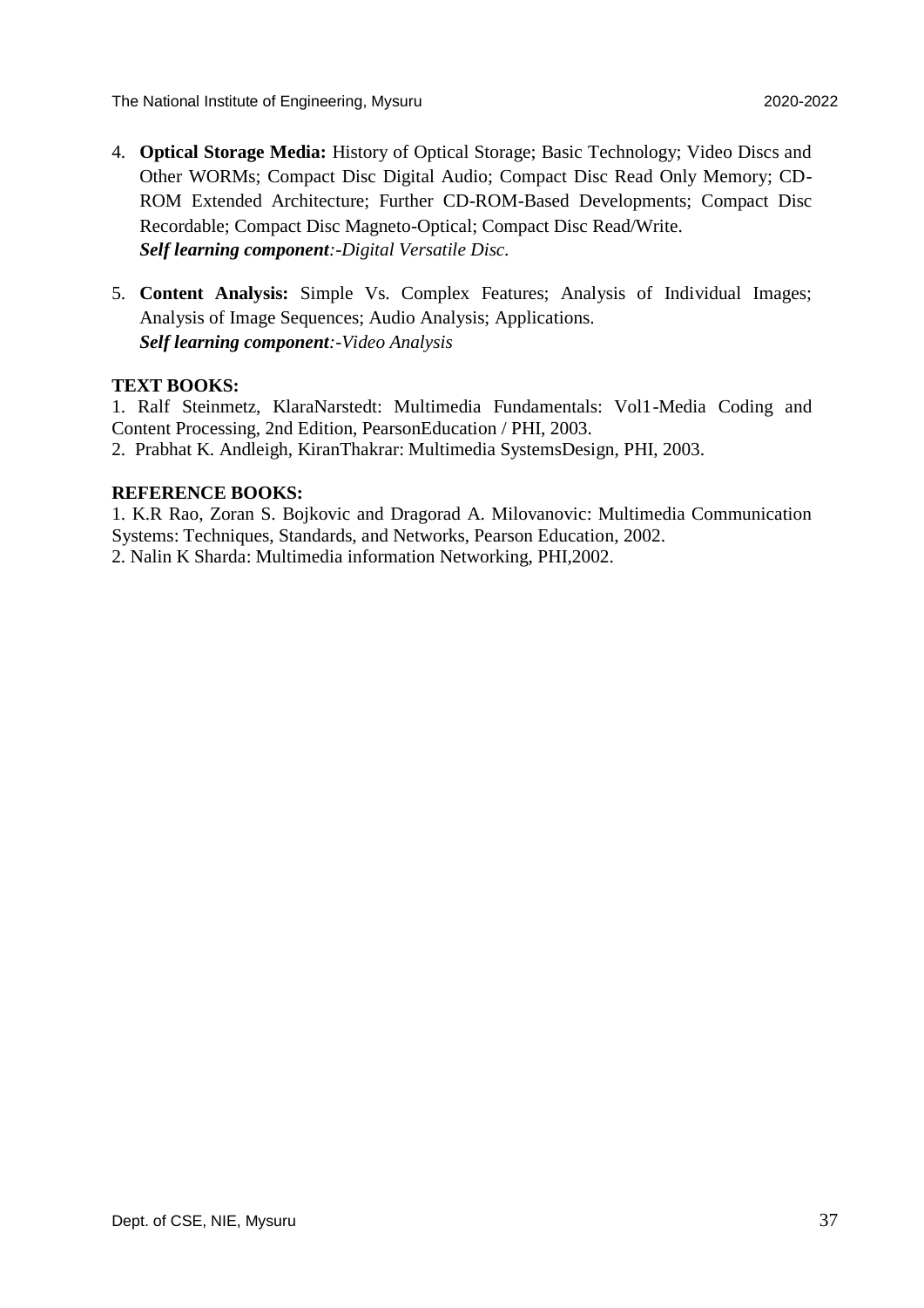4. **Optical Storage Media:** History of Optical Storage; Basic Technology; Video Discs and Other WORMs; Compact Disc Digital Audio; Compact Disc Read Only Memory; CD-ROM Extended Architecture; Further CD-ROM-Based Developments; Compact Disc Recordable; Compact Disc Magneto-Optical; Compact Disc Read/Write.
   ***Self learning component****:-Digital Versatile Disc.*

5. **Content Analysis:** Simple Vs. Complex Features; Analysis of Individual Images; Analysis of Image Sequences; Audio Analysis; Applications.
   ***Self learning component****:-Video Analysis*

**TEXT BOOKS:**

1. Ralf Steinmetz, KlaraNarstedt: Multimedia Fundamentals: Vol1-Media Coding and Content Processing, 2nd Edition, PearsonEducation / PHI, 2003.
2. Prabhat K. Andleigh, KiranThakrar: Multimedia SystemsDesign, PHI, 2003.

**REFERENCE BOOKS:**

1. K.R Rao, Zoran S. Bojkovic and Dragorad A. Milovanovic: Multimedia Communication Systems: Techniques, Standards, and Networks, Pearson Education, 2002.
2. Nalin K Sharda: Multimedia information Networking, PHI,2002.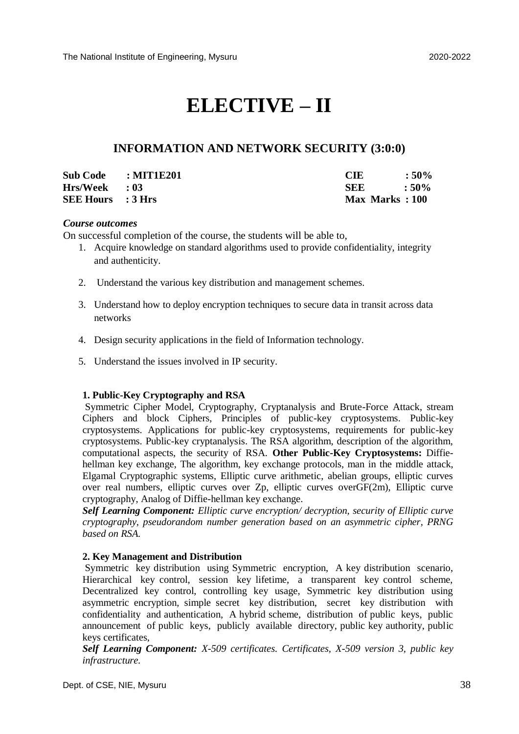# ELECTIVE – II

## INFORMATION AND NETWORK SECURITY (3:0:0)

| | | | |
|---|---|---|---|
| **Sub Code** | **: MIT1E201** | **CIE** | **: 50%** |
| **Hrs/Week** | **: 03** | **SEE** | **: 50%** |
| **SEE Hours** | **: 3 Hrs** | **Max Marks** | **: 100** |

***Course outcomes***

On successful completion of the course, the students will be able to,

1. Acquire knowledge on standard algorithms used to provide confidentiality, integrity and authenticity.
2. Understand the various key distribution and management schemes.
3. Understand how to deploy encryption techniques to secure data in transit across data networks
4. Design security applications in the field of Information technology.
5. Understand the issues involved in IP security.

**1. Public-Key Cryptography and RSA**

Symmetric Cipher Model, Cryptography, Cryptanalysis and Brute-Force Attack, stream Ciphers and block Ciphers, Principles of public-key cryptosystems. Public-key cryptosystems. Applications for public-key cryptosystems, requirements for public-key cryptosystems. Public-key cryptanalysis. The RSA algorithm, description of the algorithm, computational aspects, the security of RSA. **Other Public-Key Cryptosystems:** Diffie-hellman key exchange, The algorithm, key exchange protocols, man in the middle attack, Elgamal Cryptographic systems, Elliptic curve arithmetic, abelian groups, elliptic curves over real numbers, elliptic curves over Zp, elliptic curves overGF(2m), Elliptic curve cryptography, Analog of Diffie-hellman key exchange.

***Self Learning Component:*** *Elliptic curve encryption/ decryption, security of Elliptic curve cryptography, pseudorandom number generation based on an asymmetric cipher, PRNG based on RSA.*

**2. Key Management and Distribution**

Symmetric key distribution using Symmetric encryption, A key distribution scenario, Hierarchical key control, session key lifetime, a transparent key control scheme, Decentralized key control, controlling key usage, Symmetric key distribution using asymmetric encryption, simple secret key distribution, secret key distribution with confidentiality and authentication, A hybrid scheme, distribution of public keys, public announcement of public keys, publicly available directory, public key authority, public keys certificates,

***Self Learning Component:*** *X-509 certificates. Certificates, X-509 version 3, public key infrastructure.*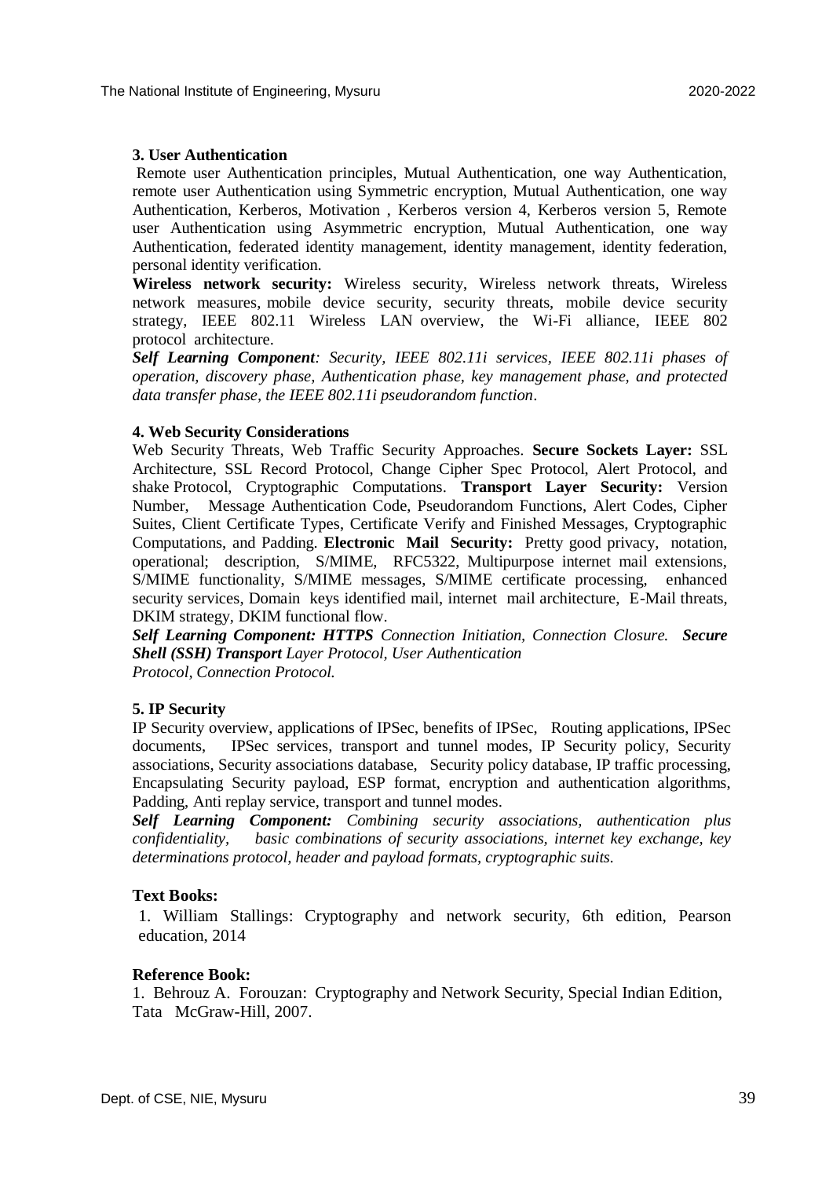**3. User Authentication**

Remote user Authentication principles, Mutual Authentication, one way Authentication, remote user Authentication using Symmetric encryption, Mutual Authentication, one way Authentication, Kerberos, Motivation , Kerberos version 4, Kerberos version 5, Remote user Authentication using Asymmetric encryption, Mutual Authentication, one way Authentication, federated identity management, identity management, identity federation, personal identity verification.

**Wireless network security:** Wireless security, Wireless network threats, Wireless network measures, mobile device security, security threats, mobile device security strategy, IEEE 802.11 Wireless LAN overview, the Wi-Fi alliance, IEEE 802 protocol architecture.

***Self Learning Component****: Security, IEEE 802.11i services, IEEE 802.11i phases of operation, discovery phase, Authentication phase, key management phase, and protected data transfer phase, the IEEE 802.11i pseudorandom function*.

**4. Web Security Considerations**

Web Security Threats, Web Traffic Security Approaches. **Secure Sockets Layer:** SSL Architecture, SSL Record Protocol, Change Cipher Spec Protocol, Alert Protocol, and shake Protocol, Cryptographic Computations. **Transport Layer Security:** Version Number, Message Authentication Code, Pseudorandom Functions, Alert Codes, Cipher Suites, Client Certificate Types, Certificate Verify and Finished Messages, Cryptographic Computations, and Padding. **Electronic Mail Security:** Pretty good privacy, notation, operational; description, S/MIME, RFC5322, Multipurpose internet mail extensions, S/MIME functionality, S/MIME messages, S/MIME certificate processing, enhanced security services, Domain keys identified mail, internet mail architecture, E-Mail threats, DKIM strategy, DKIM functional flow.

***Self Learning Component: HTTPS*** *Connection Initiation, Connection Closure.* ***Secure Shell (SSH) Transport*** *Layer Protocol, User Authentication Protocol, Connection Protocol.*

**5. IP Security**

IP Security overview, applications of IPSec, benefits of IPSec, Routing applications, IPSec documents, IPSec services, transport and tunnel modes, IP Security policy, Security associations, Security associations database, Security policy database, IP traffic processing, Encapsulating Security payload, ESP format, encryption and authentication algorithms, Padding, Anti replay service, transport and tunnel modes.

***Self Learning Component:*** *Combining security associations, authentication plus confidentiality, basic combinations of security associations, internet key exchange, key determinations protocol, header and payload formats, cryptographic suits.*

**Text Books:**

1. William Stallings: Cryptography and network security, 6th edition, Pearson education, 2014

**Reference Book:**

1. Behrouz A. Forouzan: Cryptography and Network Security, Special Indian Edition, Tata McGraw-Hill, 2007.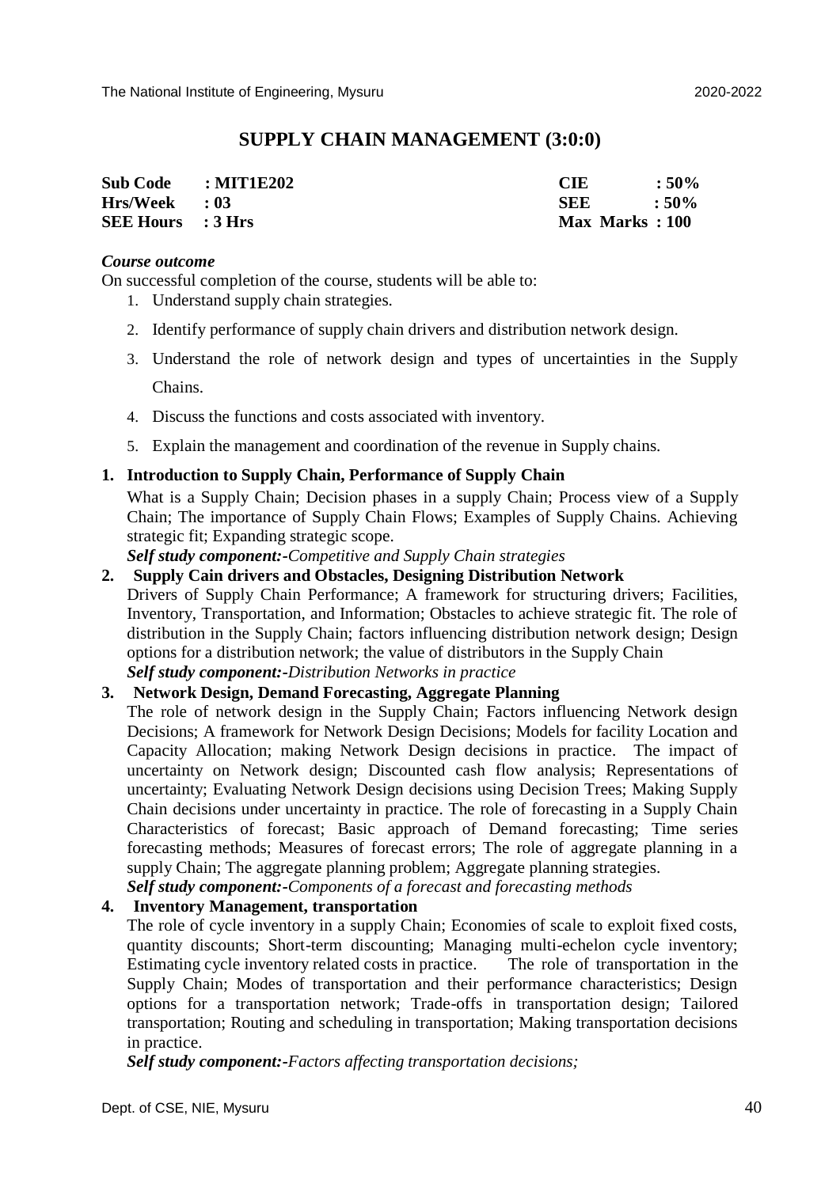# SUPPLY CHAIN MANAGEMENT (3:0:0)

| | | | |
|---|---|---|---|
| **Sub Code** | **: MIT1E202** | **CIE** | **: 50%** |
| **Hrs/Week** | **: 03** | **SEE** | **: 50%** |
| **SEE Hours** | **: 3 Hrs** | **Max Marks** | **: 100** |

***Course outcome***

On successful completion of the course, students will be able to:

1. Understand supply chain strategies.
2. Identify performance of supply chain drivers and distribution network design.
3. Understand the role of network design and types of uncertainties in the Supply Chains.
4. Discuss the functions and costs associated with inventory.
5. Explain the management and coordination of the revenue in Supply chains.

**1. Introduction to Supply Chain, Performance of Supply Chain**

What is a Supply Chain; Decision phases in a supply Chain; Process view of a Supply Chain; The importance of Supply Chain Flows; Examples of Supply Chains. Achieving strategic fit; Expanding strategic scope.

***Self study component:-****Competitive and Supply Chain strategies*

**2. Supply Cain drivers and Obstacles, Designing Distribution Network**

Drivers of Supply Chain Performance; A framework for structuring drivers; Facilities, Inventory, Transportation, and Information; Obstacles to achieve strategic fit. The role of distribution in the Supply Chain; factors influencing distribution network design; Design options for a distribution network; the value of distributors in the Supply Chain

***Self study component:-****Distribution Networks in practice*

**3. Network Design, Demand Forecasting, Aggregate Planning**

The role of network design in the Supply Chain; Factors influencing Network design Decisions; A framework for Network Design Decisions; Models for facility Location and Capacity Allocation; making Network Design decisions in practice. The impact of uncertainty on Network design; Discounted cash flow analysis; Representations of uncertainty; Evaluating Network Design decisions using Decision Trees; Making Supply Chain decisions under uncertainty in practice. The role of forecasting in a Supply Chain Characteristics of forecast; Basic approach of Demand forecasting; Time series forecasting methods; Measures of forecast errors; The role of aggregate planning in a supply Chain; The aggregate planning problem; Aggregate planning strategies.

***Self study component:-****Components of a forecast and forecasting methods*

**4. Inventory Management, transportation**

The role of cycle inventory in a supply Chain; Economies of scale to exploit fixed costs, quantity discounts; Short-term discounting; Managing multi-echelon cycle inventory; Estimating cycle inventory related costs in practice. The role of transportation in the Supply Chain; Modes of transportation and their performance characteristics; Design options for a transportation network; Trade-offs in transportation design; Tailored transportation; Routing and scheduling in transportation; Making transportation decisions in practice.

***Self study component:-****Factors affecting transportation decisions;*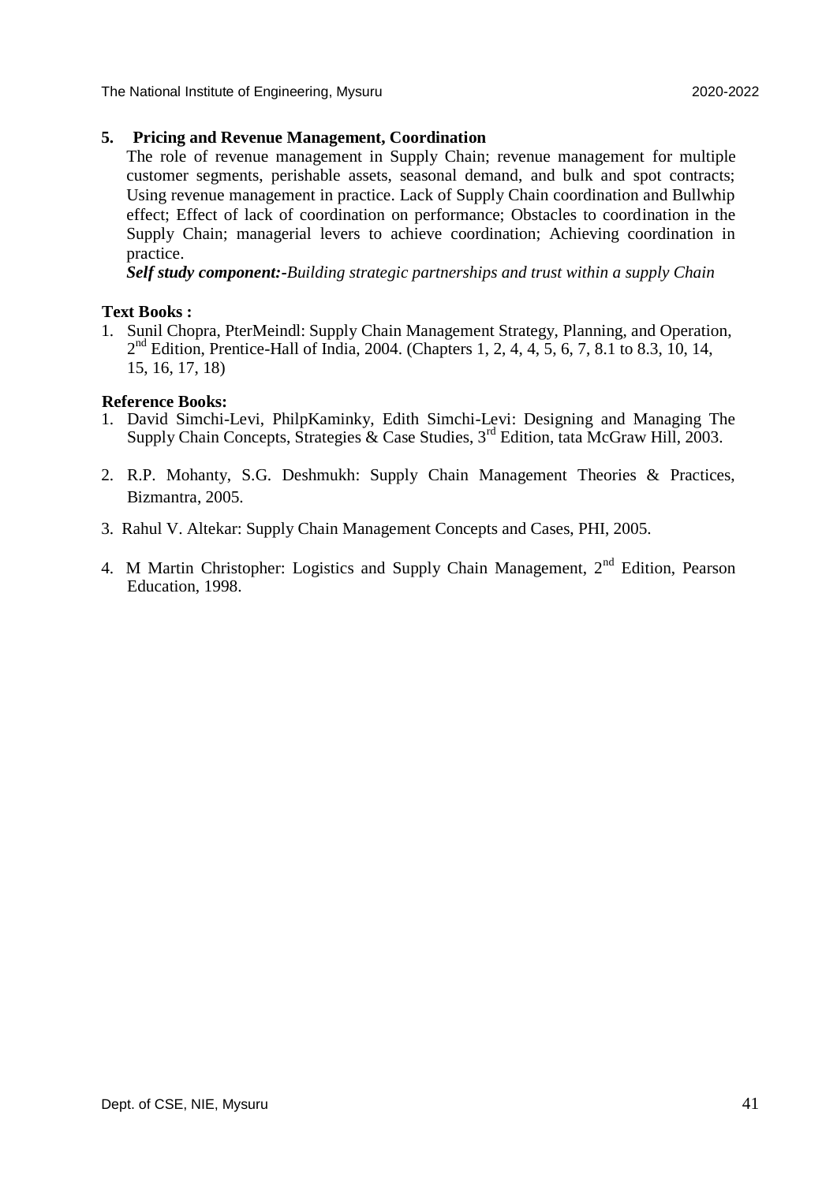**5. Pricing and Revenue Management, Coordination**

The role of revenue management in Supply Chain; revenue management for multiple customer segments, perishable assets, seasonal demand, and bulk and spot contracts; Using revenue management in practice. Lack of Supply Chain coordination and Bullwhip effect; Effect of lack of coordination on performance; Obstacles to coordination in the Supply Chain; managerial levers to achieve coordination; Achieving coordination in practice.

***Self study component:-****Building strategic partnerships and trust within a supply Chain*

**Text Books :**

1. Sunil Chopra, PterMeindl: Supply Chain Management Strategy, Planning, and Operation, 2nd Edition, Prentice-Hall of India, 2004. (Chapters 1, 2, 4, 4, 5, 6, 7, 8.1 to 8.3, 10, 14, 15, 16, 17, 18)

**Reference Books:**

1. David Simchi-Levi, PhilpKaminky, Edith Simchi-Levi: Designing and Managing The Supply Chain Concepts, Strategies & Case Studies, 3rd Edition, tata McGraw Hill, 2003.
2. R.P. Mohanty, S.G. Deshmukh: Supply Chain Management Theories & Practices, Bizmantra, 2005.
3. Rahul V. Altekar: Supply Chain Management Concepts and Cases, PHI, 2005.
4. M Martin Christopher: Logistics and Supply Chain Management, 2nd Edition, Pearson Education, 1998.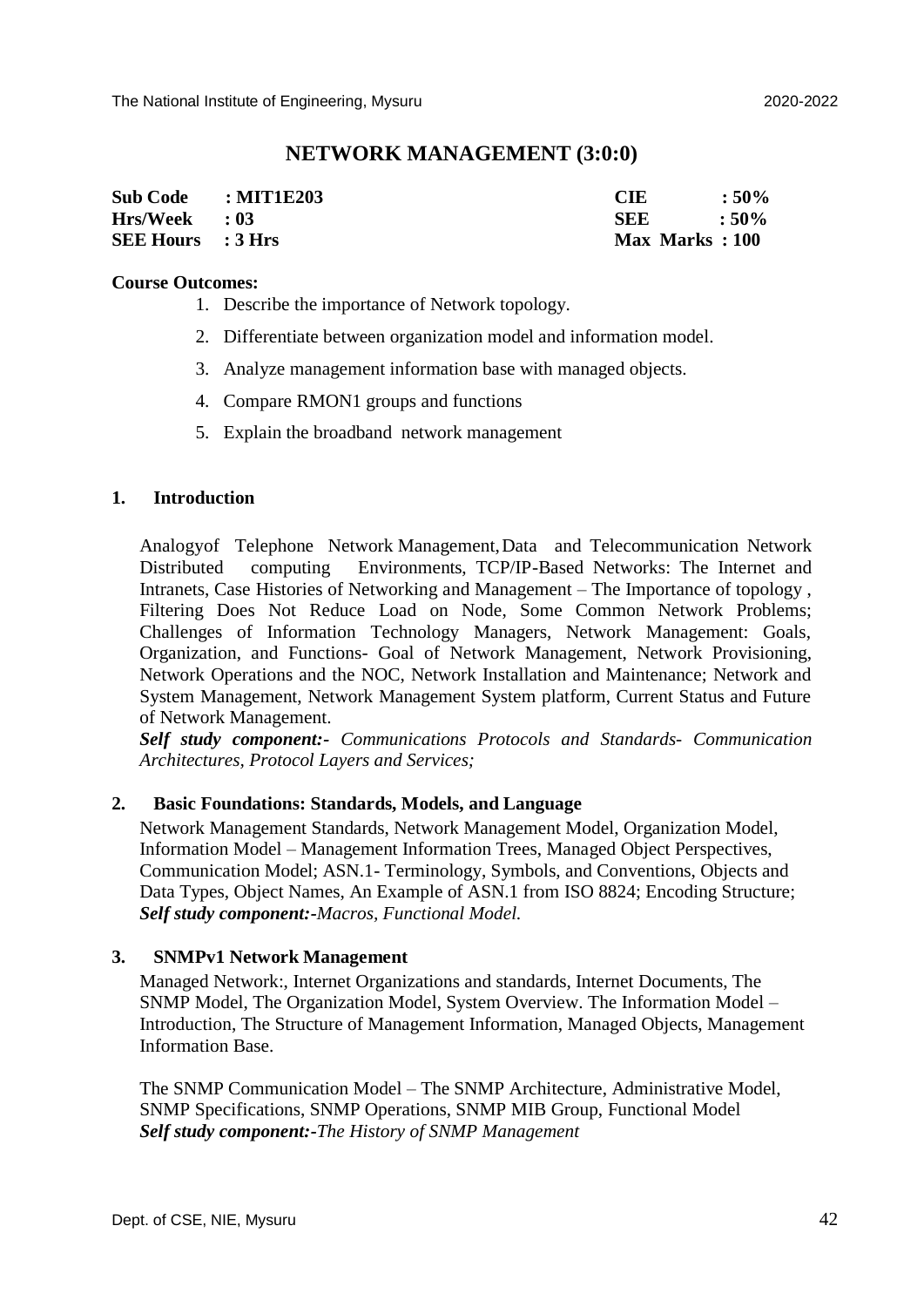# NETWORK MANAGEMENT (3:0:0)

| | | | |
|---|---|---|---|
| **Sub Code** | **: MIT1E203** | **CIE** | **: 50%** |
| **Hrs/Week** | **: 03** | **SEE** | **: 50%** |
| **SEE Hours** | **: 3 Hrs** | **Max Marks** | **: 100** |

**Course Outcomes:**

1. Describe the importance of Network topology.
2. Differentiate between organization model and information model.
3. Analyze management information base with managed objects.
4. Compare RMON1 groups and functions
5. Explain the broadband network management

## 1. Introduction

Analogyof Telephone Network Management, Data and Telecommunication Network Distributed computing Environments, TCP/IP-Based Networks: The Internet and Intranets, Case Histories of Networking and Management – The Importance of topology , Filtering Does Not Reduce Load on Node, Some Common Network Problems; Challenges of Information Technology Managers, Network Management: Goals, Organization, and Functions- Goal of Network Management, Network Provisioning, Network Operations and the NOC, Network Installation and Maintenance; Network and System Management, Network Management System platform, Current Status and Future of Network Management.

***Self study component:-*** *Communications Protocols and Standards- Communication Architectures, Protocol Layers and Services;*

## 2. Basic Foundations: Standards, Models, and Language

Network Management Standards, Network Management Model, Organization Model, Information Model – Management Information Trees, Managed Object Perspectives, Communication Model; ASN.1- Terminology, Symbols, and Conventions, Objects and Data Types, Object Names, An Example of ASN.1 from ISO 8824; Encoding Structure;

***Self study component:-****Macros, Functional Model.*

## 3. SNMPv1 Network Management

Managed Network:, Internet Organizations and standards, Internet Documents, The SNMP Model, The Organization Model, System Overview. The Information Model – Introduction, The Structure of Management Information, Managed Objects, Management Information Base.

The SNMP Communication Model – The SNMP Architecture, Administrative Model, SNMP Specifications, SNMP Operations, SNMP MIB Group, Functional Model

***Self study component:-****The History of SNMP Management*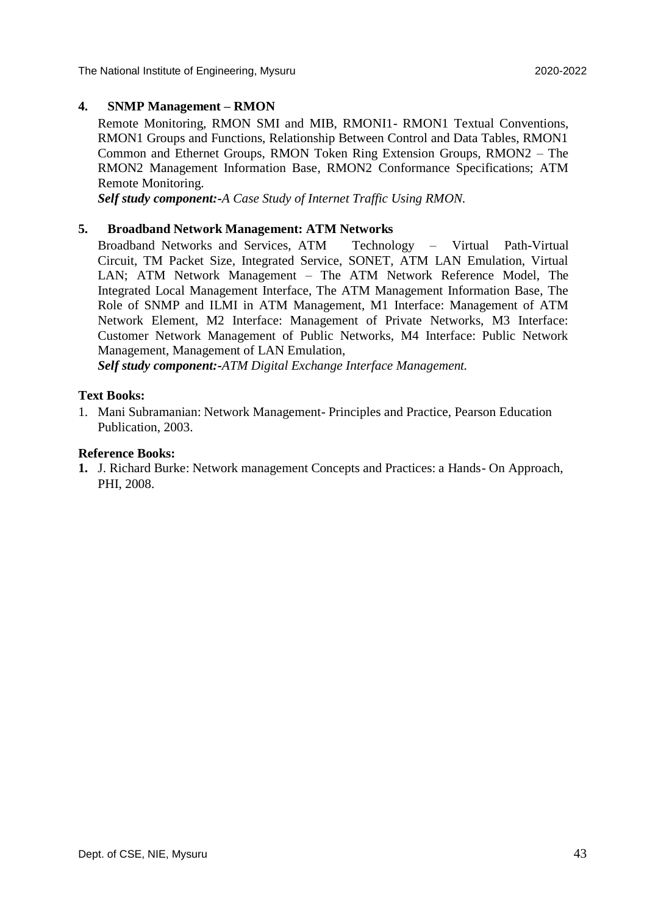**4. SNMP Management – RMON**

Remote Monitoring, RMON SMI and MIB, RMONI1- RMON1 Textual Conventions, RMON1 Groups and Functions, Relationship Between Control and Data Tables, RMON1 Common and Ethernet Groups, RMON Token Ring Extension Groups, RMON2 – The RMON2 Management Information Base, RMON2 Conformance Specifications; ATM Remote Monitoring.

***Self study component:****-A Case Study of Internet Traffic Using RMON.*

**5. Broadband Network Management: ATM Networks**

Broadband Networks and Services, ATM Technology – Virtual Path-Virtual Circuit, TM Packet Size, Integrated Service, SONET, ATM LAN Emulation, Virtual LAN; ATM Network Management – The ATM Network Reference Model, The Integrated Local Management Interface, The ATM Management Information Base, The Role of SNMP and ILMI in ATM Management, M1 Interface: Management of ATM Network Element, M2 Interface: Management of Private Networks, M3 Interface: Customer Network Management of Public Networks, M4 Interface: Public Network Management, Management of LAN Emulation,

***Self study component:****-ATM Digital Exchange Interface Management.*

**Text Books:**

1. Mani Subramanian: Network Management- Principles and Practice, Pearson Education Publication, 2003.

**Reference Books:**

1. J. Richard Burke: Network management Concepts and Practices: a Hands- On Approach, PHI, 2008.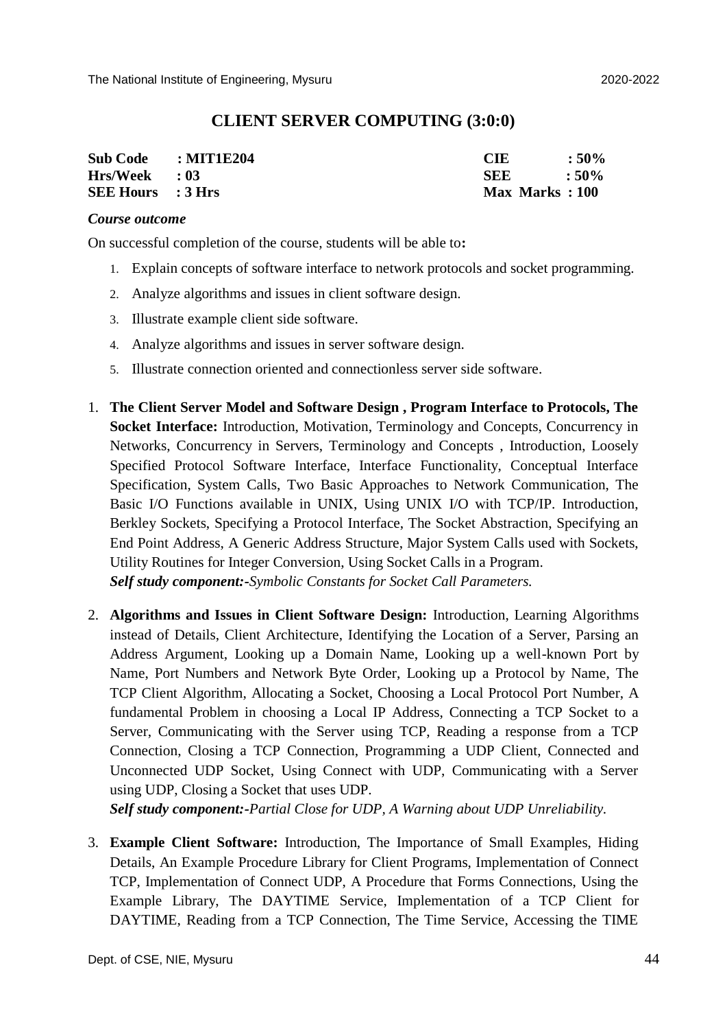## CLIENT SERVER COMPUTING (3:0:0)

| | | | |
|---|---|---|---|
| **Sub Code** | **: MIT1E204** | **CIE** | **: 50%** |
| **Hrs/Week** | **: 03** | **SEE** | **: 50%** |
| **SEE Hours** | **: 3 Hrs** | **Max Marks** | **: 100** |

***Course outcome***

On successful completion of the course, students will be able to**:**

1. Explain concepts of software interface to network protocols and socket programming.
2. Analyze algorithms and issues in client software design.
3. Illustrate example client side software.
4. Analyze algorithms and issues in server software design.
5. Illustrate connection oriented and connectionless server side software.

1. **The Client Server Model and Software Design , Program Interface to Protocols, The Socket Interface:** Introduction, Motivation, Terminology and Concepts, Concurrency in Networks, Concurrency in Servers, Terminology and Concepts , Introduction, Loosely Specified Protocol Software Interface, Interface Functionality, Conceptual Interface Specification, System Calls, Two Basic Approaches to Network Communication, The Basic I/O Functions available in UNIX, Using UNIX I/O with TCP/IP. Introduction, Berkley Sockets, Specifying a Protocol Interface, The Socket Abstraction, Specifying an End Point Address, A Generic Address Structure, Major System Calls used with Sockets, Utility Routines for Integer Conversion, Using Socket Calls in a Program.
   ***Self study component:-****Symbolic Constants for Socket Call Parameters.*

2. **Algorithms and Issues in Client Software Design:** Introduction, Learning Algorithms instead of Details, Client Architecture, Identifying the Location of a Server, Parsing an Address Argument, Looking up a Domain Name, Looking up a well-known Port by Name, Port Numbers and Network Byte Order, Looking up a Protocol by Name, The TCP Client Algorithm, Allocating a Socket, Choosing a Local Protocol Port Number, A fundamental Problem in choosing a Local IP Address, Connecting a TCP Socket to a Server, Communicating with the Server using TCP, Reading a response from a TCP Connection, Closing a TCP Connection, Programming a UDP Client, Connected and Unconnected UDP Socket, Using Connect with UDP, Communicating with a Server using UDP, Closing a Socket that uses UDP.
   ***Self study component:-****Partial Close for UDP, A Warning about UDP Unreliability.*

3. **Example Client Software:** Introduction, The Importance of Small Examples, Hiding Details, An Example Procedure Library for Client Programs, Implementation of Connect TCP, Implementation of Connect UDP, A Procedure that Forms Connections, Using the Example Library, The DAYTIME Service, Implementation of a TCP Client for DAYTIME, Reading from a TCP Connection, The Time Service, Accessing the TIME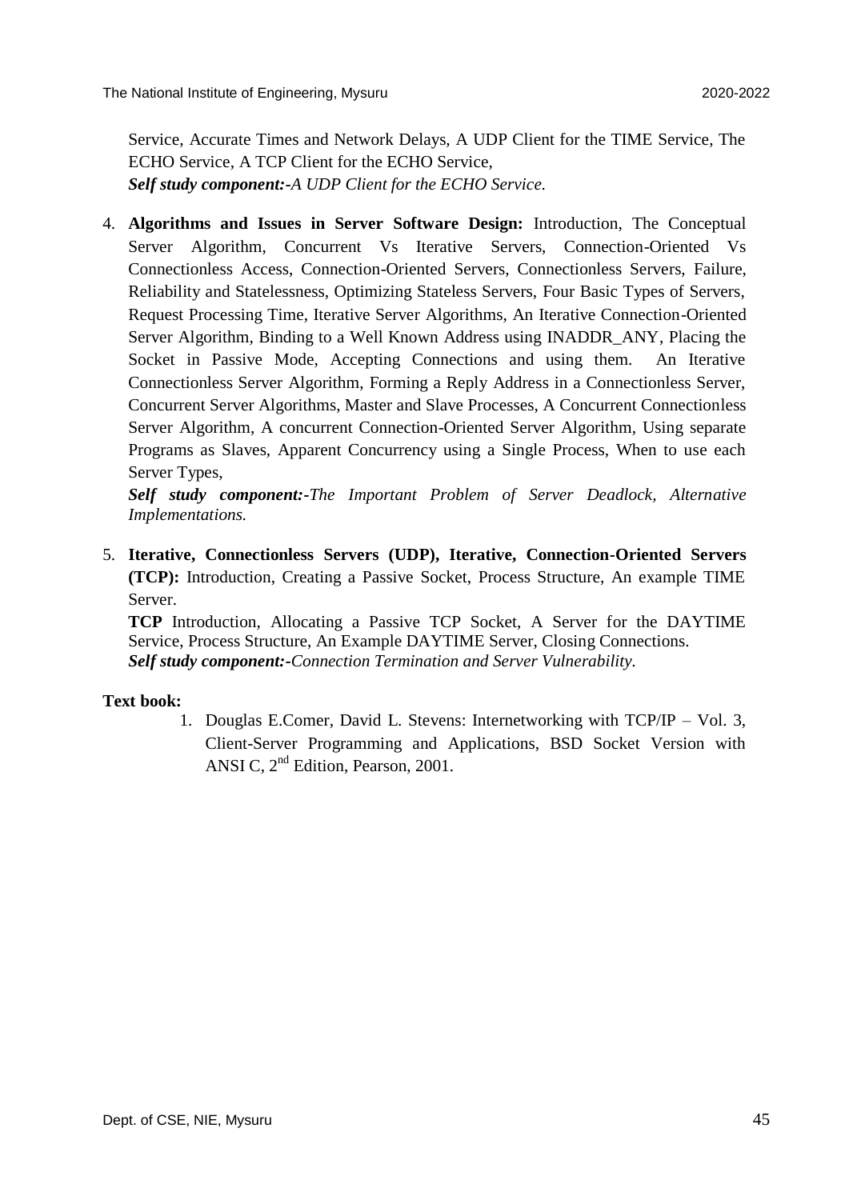Service, Accurate Times and Network Delays, A UDP Client for the TIME Service, The ECHO Service, A TCP Client for the ECHO Service,
***Self study component:-****A UDP Client for the ECHO Service.*

4. **Algorithms and Issues in Server Software Design:** Introduction, The Conceptual Server Algorithm, Concurrent Vs Iterative Servers, Connection-Oriented Vs Connectionless Access, Connection-Oriented Servers, Connectionless Servers, Failure, Reliability and Statelessness, Optimizing Stateless Servers, Four Basic Types of Servers, Request Processing Time, Iterative Server Algorithms, An Iterative Connection-Oriented Server Algorithm, Binding to a Well Known Address using INADDR_ANY, Placing the Socket in Passive Mode, Accepting Connections and using them. An Iterative Connectionless Server Algorithm, Forming a Reply Address in a Connectionless Server, Concurrent Server Algorithms, Master and Slave Processes, A Concurrent Connectionless Server Algorithm, A concurrent Connection-Oriented Server Algorithm, Using separate Programs as Slaves, Apparent Concurrency using a Single Process, When to use each Server Types,
***Self study component:-****The Important Problem of Server Deadlock, Alternative Implementations.*

5. **Iterative, Connectionless Servers (UDP), Iterative, Connection-Oriented Servers (TCP):** Introduction, Creating a Passive Socket, Process Structure, An example TIME Server.
**TCP** Introduction, Allocating a Passive TCP Socket, A Server for the DAYTIME Service, Process Structure, An Example DAYTIME Server, Closing Connections.
***Self study component:-****Connection Termination and Server Vulnerability.*

**Text book:**

1. Douglas E.Comer, David L. Stevens: Internetworking with TCP/IP – Vol. 3, Client-Server Programming and Applications, BSD Socket Version with ANSI C, 2nd Edition, Pearson, 2001.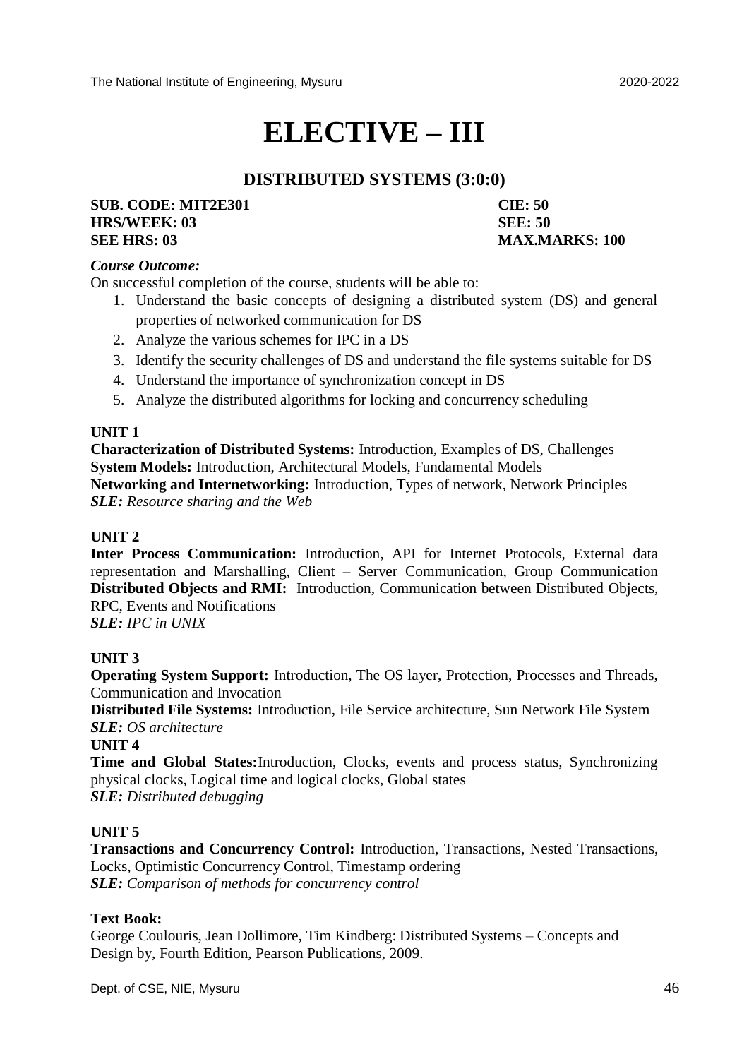# ELECTIVE – III

## DISTRIBUTED SYSTEMS (3:0:0)

**SUB. CODE: MIT2E301** **CIE: 50**
**HRS/WEEK: 03** **SEE: 50**
**SEE HRS: 03** **MAX.MARKS: 100**

***Course Outcome:***

On successful completion of the course, students will be able to:

1. Understand the basic concepts of designing a distributed system (DS) and general properties of networked communication for DS
2. Analyze the various schemes for IPC in a DS
3. Identify the security challenges of DS and understand the file systems suitable for DS
4. Understand the importance of synchronization concept in DS
5. Analyze the distributed algorithms for locking and concurrency scheduling

**UNIT 1**

**Characterization of Distributed Systems:** Introduction, Examples of DS, Challenges
**System Models:** Introduction, Architectural Models, Fundamental Models
**Networking and Internetworking:** Introduction, Types of network, Network Principles
***SLE:*** *Resource sharing and the Web*

**UNIT 2**

**Inter Process Communication:** Introduction, API for Internet Protocols, External data representation and Marshalling, Client – Server Communication, Group Communication
**Distributed Objects and RMI:** Introduction, Communication between Distributed Objects, RPC, Events and Notifications
***SLE:*** *IPC in UNIX*

**UNIT 3**

**Operating System Support:** Introduction, The OS layer, Protection, Processes and Threads, Communication and Invocation
**Distributed File Systems:** Introduction, File Service architecture, Sun Network File System
***SLE:*** *OS architecture*

**UNIT 4**

**Time and Global States:**Introduction, Clocks, events and process status, Synchronizing physical clocks, Logical time and logical clocks, Global states
***SLE:*** *Distributed debugging*

**UNIT 5**

**Transactions and Concurrency Control:** Introduction, Transactions, Nested Transactions, Locks, Optimistic Concurrency Control, Timestamp ordering
***SLE:*** *Comparison of methods for concurrency control*

**Text Book:**

George Coulouris, Jean Dollimore, Tim Kindberg: Distributed Systems – Concepts and Design by, Fourth Edition, Pearson Publications, 2009.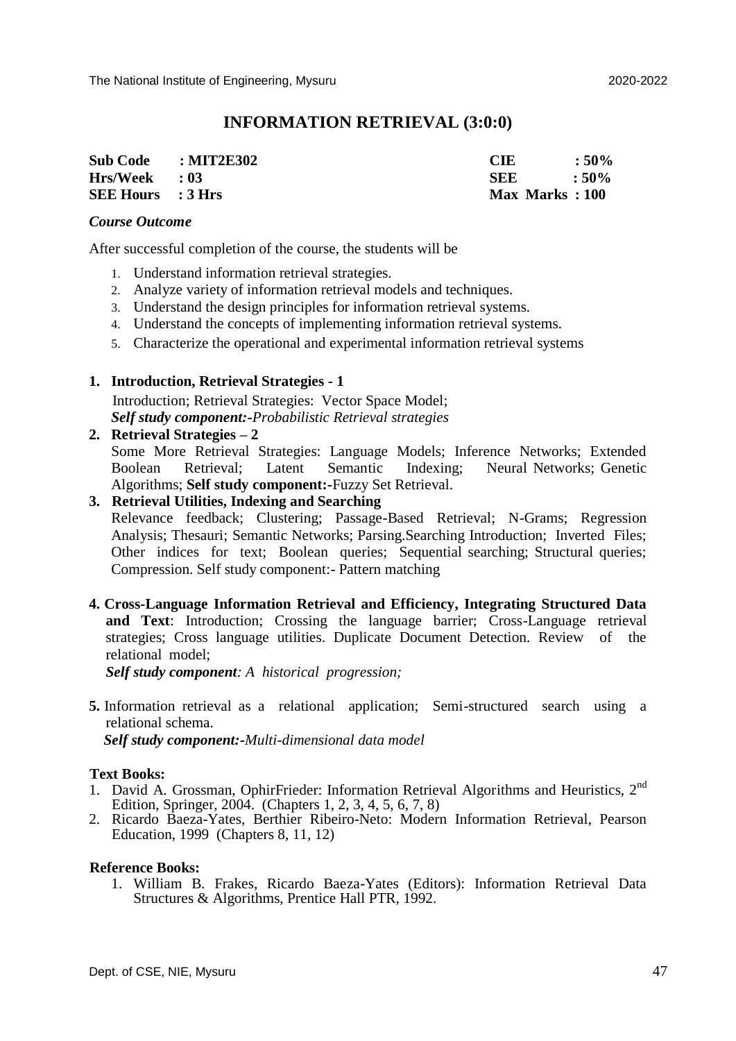# INFORMATION RETRIEVAL (3:0:0)

| | | | |
|---|---|---|---|
| **Sub Code** | **: MIT2E302** | **CIE** | **: 50%** |
| **Hrs/Week** | **: 03** | **SEE** | **: 50%** |
| **SEE Hours** | **: 3 Hrs** | **Max Marks** | **: 100** |

***Course Outcome***

After successful completion of the course, the students will be

1. Understand information retrieval strategies.
2. Analyze variety of information retrieval models and techniques.
3. Understand the design principles for information retrieval systems.
4. Understand the concepts of implementing information retrieval systems.
5. Characterize the operational and experimental information retrieval systems

**1. Introduction, Retrieval Strategies - 1**

Introduction; Retrieval Strategies: Vector Space Model;
***Self study component:****-Probabilistic Retrieval strategies*

**2. Retrieval Strategies – 2**

Some More Retrieval Strategies: Language Models; Inference Networks; Extended Boolean Retrieval; Latent Semantic Indexing; Neural Networks; Genetic Algorithms; **Self study component:**-Fuzzy Set Retrieval.

**3. Retrieval Utilities, Indexing and Searching**

Relevance feedback; Clustering; Passage-Based Retrieval; N-Grams; Regression Analysis; Thesauri; Semantic Networks; Parsing.Searching Introduction; Inverted Files; Other indices for text; Boolean queries; Sequential searching; Structural queries; Compression. Self study component:- Pattern matching

**4. Cross-Language Information Retrieval and Efficiency, Integrating Structured Data and Text**: Introduction; Crossing the language barrier; Cross-Language retrieval strategies; Cross language utilities. Duplicate Document Detection. Review of the relational model;

***Self study component****: A historical progression;*

**5.** Information retrieval as a relational application; Semi-structured search using a relational schema.

***Self study component:****-Multi-dimensional data model*

**Text Books:**

1. David A. Grossman, OphirFrieder: Information Retrieval Algorithms and Heuristics, 2nd Edition, Springer, 2004. (Chapters 1, 2, 3, 4, 5, 6, 7, 8)
2. Ricardo Baeza-Yates, Berthier Ribeiro-Neto: Modern Information Retrieval, Pearson Education, 1999 (Chapters 8, 11, 12)

**Reference Books:**

1. William B. Frakes, Ricardo Baeza-Yates (Editors): Information Retrieval Data Structures & Algorithms, Prentice Hall PTR, 1992.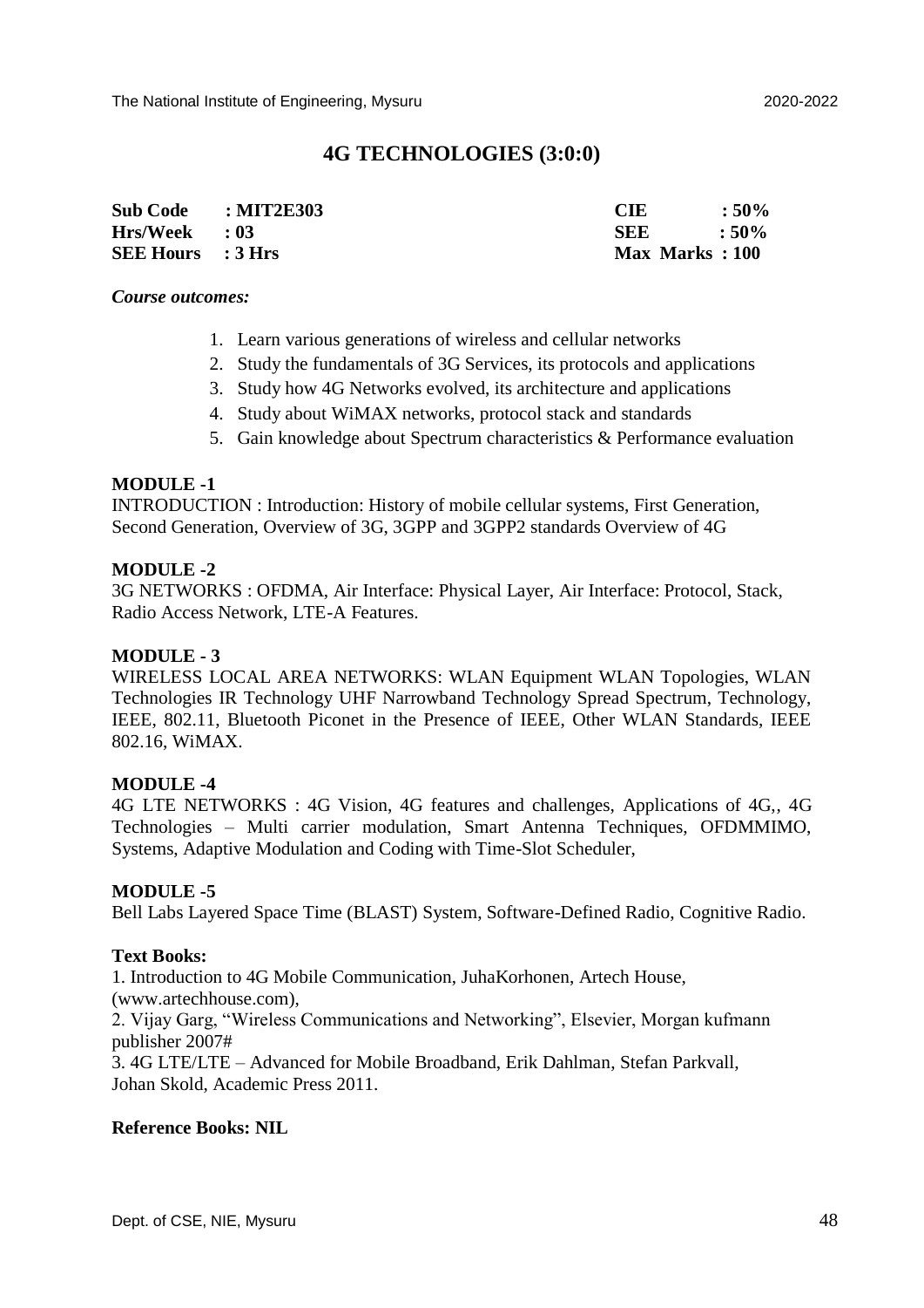# 4G TECHNOLOGIES (3:0:0)

| | | | |
|---|---|---|---|
| **Sub Code** | **: MIT2E303** | **CIE** | **: 50%** |
| **Hrs/Week** | **: 03** | **SEE** | **: 50%** |
| **SEE Hours** | **: 3 Hrs** | **Max Marks** | **: 100** |

***Course outcomes:***

1. Learn various generations of wireless and cellular networks
2. Study the fundamentals of 3G Services, its protocols and applications
3. Study how 4G Networks evolved, its architecture and applications
4. Study about WiMAX networks, protocol stack and standards
5. Gain knowledge about Spectrum characteristics & Performance evaluation

**MODULE -1**

INTRODUCTION : Introduction: History of mobile cellular systems, First Generation, Second Generation, Overview of 3G, 3GPP and 3GPP2 standards Overview of 4G

**MODULE -2**

3G NETWORKS : OFDMA, Air Interface: Physical Layer, Air Interface: Protocol, Stack, Radio Access Network, LTE-A Features.

**MODULE - 3**

WIRELESS LOCAL AREA NETWORKS: WLAN Equipment WLAN Topologies, WLAN Technologies IR Technology UHF Narrowband Technology Spread Spectrum, Technology, IEEE, 802.11, Bluetooth Piconet in the Presence of IEEE, Other WLAN Standards, IEEE 802.16, WiMAX.

**MODULE -4**

4G LTE NETWORKS : 4G Vision, 4G features and challenges, Applications of 4G,, 4G Technologies – Multi carrier modulation, Smart Antenna Techniques, OFDMMIMO, Systems, Adaptive Modulation and Coding with Time-Slot Scheduler,

**MODULE -5**

Bell Labs Layered Space Time (BLAST) System, Software-Defined Radio, Cognitive Radio.

**Text Books:**

1. Introduction to 4G Mobile Communication, JuhaKorhonen, Artech House, (www.artechhouse.com),
2. Vijay Garg, "Wireless Communications and Networking", Elsevier, Morgan kufmann publisher 2007#
3. 4G LTE/LTE – Advanced for Mobile Broadband, Erik Dahlman, Stefan Parkvall, Johan Skold, Academic Press 2011.

**Reference Books: NIL**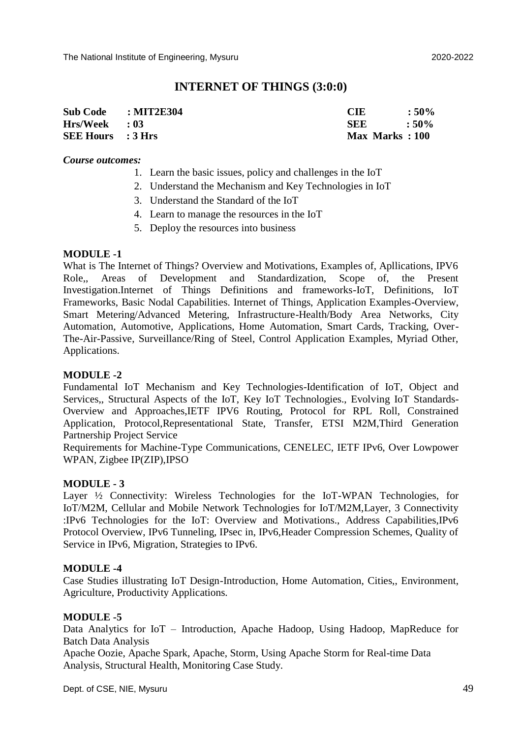# INTERNET OF THINGS (3:0:0)

| | | | |
|---|---|---|---|
| **Sub Code** | **: MIT2E304** | **CIE** | **: 50%** |
| **Hrs/Week** | **: 03** | **SEE** | **: 50%** |
| **SEE Hours** | **: 3 Hrs** | **Max Marks** | **: 100** |

***Course outcomes:***

1. Learn the basic issues, policy and challenges in the IoT
2. Understand the Mechanism and Key Technologies in IoT
3. Understand the Standard of the IoT
4. Learn to manage the resources in the IoT
5. Deploy the resources into business

**MODULE -1**

What is The Internet of Things? Overview and Motivations, Examples of, Apllications, IPV6 Role,, Areas of Development and Standardization, Scope of, the Present Investigation.Internet of Things Definitions and frameworks-IoT, Definitions, IoT Frameworks, Basic Nodal Capabilities. Internet of Things, Application Examples-Overview, Smart Metering/Advanced Metering, Infrastructure-Health/Body Area Networks, City Automation, Automotive, Applications, Home Automation, Smart Cards, Tracking, Over-The-Air-Passive, Surveillance/Ring of Steel, Control Application Examples, Myriad Other, Applications.

**MODULE -2**

Fundamental IoT Mechanism and Key Technologies-Identification of IoT, Object and Services,, Structural Aspects of the IoT, Key IoT Technologies., Evolving IoT Standards-Overview and Approaches,IETF IPV6 Routing, Protocol for RPL Roll, Constrained Application, Protocol,Representational State, Transfer, ETSI M2M,Third Generation Partnership Project Service

Requirements for Machine-Type Communications, CENELEC, IETF IPv6, Over Lowpower WPAN, Zigbee IP(ZIP),IPSO

**MODULE - 3**

Layer ½ Connectivity: Wireless Technologies for the IoT-WPAN Technologies, for IoT/M2M, Cellular and Mobile Network Technologies for IoT/M2M,Layer, 3 Connectivity :IPv6 Technologies for the IoT: Overview and Motivations., Address Capabilities,IPv6 Protocol Overview, IPv6 Tunneling, IPsec in, IPv6,Header Compression Schemes, Quality of Service in IPv6, Migration, Strategies to IPv6.

**MODULE -4**

Case Studies illustrating IoT Design-Introduction, Home Automation, Cities,, Environment, Agriculture, Productivity Applications.

**MODULE -5**

Data Analytics for IoT – Introduction, Apache Hadoop, Using Hadoop, MapReduce for Batch Data Analysis

Apache Oozie, Apache Spark, Apache, Storm, Using Apache Storm for Real-time Data Analysis, Structural Health, Monitoring Case Study.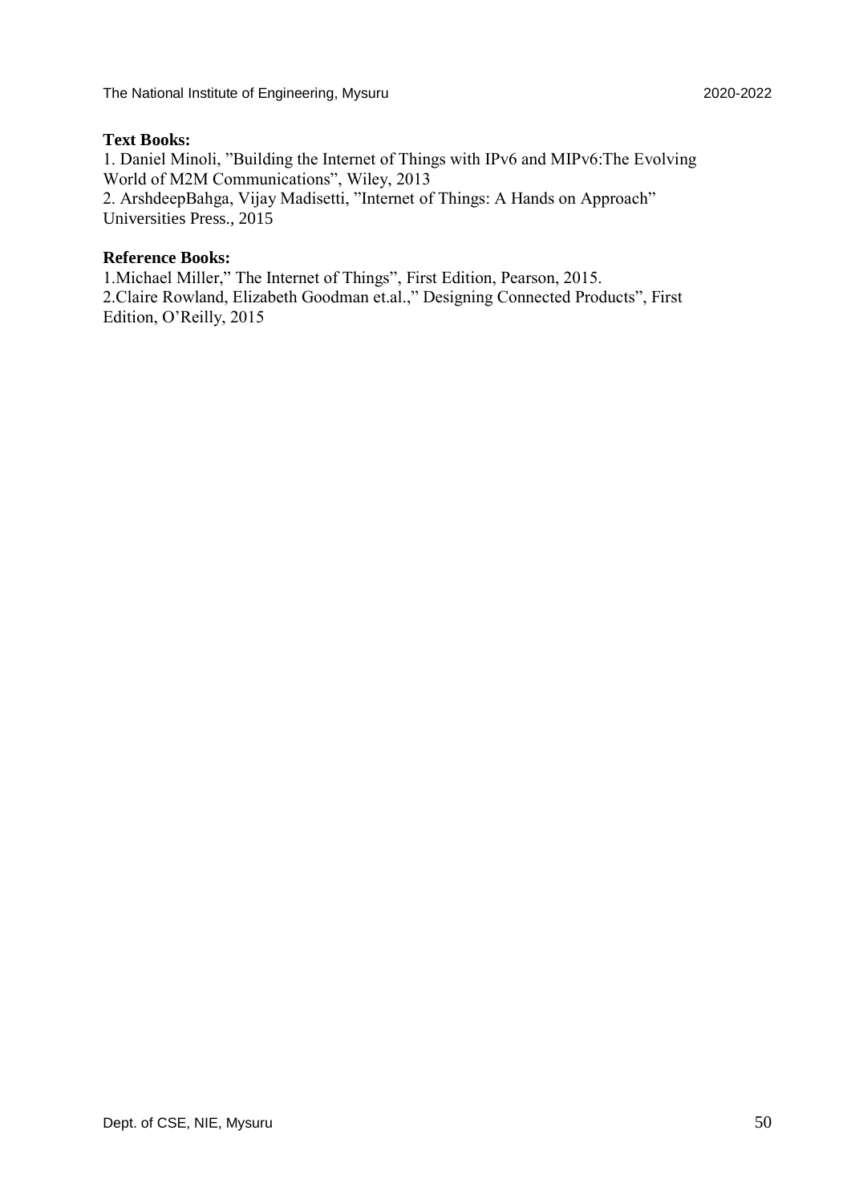**Text Books:**

1. Daniel Minoli, "Building the Internet of Things with IPv6 and MIPv6:The Evolving World of M2M Communications", Wiley, 2013
2. ArshdeepBahga, Vijay Madisetti, "Internet of Things: A Hands on Approach" Universities Press., 2015

**Reference Books:**

1.Michael Miller," The Internet of Things", First Edition, Pearson, 2015.
2.Claire Rowland, Elizabeth Goodman et.al.," Designing Connected Products", First Edition, O'Reilly, 2015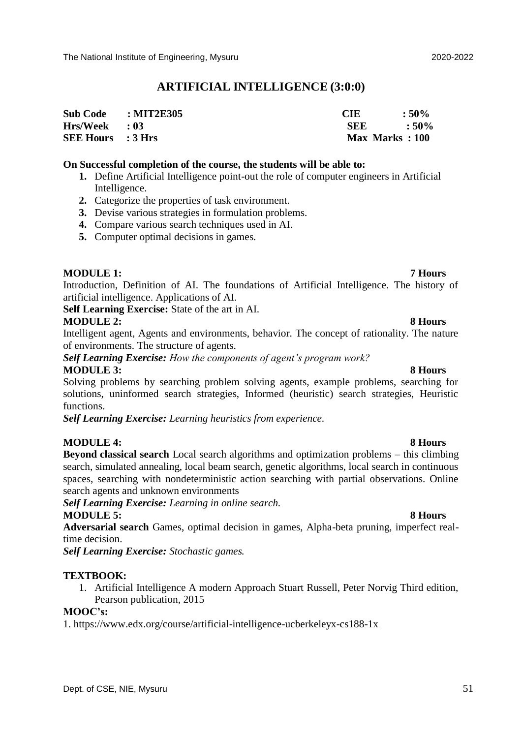# ARTIFICIAL INTELLIGENCE (3:0:0)

| | | | |
|---|---|---|---|
| **Sub Code** | **: MIT2E305** | **CIE** | **: 50%** |
| **Hrs/Week** | **: 03** | **SEE** | **: 50%** |
| **SEE Hours** | **: 3 Hrs** | **Max Marks** | **: 100** |

**On Successful completion of the course, the students will be able to:**

1. Define Artificial Intelligence point-out the role of computer engineers in Artificial Intelligence.
2. Categorize the properties of task environment.
3. Devise various strategies in formulation problems.
4. Compare various search techniques used in AI.
5. Computer optimal decisions in games.

**MODULE 1: 7 Hours**

Introduction, Definition of AI. The foundations of Artificial Intelligence. The history of artificial intelligence. Applications of AI.

**Self Learning Exercise:** State of the art in AI.

**MODULE 2: 8 Hours**

Intelligent agent, Agents and environments, behavior. The concept of rationality. The nature of environments. The structure of agents.

***Self Learning Exercise:*** *How the components of agent's program work?*

**MODULE 3: 8 Hours**

Solving problems by searching problem solving agents, example problems, searching for solutions, uninformed search strategies, Informed (heuristic) search strategies, Heuristic functions.

***Self Learning Exercise:*** *Learning heuristics from experience.*

**MODULE 4: 8 Hours**

**Beyond classical search** Local search algorithms and optimization problems – this climbing search, simulated annealing, local beam search, genetic algorithms, local search in continuous spaces, searching with nondeterministic action searching with partial observations. Online search agents and unknown environments

***Self Learning Exercise:*** *Learning in online search.*

**MODULE 5: 8 Hours**

**Adversarial search** Games, optimal decision in games, Alpha-beta pruning, imperfect real-time decision.

***Self Learning Exercise:*** *Stochastic games.*

**TEXTBOOK:**

1. Artificial Intelligence A modern Approach Stuart Russell, Peter Norvig Third edition, Pearson publication, 2015

**MOOC's:**

1. https://www.edx.org/course/artificial-intelligence-ucberkeleyx-cs188-1x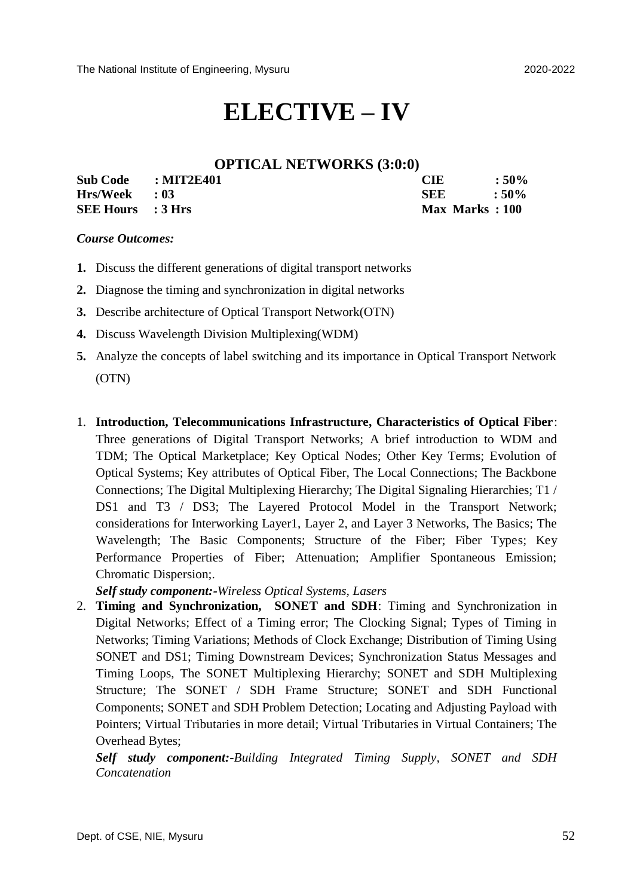# ELECTIVE – IV

## OPTICAL NETWORKS (3:0:0)

| | | | |
|---|---|---|---|
| **Sub Code** | **: MIT2E401** | **CIE** | **: 50%** |
| **Hrs/Week** | **: 03** | **SEE** | **: 50%** |
| **SEE Hours** | **: 3 Hrs** | **Max Marks** | **: 100** |

***Course Outcomes:***

1. Discuss the different generations of digital transport networks
2. Diagnose the timing and synchronization in digital networks
3. Describe architecture of Optical Transport Network(OTN)
4. Discuss Wavelength Division Multiplexing(WDM)
5. Analyze the concepts of label switching and its importance in Optical Transport Network (OTN)

1. **Introduction, Telecommunications Infrastructure, Characteristics of Optical Fiber**: Three generations of Digital Transport Networks; A brief introduction to WDM and TDM; The Optical Marketplace; Key Optical Nodes; Other Key Terms; Evolution of Optical Systems; Key attributes of Optical Fiber, The Local Connections; The Backbone Connections; The Digital Multiplexing Hierarchy; The Digital Signaling Hierarchies; T1 / DS1 and T3 / DS3; The Layered Protocol Model in the Transport Network; considerations for Interworking Layer1, Layer 2, and Layer 3 Networks, The Basics; The Wavelength; The Basic Components; Structure of the Fiber; Fiber Types; Key Performance Properties of Fiber; Attenuation; Amplifier Spontaneous Emission; Chromatic Dispersion;.
   ***Self study component:-****Wireless Optical Systems, Lasers*
2. **Timing and Synchronization, SONET and SDH**: Timing and Synchronization in Digital Networks; Effect of a Timing error; The Clocking Signal; Types of Timing in Networks; Timing Variations; Methods of Clock Exchange; Distribution of Timing Using SONET and DS1; Timing Downstream Devices; Synchronization Status Messages and Timing Loops, The SONET Multiplexing Hierarchy; SONET and SDH Multiplexing Structure; The SONET / SDH Frame Structure; SONET and SDH Functional Components; SONET and SDH Problem Detection; Locating and Adjusting Payload with Pointers; Virtual Tributaries in more detail; Virtual Tributaries in Virtual Containers; The Overhead Bytes;
   ***Self study component:-****Building Integrated Timing Supply, SONET and SDH Concatenation*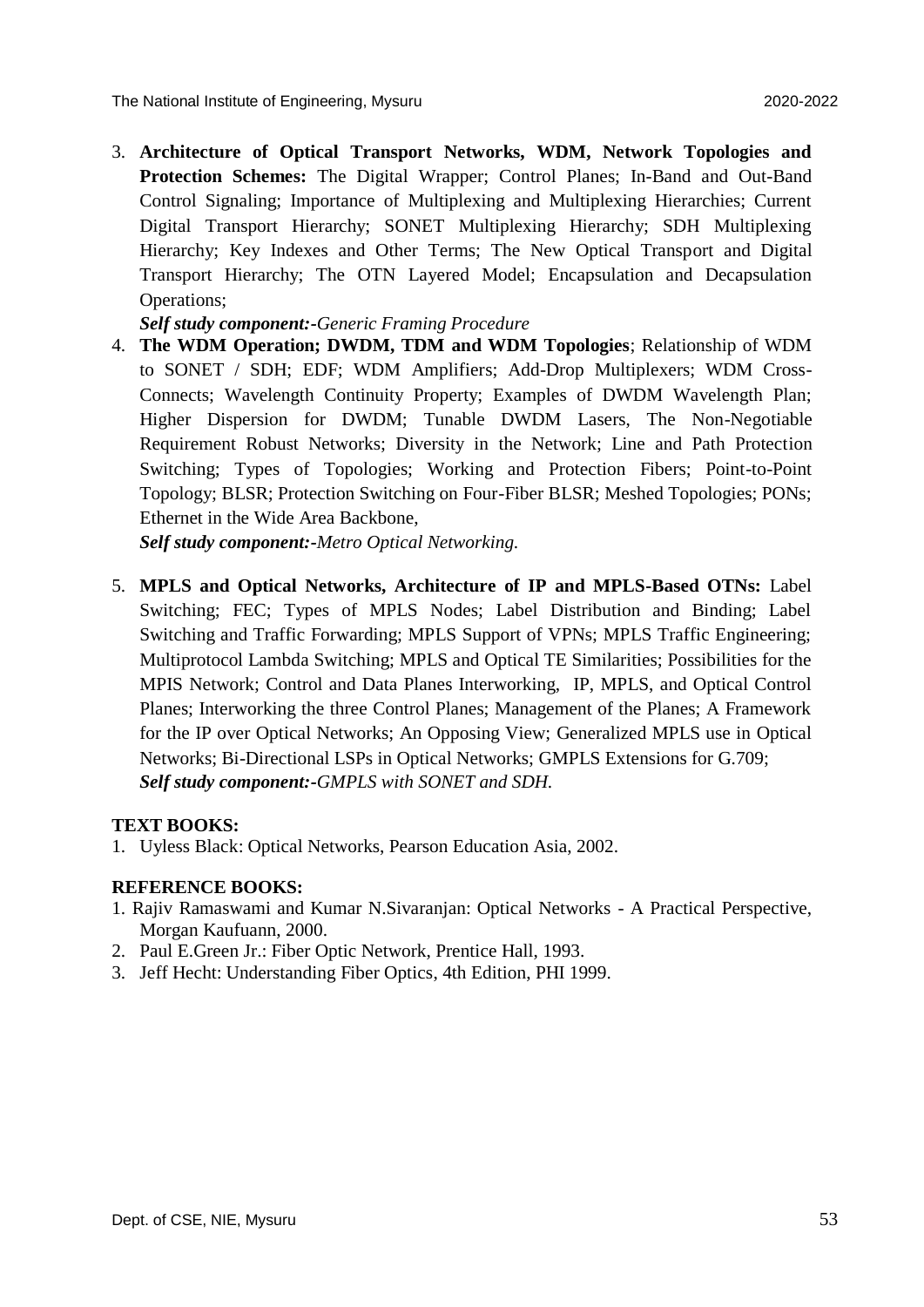3. **Architecture of Optical Transport Networks, WDM, Network Topologies and Protection Schemes:** The Digital Wrapper; Control Planes; In-Band and Out-Band Control Signaling; Importance of Multiplexing and Multiplexing Hierarchies; Current Digital Transport Hierarchy; SONET Multiplexing Hierarchy; SDH Multiplexing Hierarchy; Key Indexes and Other Terms; The New Optical Transport and Digital Transport Hierarchy; The OTN Layered Model; Encapsulation and Decapsulation Operations;
   ***Self study component:****-Generic Framing Procedure*
4. **The WDM Operation; DWDM, TDM and WDM Topologies**; Relationship of WDM to SONET / SDH; EDF; WDM Amplifiers; Add-Drop Multiplexers; WDM Cross-Connects; Wavelength Continuity Property; Examples of DWDM Wavelength Plan; Higher Dispersion for DWDM; Tunable DWDM Lasers, The Non-Negotiable Requirement Robust Networks; Diversity in the Network; Line and Path Protection Switching; Types of Topologies; Working and Protection Fibers; Point-to-Point Topology; BLSR; Protection Switching on Four-Fiber BLSR; Meshed Topologies; PONs; Ethernet in the Wide Area Backbone,
   ***Self study component:****-Metro Optical Networking.*
5. **MPLS and Optical Networks, Architecture of IP and MPLS-Based OTNs:** Label Switching; FEC; Types of MPLS Nodes; Label Distribution and Binding; Label Switching and Traffic Forwarding; MPLS Support of VPNs; MPLS Traffic Engineering; Multiprotocol Lambda Switching; MPLS and Optical TE Similarities; Possibilities for the MPIS Network; Control and Data Planes Interworking, IP, MPLS, and Optical Control Planes; Interworking the three Control Planes; Management of the Planes; A Framework for the IP over Optical Networks; An Opposing View; Generalized MPLS use in Optical Networks; Bi-Directional LSPs in Optical Networks; GMPLS Extensions for G.709;
   ***Self study component:****-GMPLS with SONET and SDH.*

**TEXT BOOKS:**

1. Uyless Black: Optical Networks, Pearson Education Asia, 2002.

**REFERENCE BOOKS:**

1. Rajiv Ramaswami and Kumar N.Sivaranjan: Optical Networks - A Practical Perspective, Morgan Kaufuann, 2000.
2. Paul E.Green Jr.: Fiber Optic Network, Prentice Hall, 1993.
3. Jeff Hecht: Understanding Fiber Optics, 4th Edition, PHI 1999.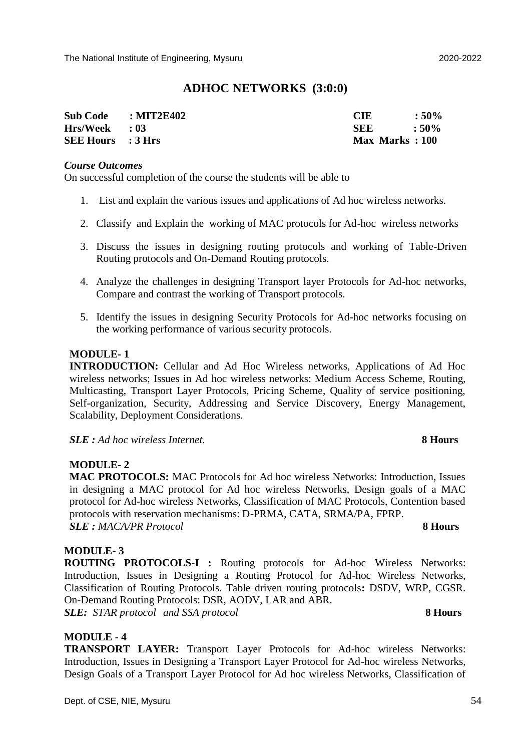## ADHOC NETWORKS (3:0:0)

| | | | |
|---|---|---|---|
| **Sub Code** | **: MIT2E402** | **CIE** | **: 50%** |
| **Hrs/Week** | **: 03** | **SEE** | **: 50%** |
| **SEE Hours** | **: 3 Hrs** | **Max Marks** | **: 100** |

***Course Outcomes***

On successful completion of the course the students will be able to

1. List and explain the various issues and applications of Ad hoc wireless networks.
2. Classify and Explain the working of MAC protocols for Ad-hoc wireless networks
3. Discuss the issues in designing routing protocols and working of Table-Driven Routing protocols and On-Demand Routing protocols.
4. Analyze the challenges in designing Transport layer Protocols for Ad-hoc networks, Compare and contrast the working of Transport protocols.
5. Identify the issues in designing Security Protocols for Ad-hoc networks focusing on the working performance of various security protocols.

**MODULE- 1**

**INTRODUCTION:** Cellular and Ad Hoc Wireless networks, Applications of Ad Hoc wireless networks; Issues in Ad hoc wireless networks: Medium Access Scheme, Routing, Multicasting, Transport Layer Protocols, Pricing Scheme, Quality of service positioning, Self-organization, Security, Addressing and Service Discovery, Energy Management, Scalability, Deployment Considerations.

***SLE :*** *Ad hoc wireless Internet.* **8 Hours**

**MODULE- 2**

**MAC PROTOCOLS:** MAC Protocols for Ad hoc wireless Networks: Introduction, Issues in designing a MAC protocol for Ad hoc wireless Networks, Design goals of a MAC protocol for Ad-hoc wireless Networks, Classification of MAC Protocols, Contention based protocols with reservation mechanisms: D-PRMA, CATA, SRMA/PA, FPRP.

***SLE :*** *MACA/PR Protocol* **8 Hours**

**MODULE- 3**

**ROUTING PROTOCOLS-I :** Routing protocols for Ad-hoc Wireless Networks: Introduction, Issues in Designing a Routing Protocol for Ad-hoc Wireless Networks, Classification of Routing Protocols. Table driven routing protocols**:** DSDV, WRP, CGSR. On-Demand Routing Protocols: DSR, AODV, LAR and ABR.

***SLE:*** *STAR protocol and SSA protocol* **8 Hours**

**MODULE - 4**

**TRANSPORT LAYER:** Transport Layer Protocols for Ad-hoc wireless Networks: Introduction, Issues in Designing a Transport Layer Protocol for Ad-hoc wireless Networks, Design Goals of a Transport Layer Protocol for Ad hoc wireless Networks, Classification of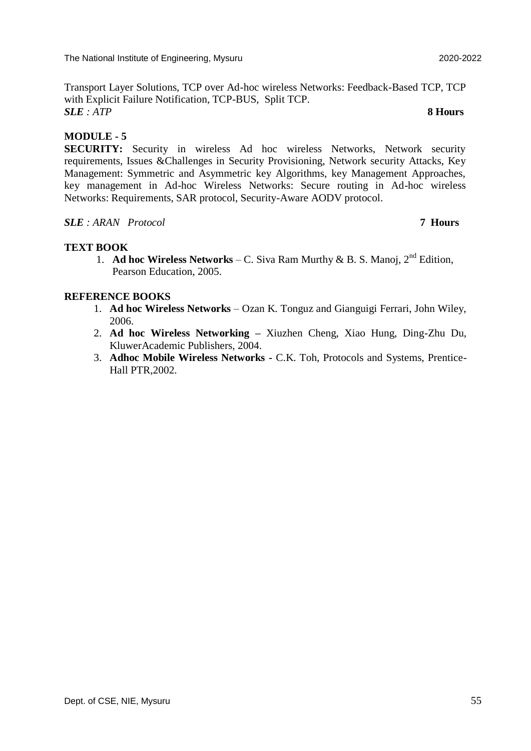Transport Layer Solutions, TCP over Ad-hoc wireless Networks: Feedback-Based TCP, TCP with Explicit Failure Notification, TCP-BUS, Split TCP.

***SLE*** *: ATP* **8 Hours**

**MODULE - 5**

**SECURITY:** Security in wireless Ad hoc wireless Networks, Network security requirements, Issues &Challenges in Security Provisioning, Network security Attacks, Key Management: Symmetric and Asymmetric key Algorithms, key Management Approaches, key management in Ad-hoc Wireless Networks: Secure routing in Ad-hoc wireless Networks: Requirements, SAR protocol, Security-Aware AODV protocol.

***SLE*** *: ARAN Protocol* **7 Hours**

**TEXT BOOK**

1. **Ad hoc Wireless Networks** – C. Siva Ram Murthy & B. S. Manoj, 2nd Edition, Pearson Education, 2005.

**REFERENCE BOOKS**

1. **Ad hoc Wireless Networks** – Ozan K. Tonguz and Gianguigi Ferrari, John Wiley, 2006.
2. **Ad hoc Wireless Networking –** Xiuzhen Cheng, Xiao Hung, Ding-Zhu Du, KluwerAcademic Publishers, 2004.
3. **Adhoc Mobile Wireless Networks -** C.K. Toh, Protocols and Systems, Prentice-Hall PTR,2002.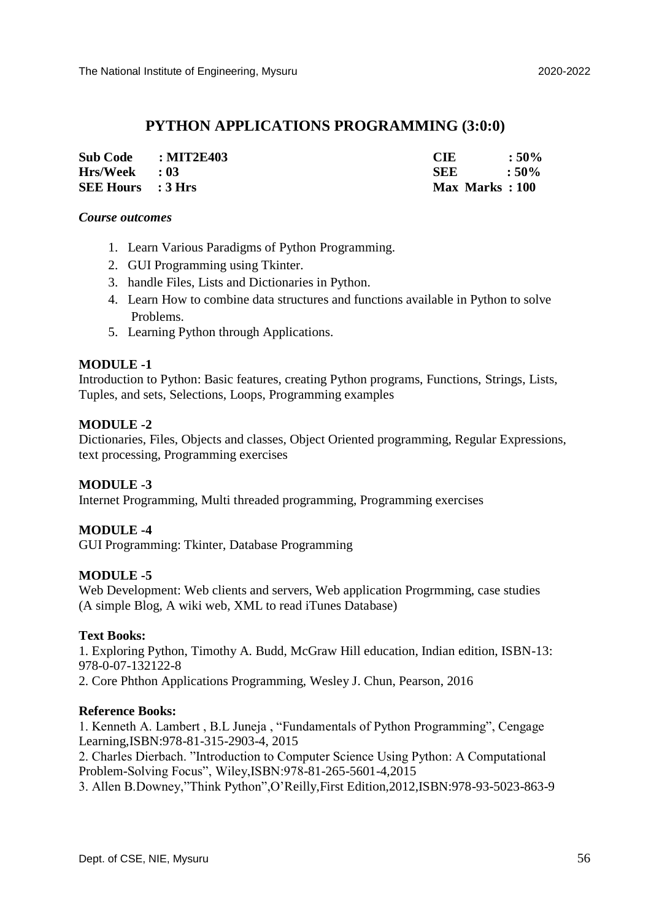# PYTHON APPLICATIONS PROGRAMMING (3:0:0)

| | | | |
|---|---|---|---|
| **Sub Code** | **: MIT2E403** | **CIE** | **: 50%** |
| **Hrs/Week** | **: 03** | **SEE** | **: 50%** |
| **SEE Hours** | **: 3 Hrs** | **Max Marks** | **: 100** |

***Course outcomes***

1. Learn Various Paradigms of Python Programming.
2. GUI Programming using Tkinter.
3. handle Files, Lists and Dictionaries in Python.
4. Learn How to combine data structures and functions available in Python to solve Problems.
5. Learning Python through Applications.

**MODULE -1**

Introduction to Python: Basic features, creating Python programs, Functions, Strings, Lists, Tuples, and sets, Selections, Loops, Programming examples

**MODULE -2**

Dictionaries, Files, Objects and classes, Object Oriented programming, Regular Expressions, text processing, Programming exercises

**MODULE -3**

Internet Programming, Multi threaded programming, Programming exercises

**MODULE -4**

GUI Programming: Tkinter, Database Programming

**MODULE -5**

Web Development: Web clients and servers, Web application Progrmming, case studies (A simple Blog, A wiki web, XML to read iTunes Database)

**Text Books:**

1. Exploring Python, Timothy A. Budd, McGraw Hill education, Indian edition, ISBN-13: 978-0-07-132122-8
2. Core Phthon Applications Programming, Wesley J. Chun, Pearson, 2016

**Reference Books:**

1. Kenneth A. Lambert , B.L Juneja , "Fundamentals of Python Programming", Cengage Learning,ISBN:978-81-315-2903-4, 2015
2. Charles Dierbach. "Introduction to Computer Science Using Python: A Computational Problem-Solving Focus", Wiley,ISBN:978-81-265-5601-4,2015
3. Allen B.Downey,"Think Python",O'Reilly,First Edition,2012,ISBN:978-93-5023-863-9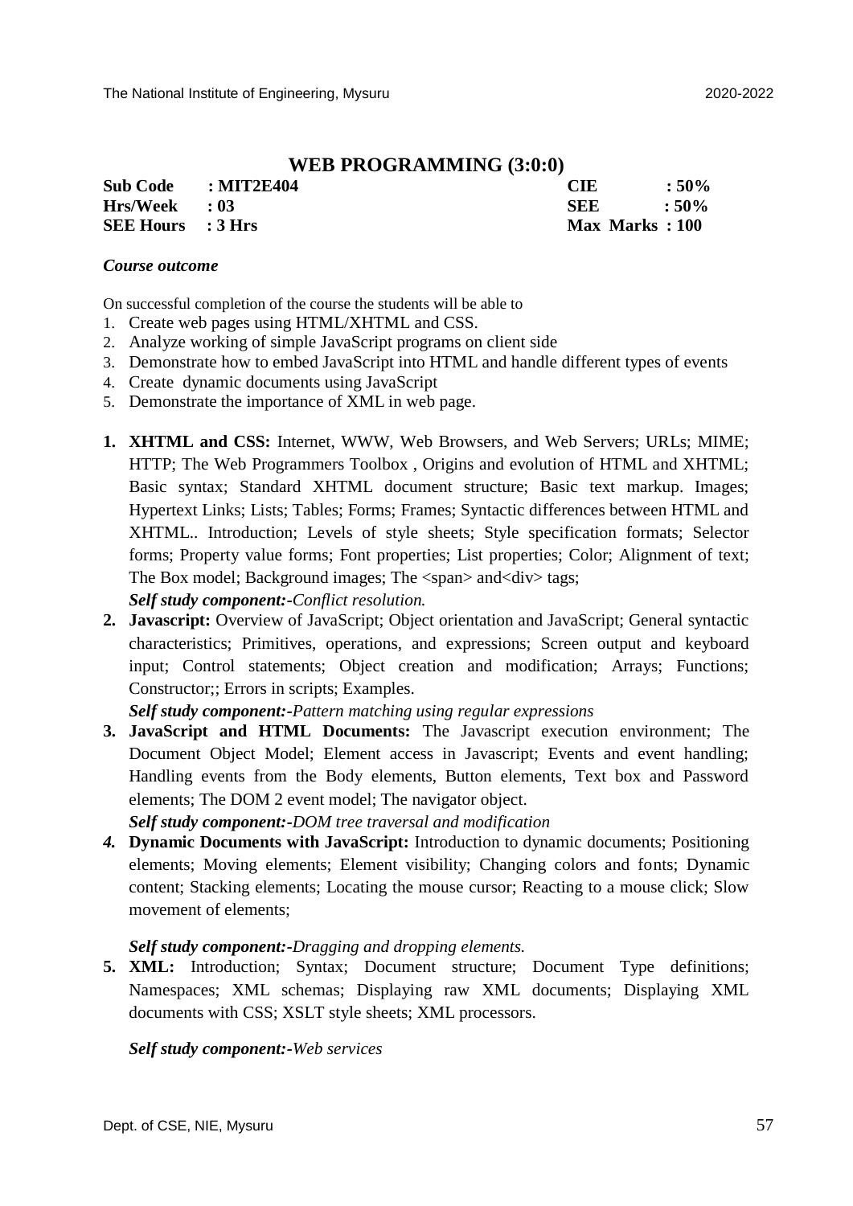## WEB PROGRAMMING (3:0:0)

| | | | |
|---|---|---|---|
| **Sub Code** | **: MIT2E404** | **CIE** | **: 50%** |
| **Hrs/Week** | **: 03** | **SEE** | **: 50%** |
| **SEE Hours** | **: 3 Hrs** | **Max Marks** | **: 100** |

***Course outcome***

On successful completion of the course the students will be able to

1. Create web pages using HTML/XHTML and CSS.
2. Analyze working of simple JavaScript programs on client side
3. Demonstrate how to embed JavaScript into HTML and handle different types of events
4. Create dynamic documents using JavaScript
5. Demonstrate the importance of XML in web page.

1. **XHTML and CSS:** Internet, WWW, Web Browsers, and Web Servers; URLs; MIME; HTTP; The Web Programmers Toolbox , Origins and evolution of HTML and XHTML; Basic syntax; Standard XHTML document structure; Basic text markup. Images; Hypertext Links; Lists; Tables; Forms; Frames; Syntactic differences between HTML and XHTML.. Introduction; Levels of style sheets; Style specification formats; Selector forms; Property value forms; Font properties; List properties; Color; Alignment of text; The Box model; Background images; The <span> and<div> tags;
   ***Self study component:-**Conflict resolution.*
2. **Javascript:** Overview of JavaScript; Object orientation and JavaScript; General syntactic characteristics; Primitives, operations, and expressions; Screen output and keyboard input; Control statements; Object creation and modification; Arrays; Functions; Constructor;; Errors in scripts; Examples.
   ***Self study component:-**Pattern matching using regular expressions*
3. **JavaScript and HTML Documents:** The Javascript execution environment; The Document Object Model; Element access in Javascript; Events and event handling; Handling events from the Body elements, Button elements, Text box and Password elements; The DOM 2 event model; The navigator object.
   ***Self study component:-**DOM tree traversal and modification*
4. **Dynamic Documents with JavaScript:** Introduction to dynamic documents; Positioning elements; Moving elements; Element visibility; Changing colors and fonts; Dynamic content; Stacking elements; Locating the mouse cursor; Reacting to a mouse click; Slow movement of elements;

   ***Self study component:-**Dragging and dropping elements.*
5. **XML:** Introduction; Syntax; Document structure; Document Type definitions; Namespaces; XML schemas; Displaying raw XML documents; Displaying XML documents with CSS; XSLT style sheets; XML processors.

   ***Self study component:-**Web services*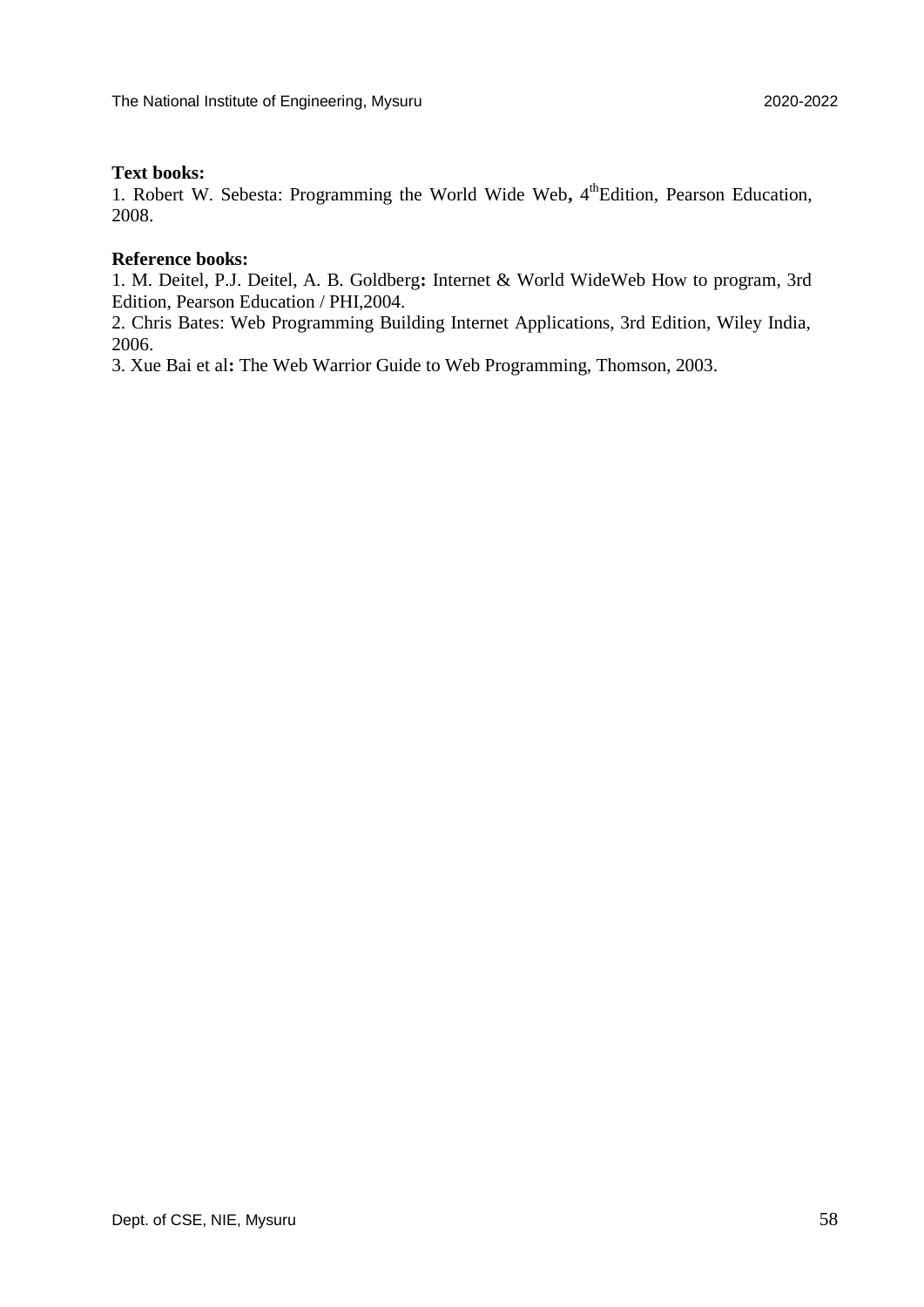**Text books:**

1. Robert W. Sebesta: Programming the World Wide Web**,** 4[th]Edition, Pearson Education, 2008.

**Reference books:**

1. M. Deitel, P.J. Deitel, A. B. Goldberg**:** Internet & World WideWeb How to program, 3rd Edition, Pearson Education / PHI,2004.
2. Chris Bates: Web Programming Building Internet Applications, 3rd Edition, Wiley India, 2006.
3. Xue Bai et al**:** The Web Warrior Guide to Web Programming, Thomson, 2003.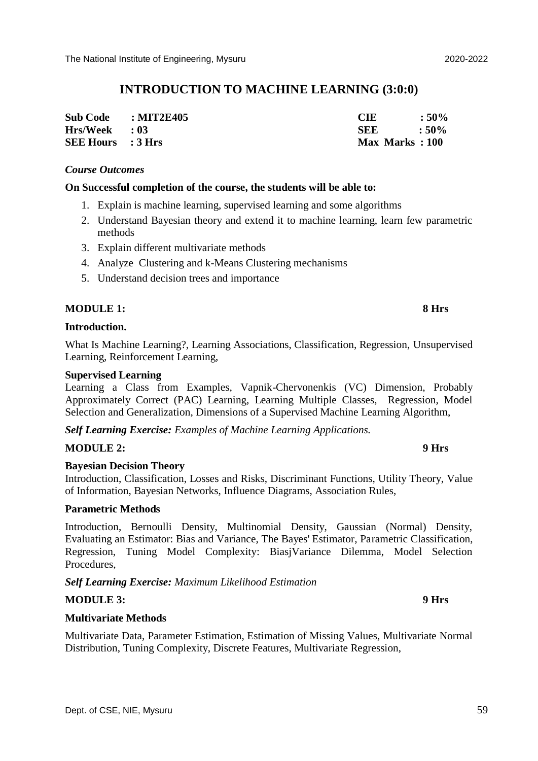# INTRODUCTION TO MACHINE LEARNING (3:0:0)

| | | | |
|---|---|---|---|
| **Sub Code** | **: MIT2E405** | **CIE** | **: 50%** |
| **Hrs/Week** | **: 03** | **SEE** | **: 50%** |
| **SEE Hours** | **: 3 Hrs** | **Max Marks** | **: 100** |

*Course Outcomes*

**On Successful completion of the course, the students will be able to:**

1. Explain is machine learning, supervised learning and some algorithms
2. Understand Bayesian theory and extend it to machine learning, learn few parametric methods
3. Explain different multivariate methods
4. Analyze Clustering and k-Means Clustering mechanisms
5. Understand decision trees and importance

**MODULE 1:** **8 Hrs**

**Introduction.**

What Is Machine Learning?, Learning Associations, Classification, Regression, Unsupervised Learning, Reinforcement Learning,

**Supervised Learning**

Learning a Class from Examples, Vapnik-Chervonenkis (VC) Dimension, Probably Approximately Correct (PAC) Learning, Learning Multiple Classes, Regression, Model Selection and Generalization, Dimensions of a Supervised Machine Learning Algorithm,

***Self Learning Exercise:*** *Examples of Machine Learning Applications.*

**MODULE 2:** **9 Hrs**

**Bayesian Decision Theory**

Introduction, Classification, Losses and Risks, Discriminant Functions, Utility Theory, Value of Information, Bayesian Networks, Influence Diagrams, Association Rules,

**Parametric Methods**

Introduction, Bernoulli Density, Multinomial Density, Gaussian (Normal) Density, Evaluating an Estimator: Bias and Variance, The Bayes' Estimator, Parametric Classification, Regression, Tuning Model Complexity: BiasjVariance Dilemma, Model Selection Procedures,

***Self Learning Exercise:*** *Maximum Likelihood Estimation*

**MODULE 3:** **9 Hrs**

**Multivariate Methods**

Multivariate Data, Parameter Estimation, Estimation of Missing Values, Multivariate Normal Distribution, Tuning Complexity, Discrete Features, Multivariate Regression,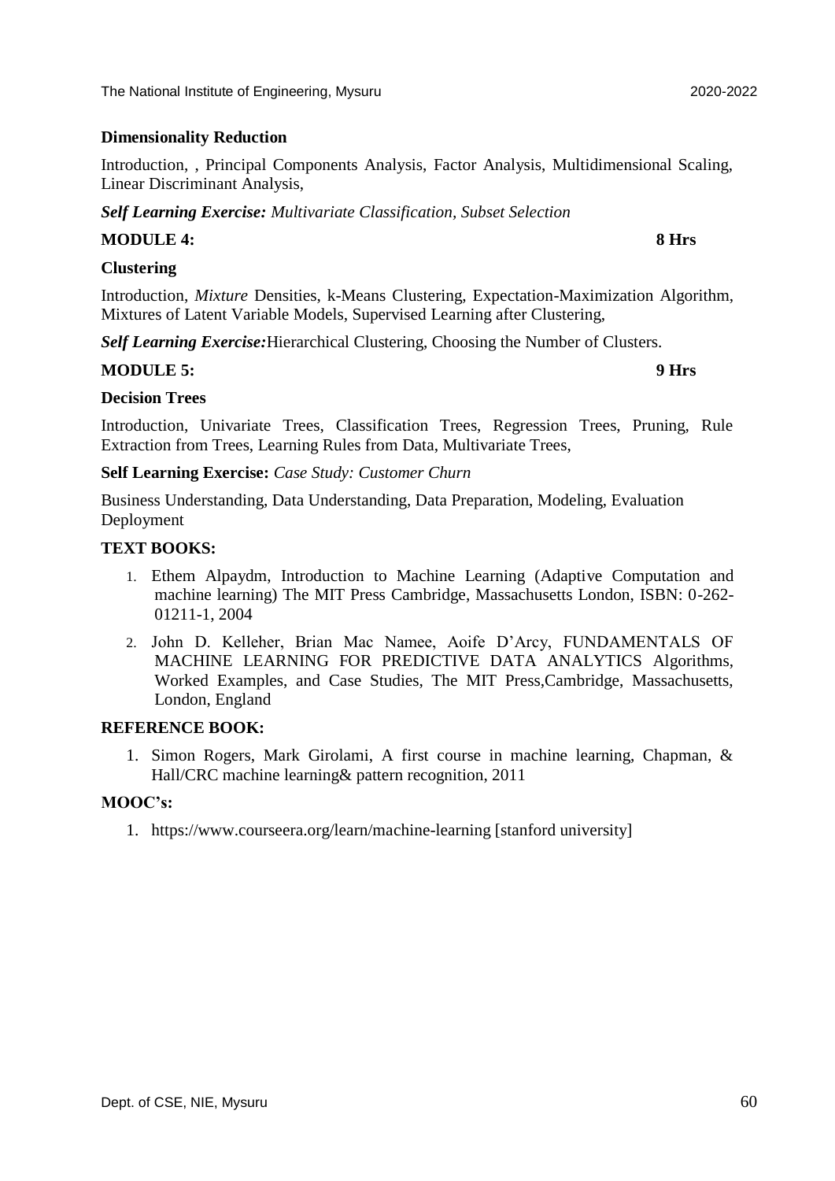**Dimensionality Reduction**

Introduction, , Principal Components Analysis, Factor Analysis, Multidimensional Scaling, Linear Discriminant Analysis,

***Self Learning Exercise:*** *Multivariate Classification, Subset Selection*

**MODULE 4: 8 Hrs**

**Clustering**

Introduction, *Mixture* Densities, k-Means Clustering, Expectation-Maximization Algorithm, Mixtures of Latent Variable Models, Supervised Learning after Clustering,

***Self Learning Exercise:***Hierarchical Clustering, Choosing the Number of Clusters.

**MODULE 5: 9 Hrs**

**Decision Trees**

Introduction, Univariate Trees, Classification Trees, Regression Trees, Pruning, Rule Extraction from Trees, Learning Rules from Data, Multivariate Trees,

**Self Learning Exercise:** *Case Study: Customer Churn*

Business Understanding, Data Understanding, Data Preparation, Modeling, Evaluation Deployment

**TEXT BOOKS:**

1. Ethem Alpaydm, Introduction to Machine Learning (Adaptive Computation and machine learning) The MIT Press Cambridge, Massachusetts London, ISBN: 0-262-01211-1, 2004
2. John D. Kelleher, Brian Mac Namee, Aoife D'Arcy, FUNDAMENTALS OF MACHINE LEARNING FOR PREDICTIVE DATA ANALYTICS Algorithms, Worked Examples, and Case Studies, The MIT Press,Cambridge, Massachusetts, London, England

**REFERENCE BOOK:**

1. Simon Rogers, Mark Girolami, A first course in machine learning, Chapman, & Hall/CRC machine learning& pattern recognition, 2011

**MOOC's:**

1. https://www.courseera.org/learn/machine-learning [stanford university]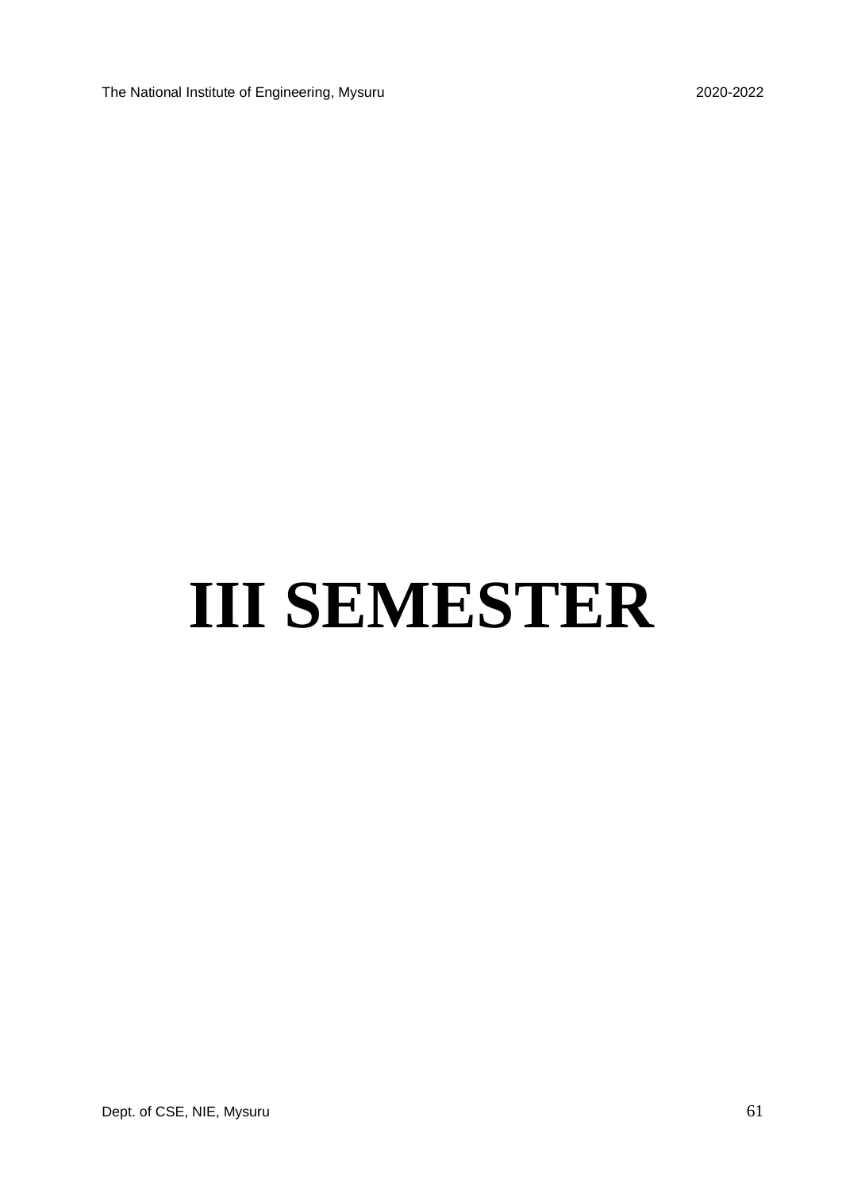# III SEMESTER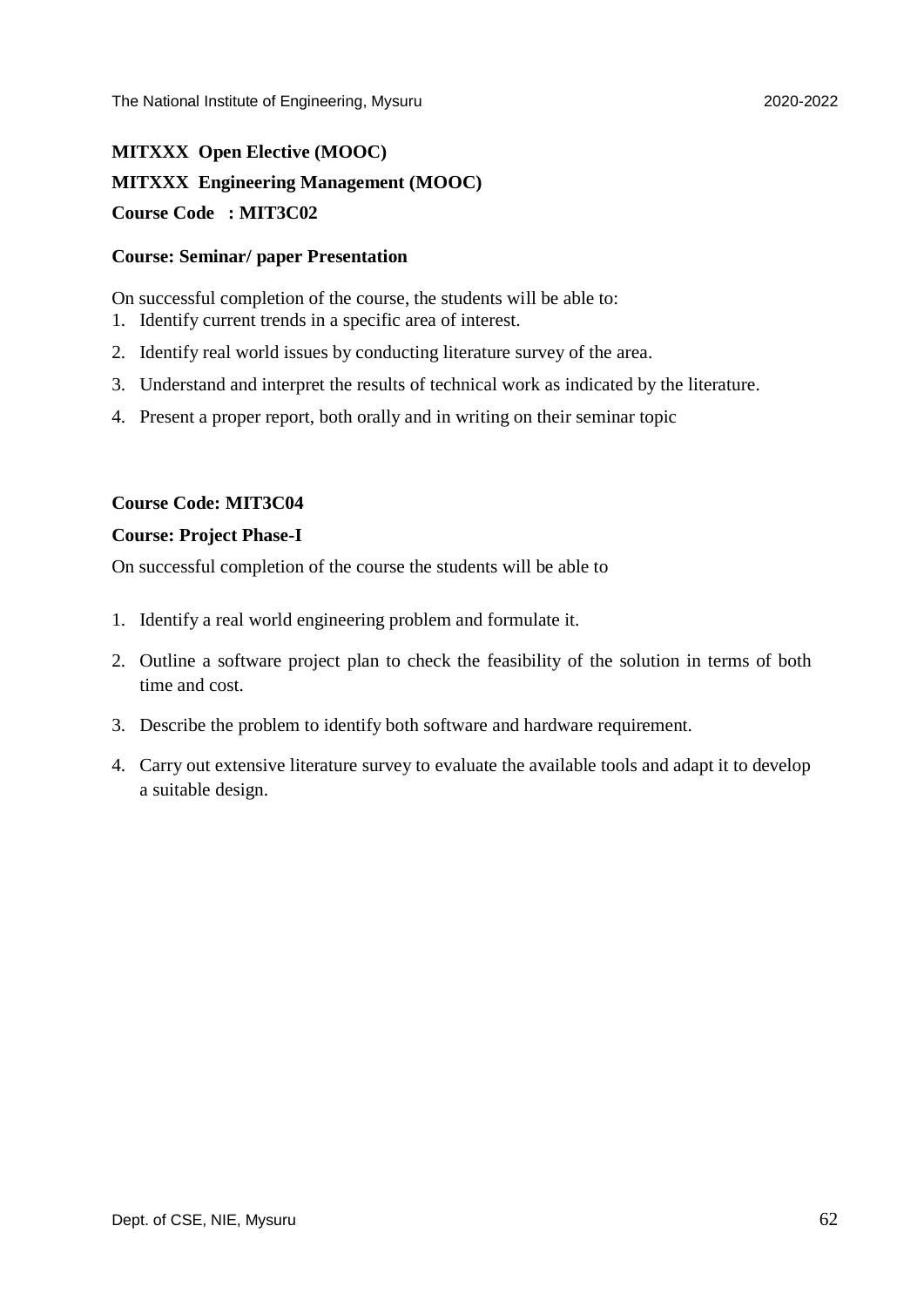**MITXXX Open Elective (MOOC)**

**MITXXX Engineering Management (MOOC)**

**Course Code : MIT3C02**

**Course: Seminar/ paper Presentation**

On successful completion of the course, the students will be able to:

1. Identify current trends in a specific area of interest.
2. Identify real world issues by conducting literature survey of the area.
3. Understand and interpret the results of technical work as indicated by the literature.
4. Present a proper report, both orally and in writing on their seminar topic

**Course Code: MIT3C04**

**Course: Project Phase-I**

On successful completion of the course the students will be able to

1. Identify a real world engineering problem and formulate it.
2. Outline a software project plan to check the feasibility of the solution in terms of both time and cost.
3. Describe the problem to identify both software and hardware requirement.
4. Carry out extensive literature survey to evaluate the available tools and adapt it to develop a suitable design.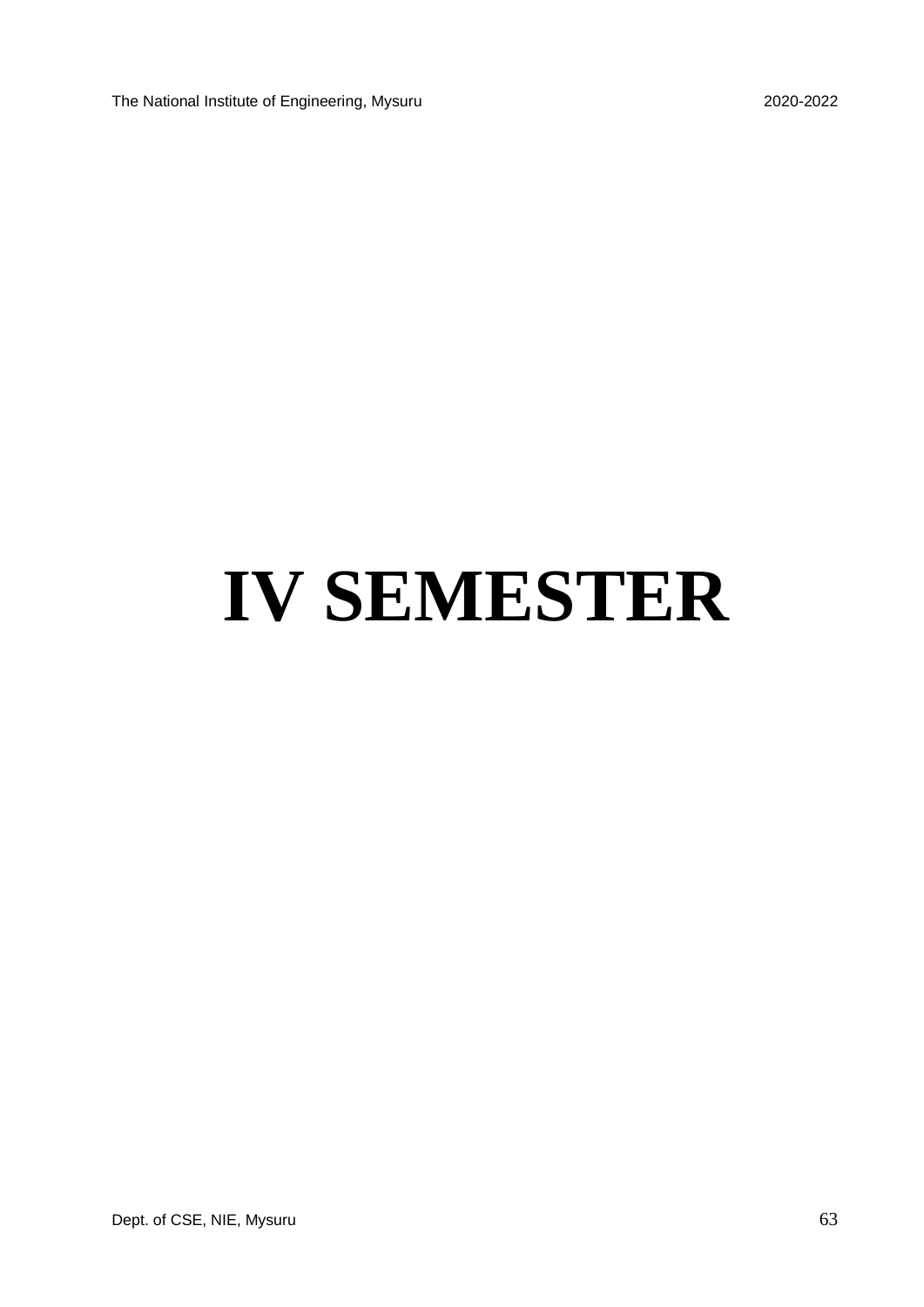# IV SEMESTER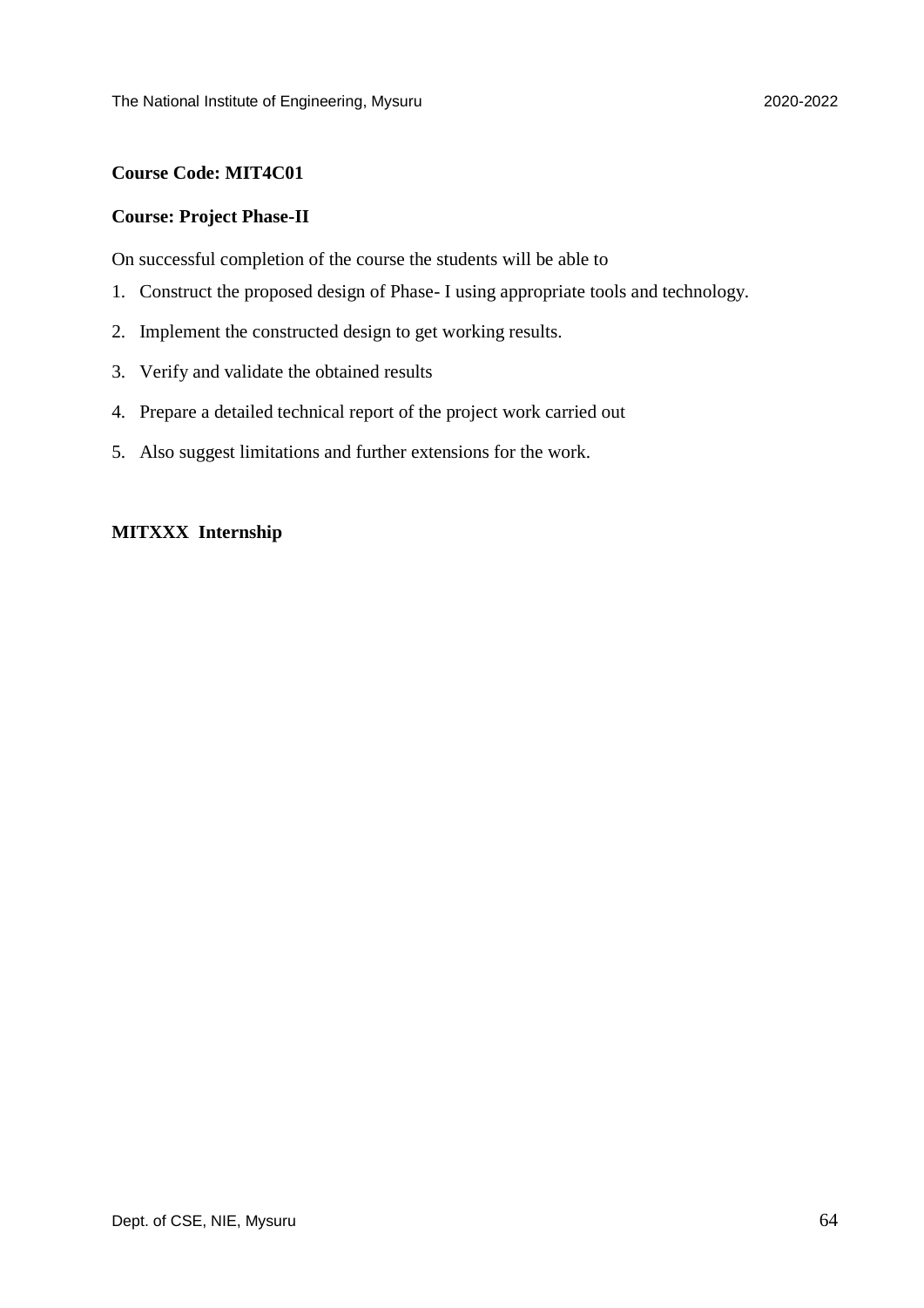**Course Code: MIT4C01**

**Course: Project Phase-II**

On successful completion of the course the students will be able to

1. Construct the proposed design of Phase- I using appropriate tools and technology.
2. Implement the constructed design to get working results.
3. Verify and validate the obtained results
4. Prepare a detailed technical report of the project work carried out
5. Also suggest limitations and further extensions for the work.

**MITXXX Internship**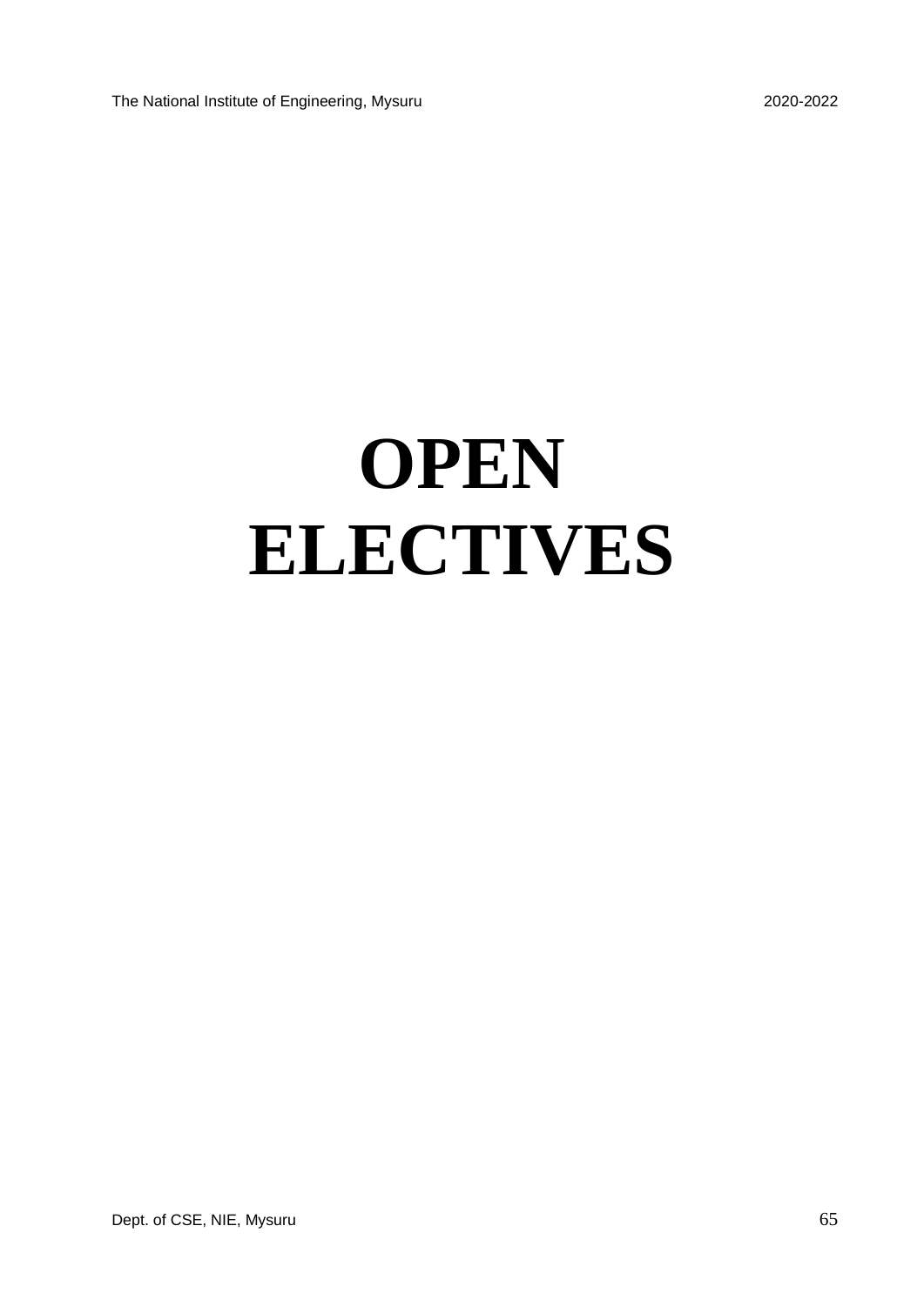# OPEN ELECTIVES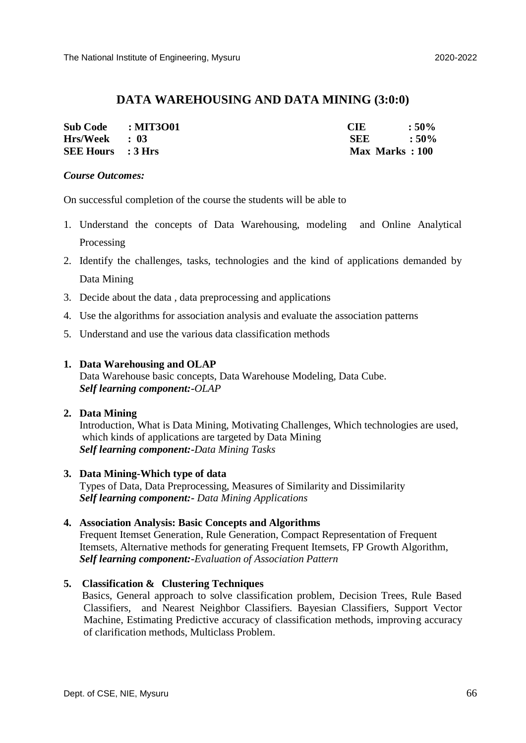# DATA WAREHOUSING AND DATA MINING (3:0:0)

| | | | |
|---|---|---|---|
| **Sub Code** | **: MIT3O01** | **CIE** | **: 50%** |
| **Hrs/Week** | **: 03** | **SEE** | **: 50%** |
| **SEE Hours** | **: 3 Hrs** | **Max Marks** | **: 100** |

***Course Outcomes:***

On successful completion of the course the students will be able to

1. Understand the concepts of Data Warehousing, modeling and Online Analytical Processing
2. Identify the challenges, tasks, technologies and the kind of applications demanded by Data Mining
3. Decide about the data , data preprocessing and applications
4. Use the algorithms for association analysis and evaluate the association patterns
5. Understand and use the various data classification methods

**1. Data Warehousing and OLAP**
Data Warehouse basic concepts, Data Warehouse Modeling, Data Cube.
***Self learning component:****-OLAP*

**2. Data Mining**
Introduction, What is Data Mining, Motivating Challenges, Which technologies are used, which kinds of applications are targeted by Data Mining
***Self learning component:****-Data Mining Tasks*

**3. Data Mining-Which type of data**
Types of Data, Data Preprocessing, Measures of Similarity and Dissimilarity
***Self learning component:****- Data Mining Applications*

**4. Association Analysis: Basic Concepts and Algorithms**
Frequent Itemset Generation, Rule Generation, Compact Representation of Frequent Itemsets, Alternative methods for generating Frequent Itemsets, FP Growth Algorithm,
***Self learning component:****-Evaluation of Association Pattern*

**5. Classification & Clustering Techniques**
Basics, General approach to solve classification problem, Decision Trees, Rule Based Classifiers, and Nearest Neighbor Classifiers. Bayesian Classifiers, Support Vector Machine, Estimating Predictive accuracy of classification methods, improving accuracy of clarification methods, Multiclass Problem.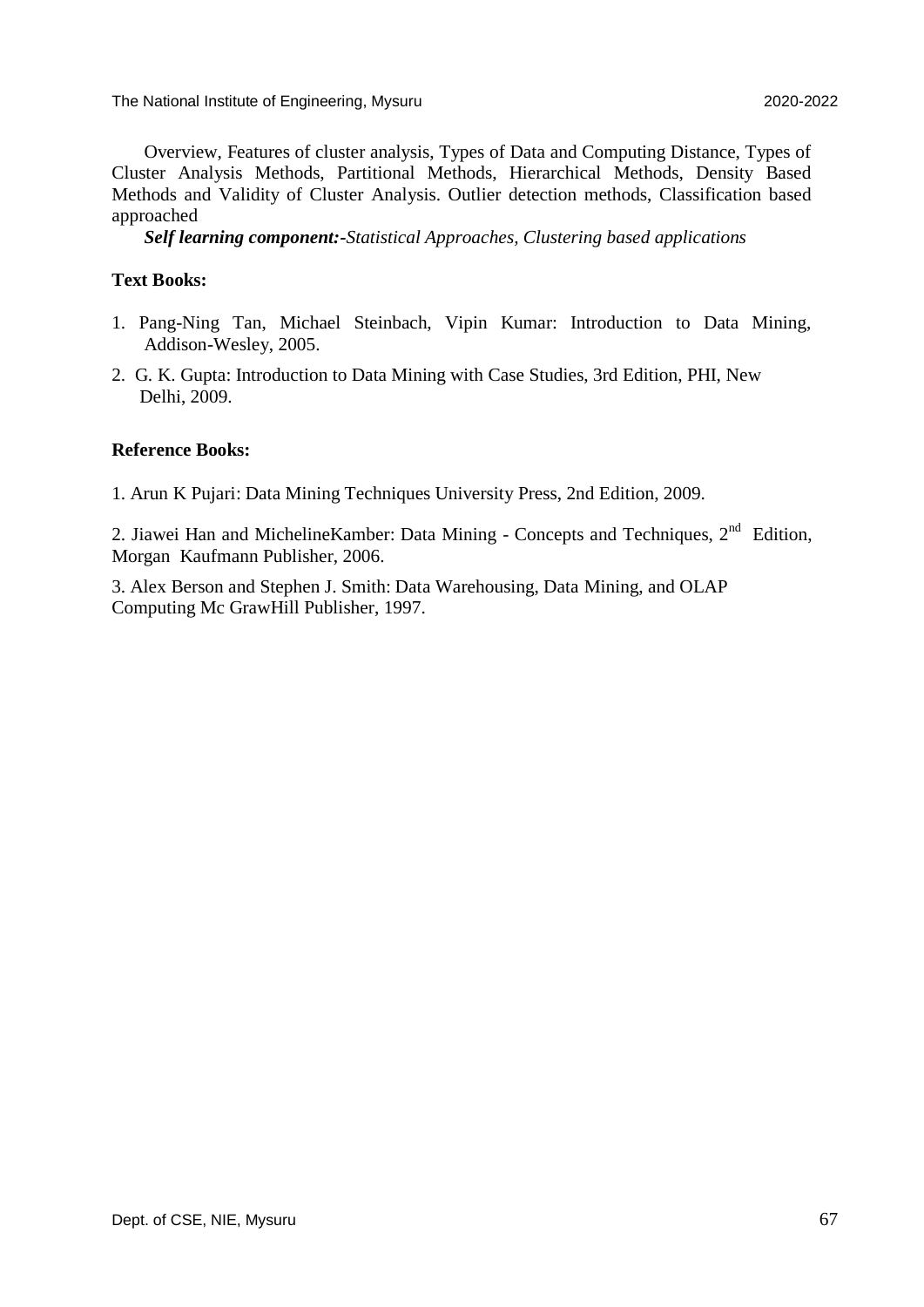Overview, Features of cluster analysis, Types of Data and Computing Distance, Types of Cluster Analysis Methods, Partitional Methods, Hierarchical Methods, Density Based Methods and Validity of Cluster Analysis. Outlier detection methods, Classification based approached

***Self learning component:-****Statistical Approaches, Clustering based applications*

**Text Books:**

1. Pang-Ning Tan, Michael Steinbach, Vipin Kumar: Introduction to Data Mining, Addison-Wesley, 2005.
2. G. K. Gupta: Introduction to Data Mining with Case Studies, 3rd Edition, PHI, New Delhi, 2009.

**Reference Books:**

1. Arun K Pujari: Data Mining Techniques University Press, 2nd Edition, 2009.

2. Jiawei Han and MichelineKamber: Data Mining - Concepts and Techniques, 2nd Edition, Morgan Kaufmann Publisher, 2006.

3. Alex Berson and Stephen J. Smith: Data Warehousing, Data Mining, and OLAP Computing Mc GrawHill Publisher, 1997.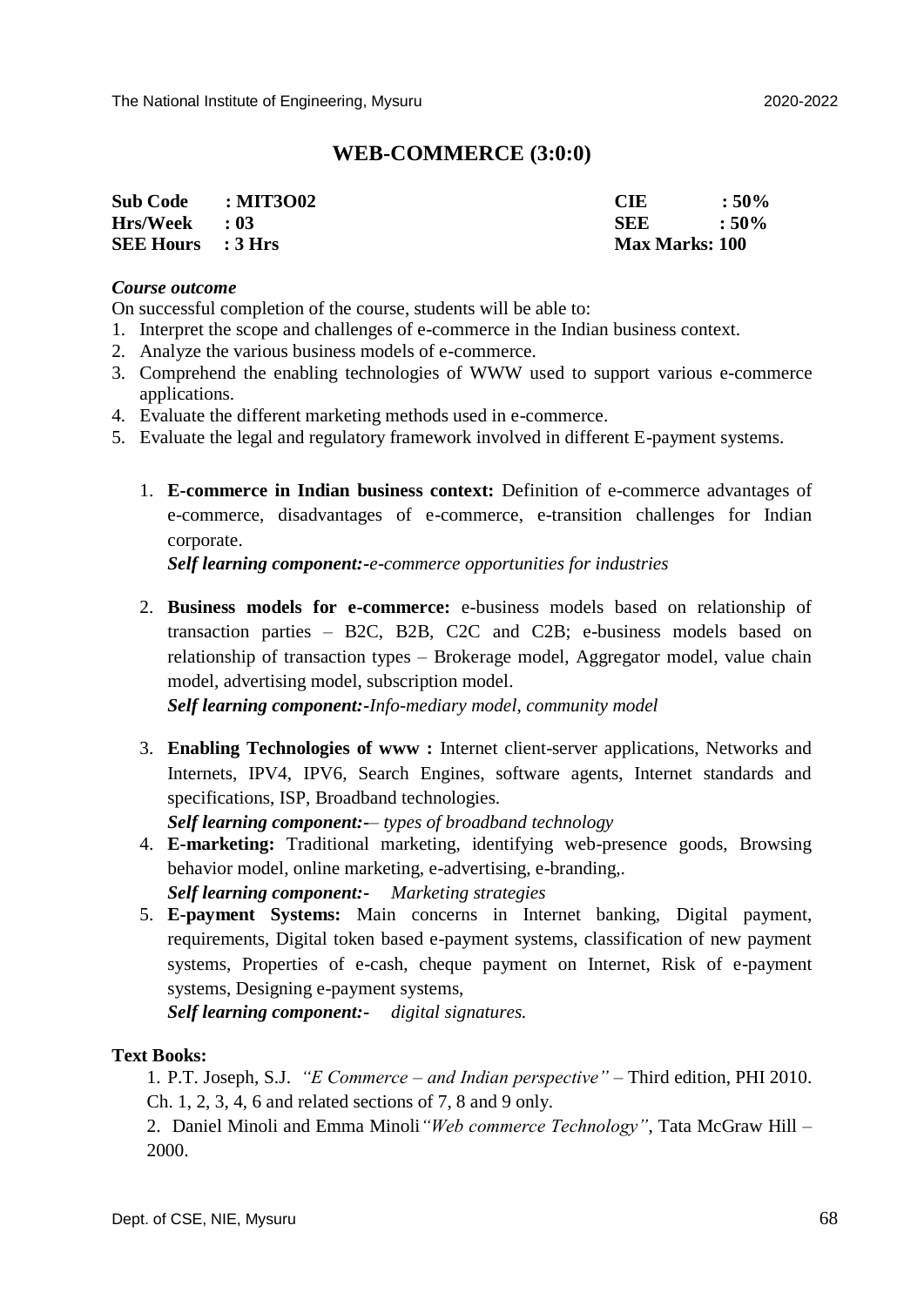## WEB-COMMERCE (3:0:0)

| | | | |
|---|---|---|---|
| **Sub Code** | **: MIT3O02** | **CIE** | **: 50%** |
| **Hrs/Week** | **: 03** | **SEE** | **: 50%** |
| **SEE Hours** | **: 3 Hrs** | **Max Marks: 100** | |

***Course outcome***

On successful completion of the course, students will be able to:

1. Interpret the scope and challenges of e-commerce in the Indian business context.
2. Analyze the various business models of e-commerce.
3. Comprehend the enabling technologies of WWW used to support various e-commerce applications.
4. Evaluate the different marketing methods used in e-commerce.
5. Evaluate the legal and regulatory framework involved in different E-payment systems.

1. **E-commerce in Indian business context:** Definition of e-commerce advantages of e-commerce, disadvantages of e-commerce, e-transition challenges for Indian corporate.
   ***Self learning component:-****e-commerce opportunities for industries*

2. **Business models for e-commerce:** e-business models based on relationship of transaction parties – B2C, B2B, C2C and C2B; e-business models based on relationship of transaction types – Brokerage model, Aggregator model, value chain model, advertising model, subscription model.
   ***Self learning component:-****Info-mediary model, community model*

3. **Enabling Technologies of www :** Internet client-server applications, Networks and Internets, IPV4, IPV6, Search Engines, software agents, Internet standards and specifications, ISP, Broadband technologies.
   ***Self learning component:-****– types of broadband technology*

4. **E-marketing:** Traditional marketing, identifying web-presence goods, Browsing behavior model, online marketing, e-advertising, e-branding,.
   ***Self learning component:-*** *Marketing strategies*

5. **E-payment Systems:** Main concerns in Internet banking, Digital payment, requirements, Digital token based e-payment systems, classification of new payment systems, Properties of e-cash, cheque payment on Internet, Risk of e-payment systems, Designing e-payment systems,
   ***Self learning component:-*** *digital signatures.*

**Text Books:**

1. P.T. Joseph, S.J. *"E Commerce – and Indian perspective"* – Third edition, PHI 2010. Ch. 1, 2, 3, 4, 6 and related sections of 7, 8 and 9 only.
2. Daniel Minoli and Emma Minoli *"Web commerce Technology"*, Tata McGraw Hill – 2000.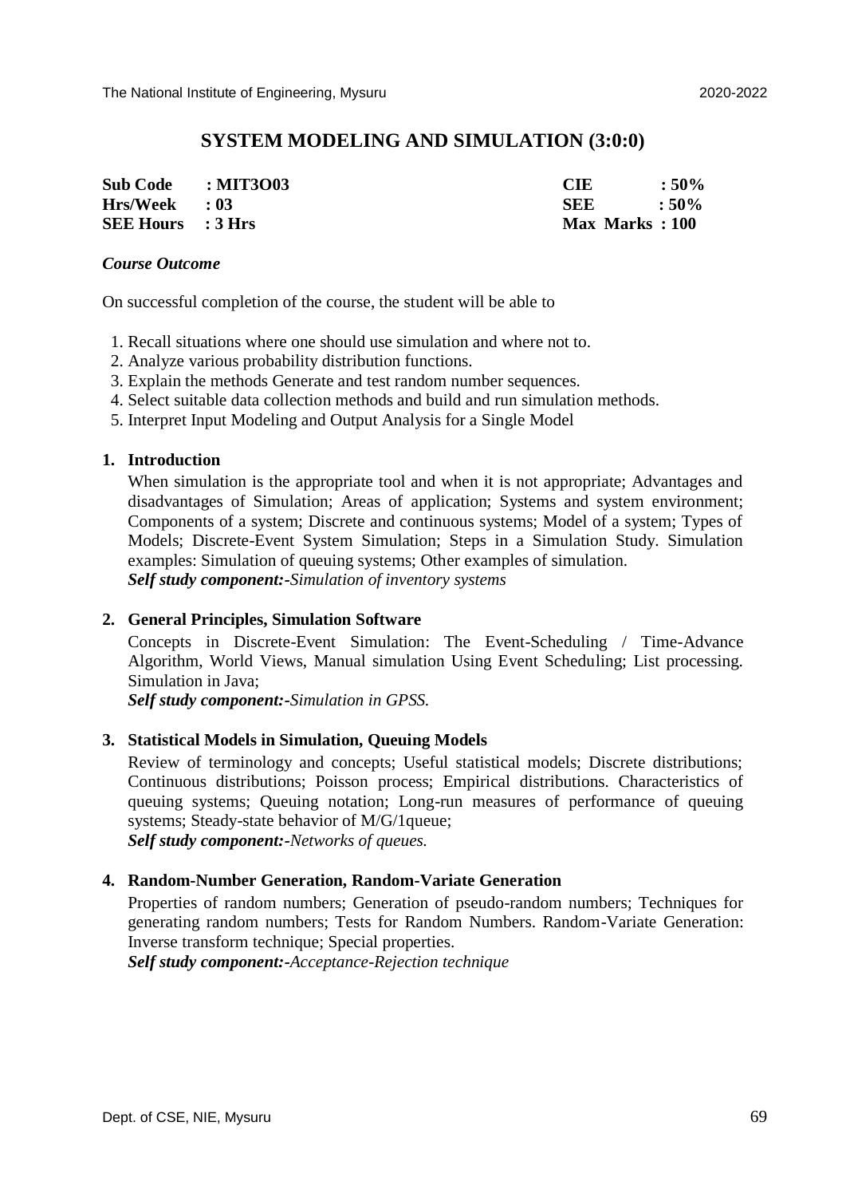# SYSTEM MODELING AND SIMULATION (3:0:0)

| | | | |
|---|---|---|---|
| **Sub Code** | **: MIT3O03** | **CIE** | **: 50%** |
| **Hrs/Week** | **: 03** | **SEE** | **: 50%** |
| **SEE Hours** | **: 3 Hrs** | **Max Marks** | **: 100** |

***Course Outcome***

On successful completion of the course, the student will be able to

1. Recall situations where one should use simulation and where not to.
2. Analyze various probability distribution functions.
3. Explain the methods Generate and test random number sequences.
4. Select suitable data collection methods and build and run simulation methods.
5. Interpret Input Modeling and Output Analysis for a Single Model

**1. Introduction**

When simulation is the appropriate tool and when it is not appropriate; Advantages and disadvantages of Simulation; Areas of application; Systems and system environment; Components of a system; Discrete and continuous systems; Model of a system; Types of Models; Discrete-Event System Simulation; Steps in a Simulation Study. Simulation examples: Simulation of queuing systems; Other examples of simulation.
***Self study component:****-Simulation of inventory systems*

**2. General Principles, Simulation Software**

Concepts in Discrete-Event Simulation: The Event-Scheduling / Time-Advance Algorithm, World Views, Manual simulation Using Event Scheduling; List processing. Simulation in Java;
***Self study component:****-Simulation in GPSS.*

**3. Statistical Models in Simulation, Queuing Models**

Review of terminology and concepts; Useful statistical models; Discrete distributions; Continuous distributions; Poisson process; Empirical distributions. Characteristics of queuing systems; Queuing notation; Long-run measures of performance of queuing systems; Steady-state behavior of M/G/1queue;
***Self study component:****-Networks of queues.*

**4. Random-Number Generation, Random-Variate Generation**

Properties of random numbers; Generation of pseudo-random numbers; Techniques for generating random numbers; Tests for Random Numbers. Random-Variate Generation: Inverse transform technique; Special properties.
***Self study component:****-Acceptance-Rejection technique*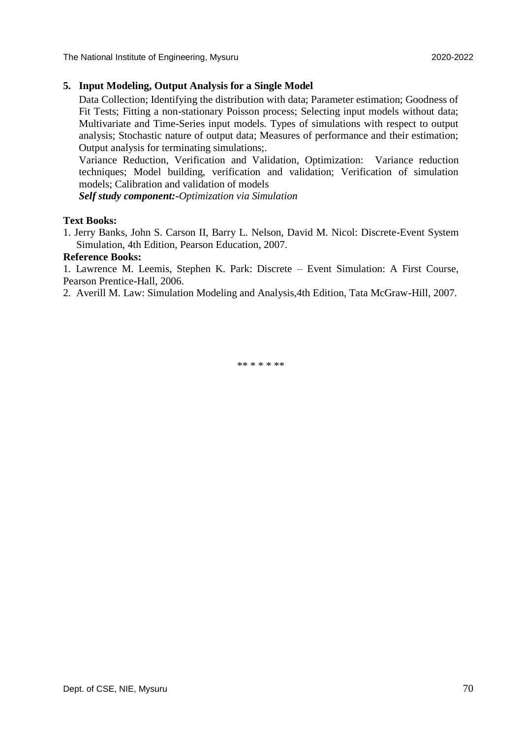**5. Input Modeling, Output Analysis for a Single Model**

Data Collection; Identifying the distribution with data; Parameter estimation; Goodness of Fit Tests; Fitting a non-stationary Poisson process; Selecting input models without data; Multivariate and Time-Series input models. Types of simulations with respect to output analysis; Stochastic nature of output data; Measures of performance and their estimation; Output analysis for terminating simulations;.

Variance Reduction, Verification and Validation, Optimization: Variance reduction techniques; Model building, verification and validation; Verification of simulation models; Calibration and validation of models

***Self study component:-****Optimization via Simulation*

**Text Books:**

1. Jerry Banks, John S. Carson II, Barry L. Nelson, David M. Nicol: Discrete-Event System Simulation, 4th Edition, Pearson Education, 2007.

**Reference Books:**

1. Lawrence M. Leemis, Stephen K. Park: Discrete – Event Simulation: A First Course, Pearson Prentice-Hall, 2006.
2. Averill M. Law: Simulation Modeling and Analysis,4th Edition, Tata McGraw-Hill, 2007.

** * * * **